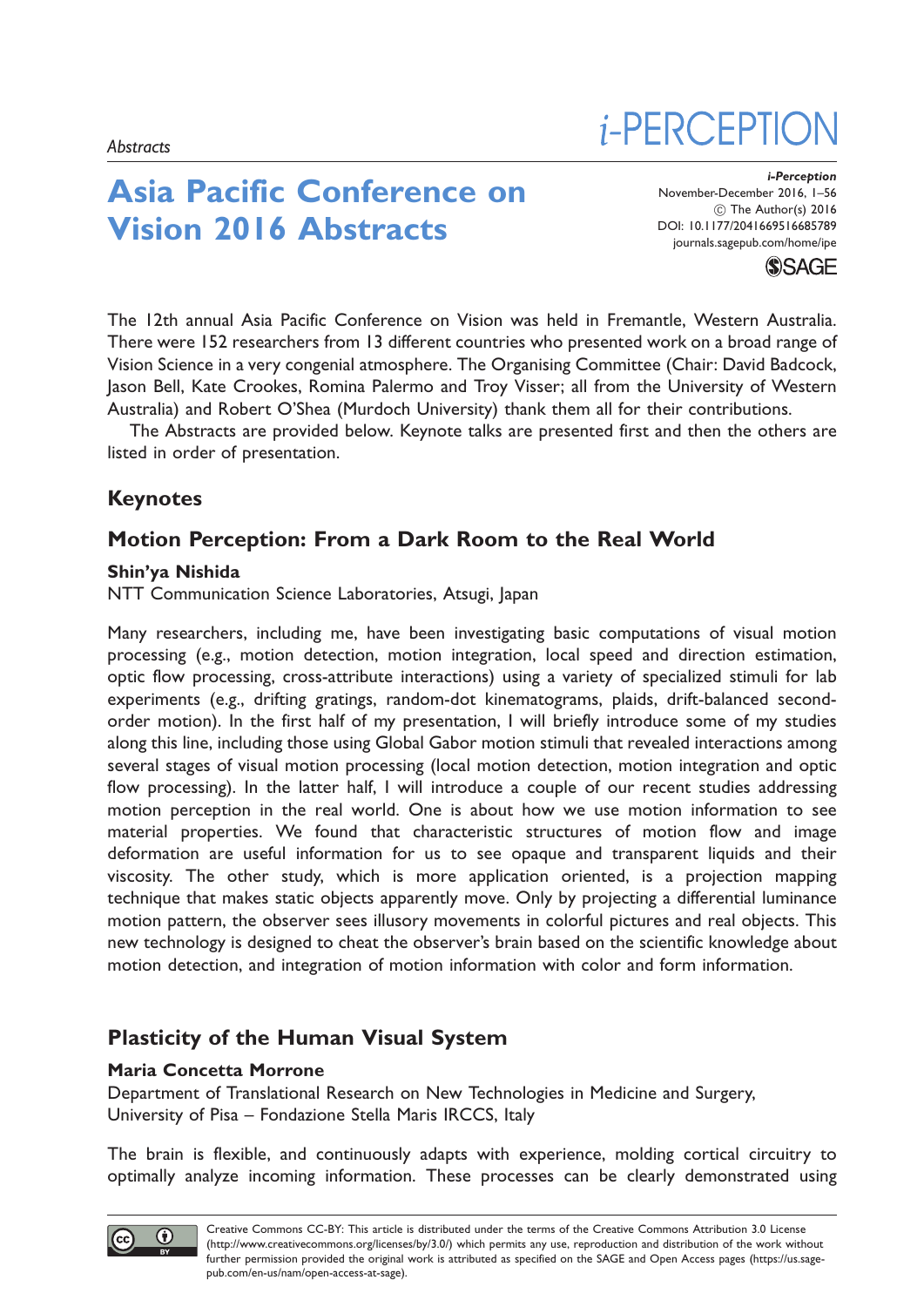*Abstracts*

# Asia Pacific Conference on Vision 2016 Abstracts

*i-Perception*
November-December 2016, 1–56
© The Author(s) 2016
DOI: 10.1177/2041669516685789
journals.sagepub.com/home/ipe

The 12th annual Asia Pacific Conference on Vision was held in Fremantle, Western Australia. There were 152 researchers from 13 different countries who presented work on a broad range of Vision Science in a very congenial atmosphere. The Organising Committee (Chair: David Badcock, Jason Bell, Kate Crookes, Romina Palermo and Troy Visser; all from the University of Western Australia) and Robert O'Shea (Murdoch University) thank them all for their contributions.

The Abstracts are provided below. Keynote talks are presented first and then the others are listed in order of presentation.

## Keynotes

### Motion Perception: From a Dark Room to the Real World

**Shin'ya Nishida**
NTT Communication Science Laboratories, Atsugi, Japan

Many researchers, including me, have been investigating basic computations of visual motion processing (e.g., motion detection, motion integration, local speed and direction estimation, optic flow processing, cross-attribute interactions) using a variety of specialized stimuli for lab experiments (e.g., drifting gratings, random-dot kinematograms, plaids, drift-balanced second-order motion). In the first half of my presentation, I will briefly introduce some of my studies along this line, including those using Global Gabor motion stimuli that revealed interactions among several stages of visual motion processing (local motion detection, motion integration and optic flow processing). In the latter half, I will introduce a couple of our recent studies addressing motion perception in the real world. One is about how we use motion information to see material properties. We found that characteristic structures of motion flow and image deformation are useful information for us to see opaque and transparent liquids and their viscosity. The other study, which is more application oriented, is a projection mapping technique that makes static objects apparently move. Only by projecting a differential luminance motion pattern, the observer sees illusory movements in colorful pictures and real objects. This new technology is designed to cheat the observer's brain based on the scientific knowledge about motion detection, and integration of motion information with color and form information.

### Plasticity of the Human Visual System

**Maria Concetta Morrone**
Department of Translational Research on New Technologies in Medicine and Surgery, University of Pisa – Fondazione Stella Maris IRCCS, Italy

The brain is flexible, and continuously adapts with experience, molding cortical circuitry to optimally analyze incoming information. These processes can be clearly demonstrated using

Creative Commons CC-BY: This article is distributed under the terms of the Creative Commons Attribution 3.0 License (http://www.creativecommons.org/licenses/by/3.0/) which permits any use, reproduction and distribution of the work without further permission provided the original work is attributed as specified on the SAGE and Open Access pages (https://us.sagepub.com/en-us/nam/open-access-at-sage).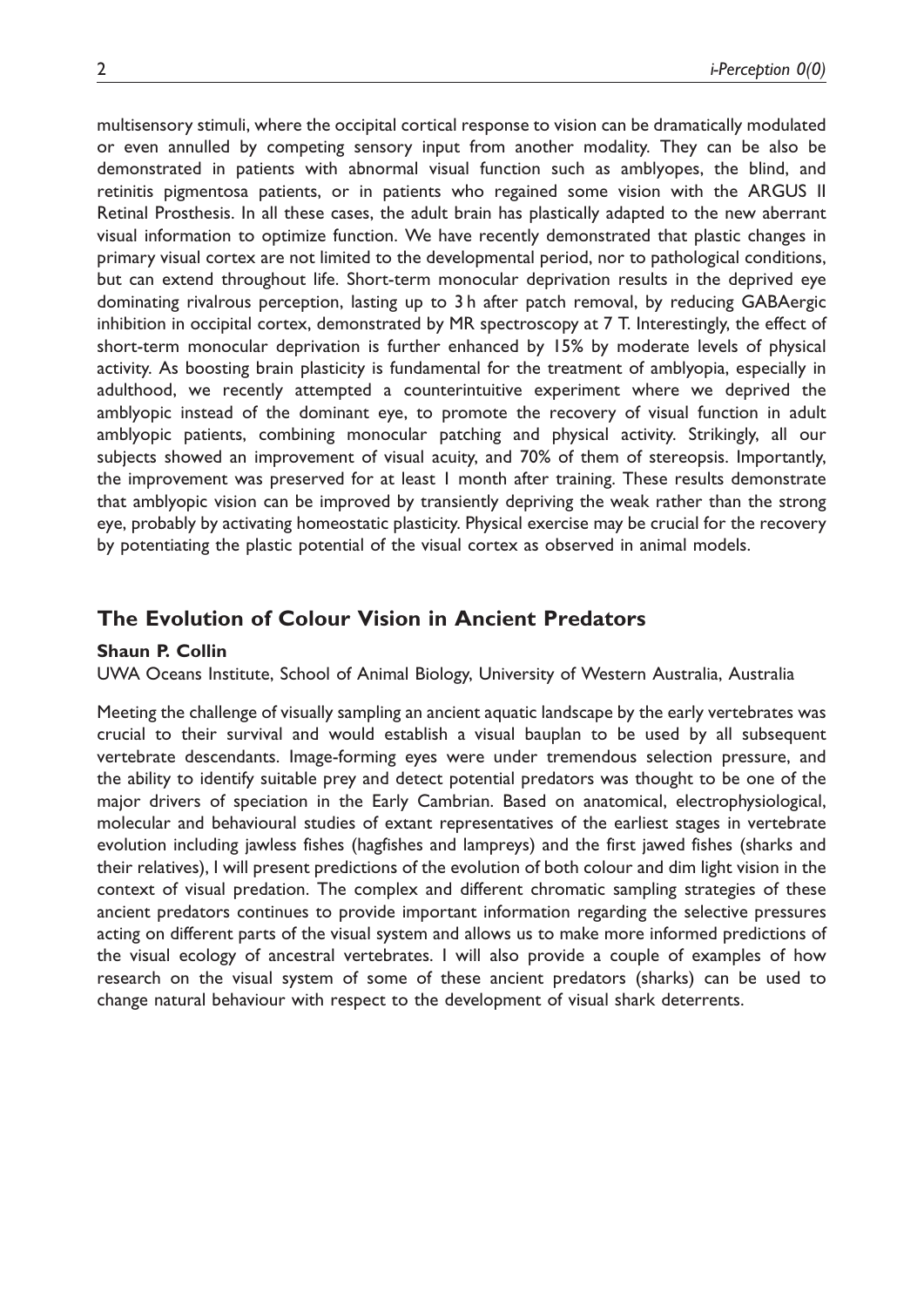multisensory stimuli, where the occipital cortical response to vision can be dramatically modulated or even annulled by competing sensory input from another modality. They can be also be demonstrated in patients with abnormal visual function such as amblyopes, the blind, and retinitis pigmentosa patients, or in patients who regained some vision with the ARGUS II Retinal Prosthesis. In all these cases, the adult brain has plastically adapted to the new aberrant visual information to optimize function. We have recently demonstrated that plastic changes in primary visual cortex are not limited to the developmental period, nor to pathological conditions, but can extend throughout life. Short-term monocular deprivation results in the deprived eye dominating rivalrous perception, lasting up to 3 h after patch removal, by reducing GABAergic inhibition in occipital cortex, demonstrated by MR spectroscopy at 7 T. Interestingly, the effect of short-term monocular deprivation is further enhanced by 15% by moderate levels of physical activity. As boosting brain plasticity is fundamental for the treatment of amblyopia, especially in adulthood, we recently attempted a counterintuitive experiment where we deprived the amblyopic instead of the dominant eye, to promote the recovery of visual function in adult amblyopic patients, combining monocular patching and physical activity. Strikingly, all our subjects showed an improvement of visual acuity, and 70% of them of stereopsis. Importantly, the improvement was preserved for at least 1 month after training. These results demonstrate that amblyopic vision can be improved by transiently depriving the weak rather than the strong eye, probably by activating homeostatic plasticity. Physical exercise may be crucial for the recovery by potentiating the plastic potential of the visual cortex as observed in animal models.

## The Evolution of Colour Vision in Ancient Predators

**Shaun P. Collin**

UWA Oceans Institute, School of Animal Biology, University of Western Australia, Australia

Meeting the challenge of visually sampling an ancient aquatic landscape by the early vertebrates was crucial to their survival and would establish a visual bauplan to be used by all subsequent vertebrate descendants. Image-forming eyes were under tremendous selection pressure, and the ability to identify suitable prey and detect potential predators was thought to be one of the major drivers of speciation in the Early Cambrian. Based on anatomical, electrophysiological, molecular and behavioural studies of extant representatives of the earliest stages in vertebrate evolution including jawless fishes (hagfishes and lampreys) and the first jawed fishes (sharks and their relatives), I will present predictions of the evolution of both colour and dim light vision in the context of visual predation. The complex and different chromatic sampling strategies of these ancient predators continues to provide important information regarding the selective pressures acting on different parts of the visual system and allows us to make more informed predictions of the visual ecology of ancestral vertebrates. I will also provide a couple of examples of how research on the visual system of some of these ancient predators (sharks) can be used to change natural behaviour with respect to the development of visual shark deterrents.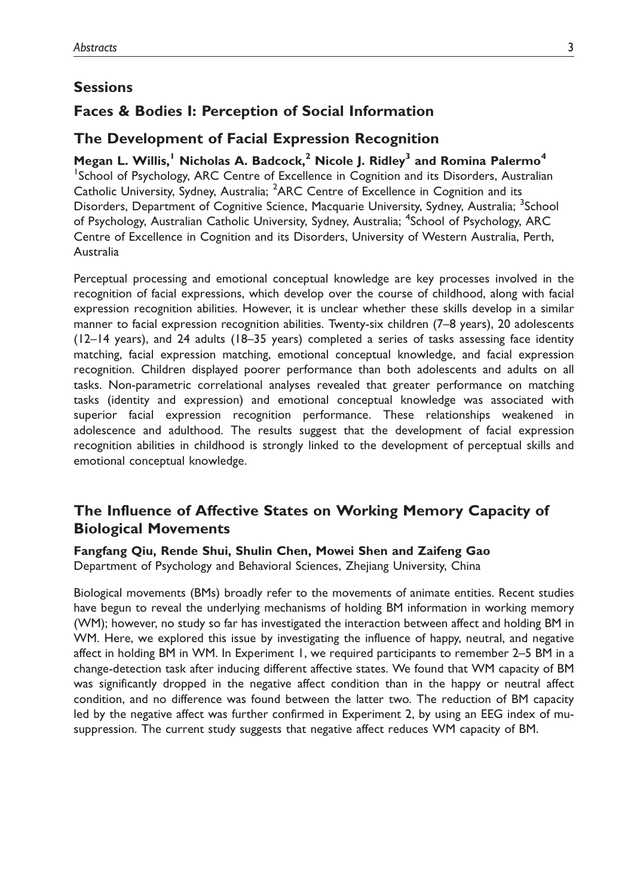## Sessions

## Faces & Bodies I: Perception of Social Information

### The Development of Facial Expression Recognition

**Megan L. Willis,[1] Nicholas A. Badcock,[2] Nicole J. Ridley[3] and Romina Palermo[4]**

[1]School of Psychology, ARC Centre of Excellence in Cognition and its Disorders, Australian Catholic University, Sydney, Australia; [2]ARC Centre of Excellence in Cognition and its Disorders, Department of Cognitive Science, Macquarie University, Sydney, Australia; [3]School of Psychology, Australian Catholic University, Sydney, Australia; [4]School of Psychology, ARC Centre of Excellence in Cognition and its Disorders, University of Western Australia, Perth, Australia

Perceptual processing and emotional conceptual knowledge are key processes involved in the recognition of facial expressions, which develop over the course of childhood, along with facial expression recognition abilities. However, it is unclear whether these skills develop in a similar manner to facial expression recognition abilities. Twenty-six children (7–8 years), 20 adolescents (12–14 years), and 24 adults (18–35 years) completed a series of tasks assessing face identity matching, facial expression matching, emotional conceptual knowledge, and facial expression recognition. Children displayed poorer performance than both adolescents and adults on all tasks. Non-parametric correlational analyses revealed that greater performance on matching tasks (identity and expression) and emotional conceptual knowledge was associated with superior facial expression recognition performance. These relationships weakened in adolescence and adulthood. The results suggest that the development of facial expression recognition abilities in childhood is strongly linked to the development of perceptual skills and emotional conceptual knowledge.

### The Influence of Affective States on Working Memory Capacity of Biological Movements

**Fangfang Qiu, Rende Shui, Shulin Chen, Mowei Shen and Zaifeng Gao**

Department of Psychology and Behavioral Sciences, Zhejiang University, China

Biological movements (BMs) broadly refer to the movements of animate entities. Recent studies have begun to reveal the underlying mechanisms of holding BM information in working memory (WM); however, no study so far has investigated the interaction between affect and holding BM in WM. Here, we explored this issue by investigating the influence of happy, neutral, and negative affect in holding BM in WM. In Experiment 1, we required participants to remember 2–5 BM in a change-detection task after inducing different affective states. We found that WM capacity of BM was significantly dropped in the negative affect condition than in the happy or neutral affect condition, and no difference was found between the latter two. The reduction of BM capacity led by the negative affect was further confirmed in Experiment 2, by using an EEG index of mu-suppression. The current study suggests that negative affect reduces WM capacity of BM.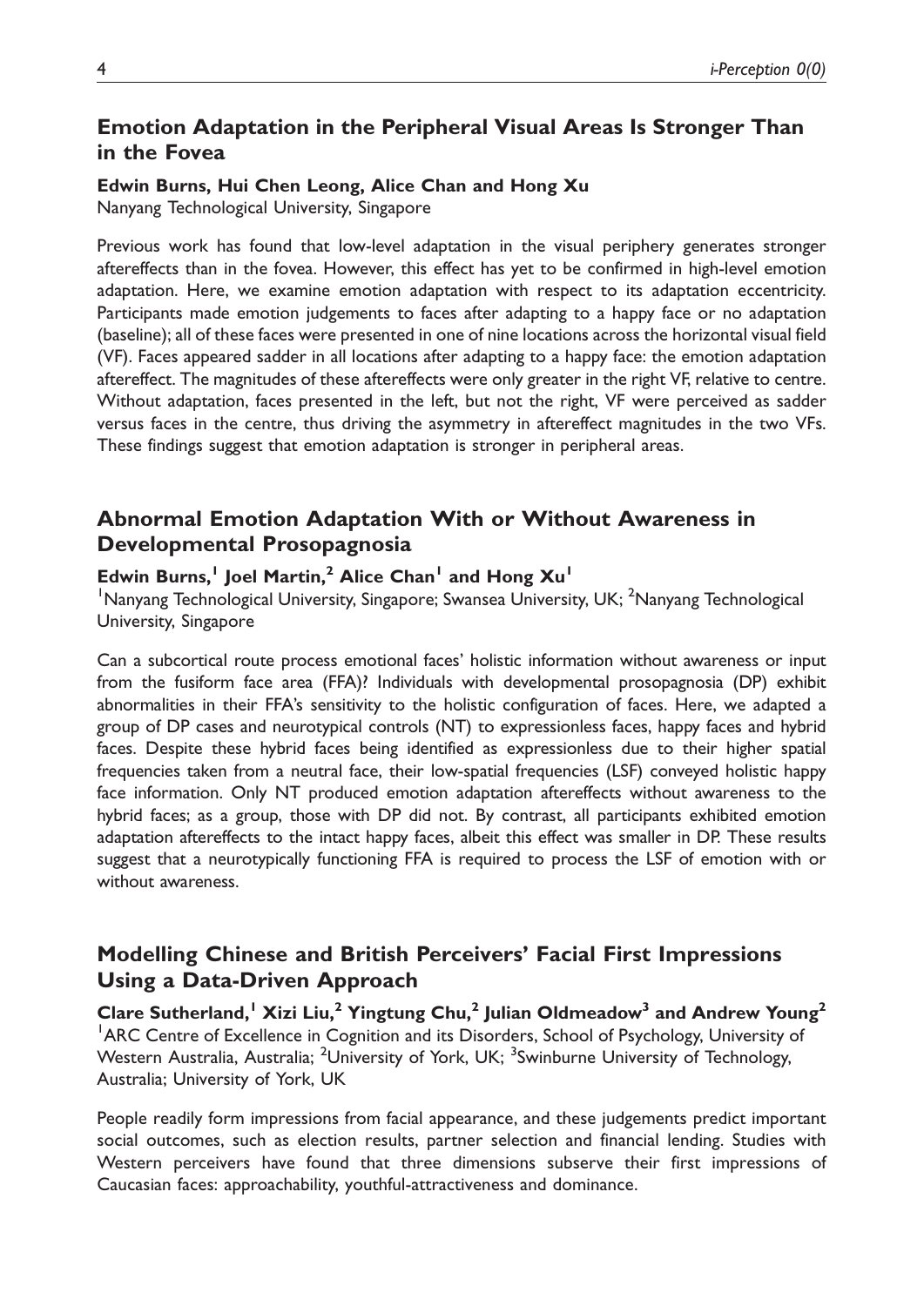## Emotion Adaptation in the Peripheral Visual Areas Is Stronger Than in the Fovea

**Edwin Burns, Hui Chen Leong, Alice Chan and Hong Xu**

Nanyang Technological University, Singapore

Previous work has found that low-level adaptation in the visual periphery generates stronger aftereffects than in the fovea. However, this effect has yet to be confirmed in high-level emotion adaptation. Here, we examine emotion adaptation with respect to its adaptation eccentricity. Participants made emotion judgements to faces after adapting to a happy face or no adaptation (baseline); all of these faces were presented in one of nine locations across the horizontal visual field (VF). Faces appeared sadder in all locations after adapting to a happy face: the emotion adaptation aftereffect. The magnitudes of these aftereffects were only greater in the right VF, relative to centre. Without adaptation, faces presented in the left, but not the right, VF were perceived as sadder versus faces in the centre, thus driving the asymmetry in aftereffect magnitudes in the two VFs. These findings suggest that emotion adaptation is stronger in peripheral areas.

## Abnormal Emotion Adaptation With or Without Awareness in Developmental Prosopagnosia

**Edwin Burns,[1] Joel Martin,[2] Alice Chan[1] and Hong Xu[1]**

[1]Nanyang Technological University, Singapore; Swansea University, UK; [2]Nanyang Technological University, Singapore

Can a subcortical route process emotional faces' holistic information without awareness or input from the fusiform face area (FFA)? Individuals with developmental prosopagnosia (DP) exhibit abnormalities in their FFA's sensitivity to the holistic configuration of faces. Here, we adapted a group of DP cases and neurotypical controls (NT) to expressionless faces, happy faces and hybrid faces. Despite these hybrid faces being identified as expressionless due to their higher spatial frequencies taken from a neutral face, their low-spatial frequencies (LSF) conveyed holistic happy face information. Only NT produced emotion adaptation aftereffects without awareness to the hybrid faces; as a group, those with DP did not. By contrast, all participants exhibited emotion adaptation aftereffects to the intact happy faces, albeit this effect was smaller in DP. These results suggest that a neurotypically functioning FFA is required to process the LSF of emotion with or without awareness.

## Modelling Chinese and British Perceivers' Facial First Impressions Using a Data-Driven Approach

**Clare Sutherland,[1] Xizi Liu,[2] Yingtung Chu,[2] Julian Oldmeadow[3] and Andrew Young[2]**

[1]ARC Centre of Excellence in Cognition and its Disorders, School of Psychology, University of Western Australia, Australia; [2]University of York, UK; [3]Swinburne University of Technology, Australia; University of York, UK

People readily form impressions from facial appearance, and these judgements predict important social outcomes, such as election results, partner selection and financial lending. Studies with Western perceivers have found that three dimensions subserve their first impressions of Caucasian faces: approachability, youthful-attractiveness and dominance.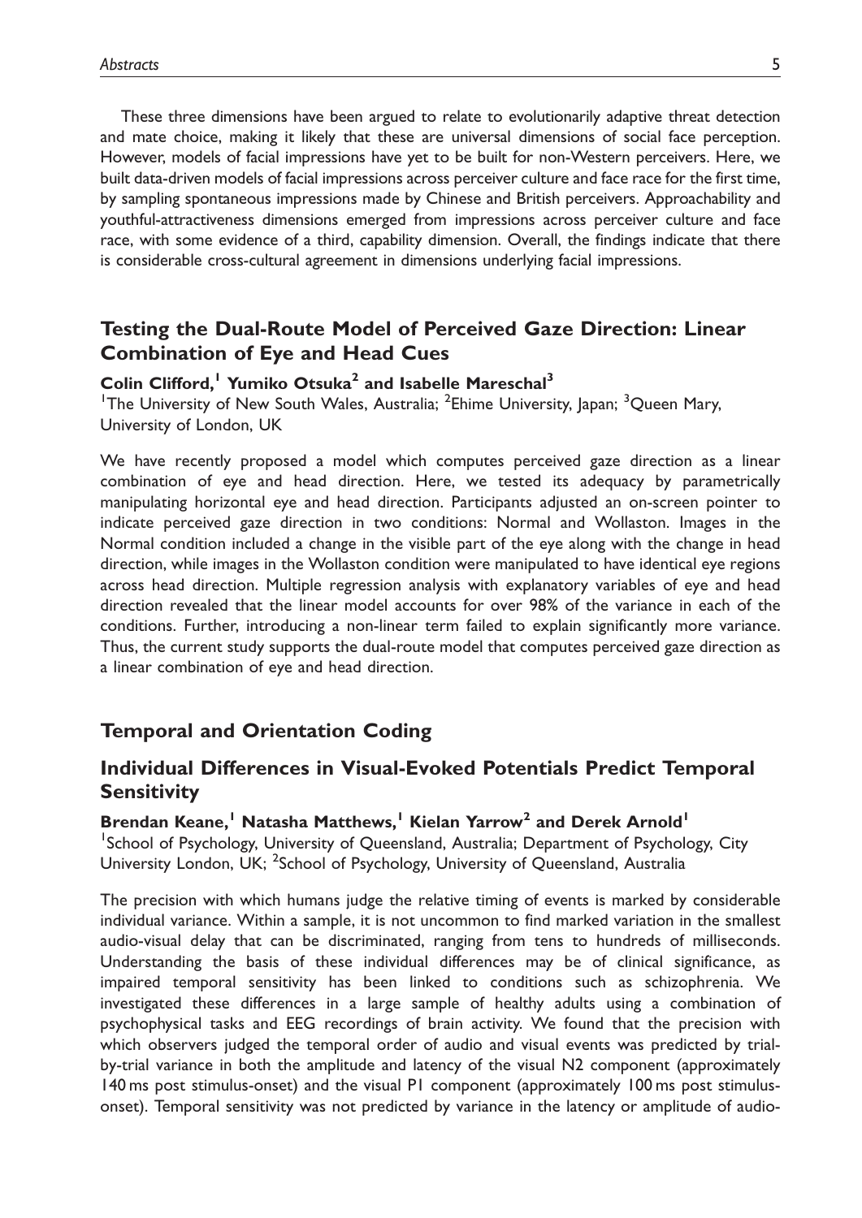These three dimensions have been argued to relate to evolutionarily adaptive threat detection and mate choice, making it likely that these are universal dimensions of social face perception. However, models of facial impressions have yet to be built for non-Western perceivers. Here, we built data-driven models of facial impressions across perceiver culture and face race for the first time, by sampling spontaneous impressions made by Chinese and British perceivers. Approachability and youthful-attractiveness dimensions emerged from impressions across perceiver culture and face race, with some evidence of a third, capability dimension. Overall, the findings indicate that there is considerable cross-cultural agreement in dimensions underlying facial impressions.

## Testing the Dual-Route Model of Perceived Gaze Direction: Linear Combination of Eye and Head Cues

**Colin Clifford,[1] Yumiko Otsuka[2] and Isabelle Mareschal[3]**

[1]The University of New South Wales, Australia; [2]Ehime University, Japan; [3]Queen Mary, University of London, UK

We have recently proposed a model which computes perceived gaze direction as a linear combination of eye and head direction. Here, we tested its adequacy by parametrically manipulating horizontal eye and head direction. Participants adjusted an on-screen pointer to indicate perceived gaze direction in two conditions: Normal and Wollaston. Images in the Normal condition included a change in the visible part of the eye along with the change in head direction, while images in the Wollaston condition were manipulated to have identical eye regions across head direction. Multiple regression analysis with explanatory variables of eye and head direction revealed that the linear model accounts for over 98% of the variance in each of the conditions. Further, introducing a non-linear term failed to explain significantly more variance. Thus, the current study supports the dual-route model that computes perceived gaze direction as a linear combination of eye and head direction.

# Temporal and Orientation Coding

## Individual Differences in Visual-Evoked Potentials Predict Temporal Sensitivity

**Brendan Keane,[1] Natasha Matthews,[1] Kielan Yarrow[2] and Derek Arnold[1]**

[1]School of Psychology, University of Queensland, Australia; Department of Psychology, City University London, UK; [2]School of Psychology, University of Queensland, Australia

The precision with which humans judge the relative timing of events is marked by considerable individual variance. Within a sample, it is not uncommon to find marked variation in the smallest audio-visual delay that can be discriminated, ranging from tens to hundreds of milliseconds. Understanding the basis of these individual differences may be of clinical significance, as impaired temporal sensitivity has been linked to conditions such as schizophrenia. We investigated these differences in a large sample of healthy adults using a combination of psychophysical tasks and EEG recordings of brain activity. We found that the precision with which observers judged the temporal order of audio and visual events was predicted by trial-by-trial variance in both the amplitude and latency of the visual N2 component (approximately 140 ms post stimulus-onset) and the visual P1 component (approximately 100 ms post stimulus-onset). Temporal sensitivity was not predicted by variance in the latency or amplitude of audio-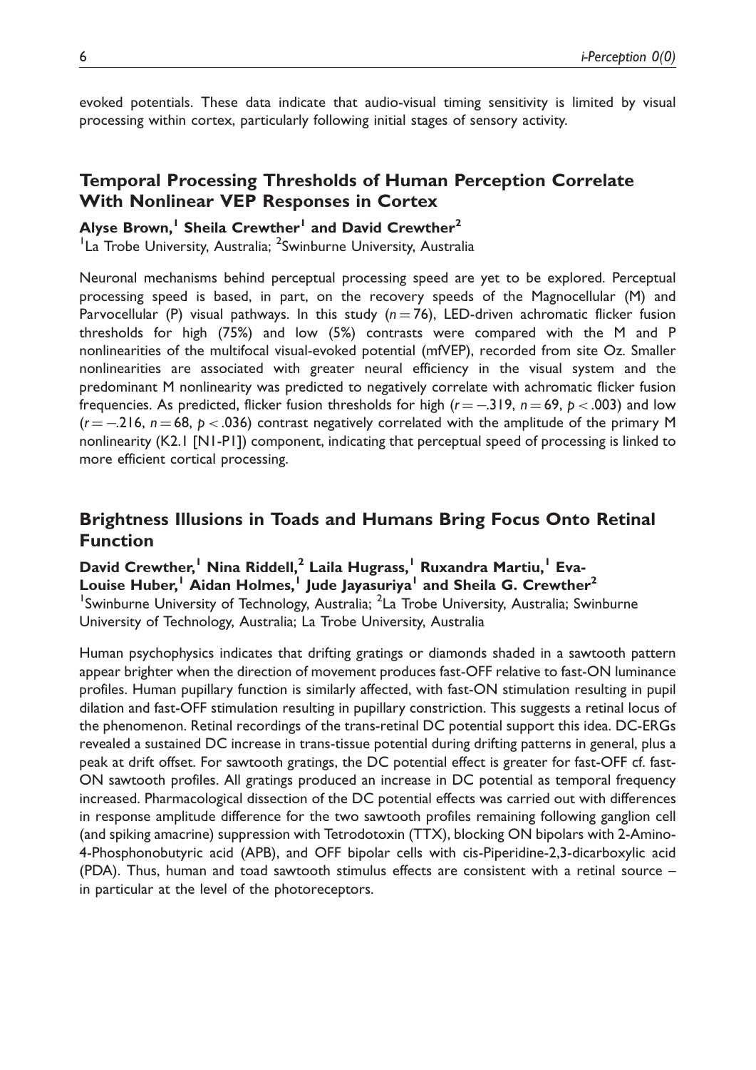evoked potentials. These data indicate that audio-visual timing sensitivity is limited by visual processing within cortex, particularly following initial stages of sensory activity.

## Temporal Processing Thresholds of Human Perception Correlate With Nonlinear VEP Responses in Cortex

**Alyse Brown,[1] Sheila Crewther[1] and David Crewther[2]**

[1]La Trobe University, Australia; [2]Swinburne University, Australia

Neuronal mechanisms behind perceptual processing speed are yet to be explored. Perceptual processing speed is based, in part, on the recovery speeds of the Magnocellular (M) and Parvocellular (P) visual pathways. In this study ($n = 76$), LED-driven achromatic flicker fusion thresholds for high (75%) and low (5%) contrasts were compared with the M and P nonlinearities of the multifocal visual-evoked potential (mfVEP), recorded from site Oz. Smaller nonlinearities are associated with greater neural efficiency in the visual system and the predominant M nonlinearity was predicted to negatively correlate with achromatic flicker fusion frequencies. As predicted, flicker fusion thresholds for high ($r = -.319$, $n = 69$, $p < .003$) and low ($r = -.216$, $n = 68$, $p < .036$) contrast negatively correlated with the amplitude of the primary M nonlinearity (K2.1 [N1-P1]) component, indicating that perceptual speed of processing is linked to more efficient cortical processing.

## Brightness Illusions in Toads and Humans Bring Focus Onto Retinal Function

**David Crewther,[1] Nina Riddell,[2] Laila Hugrass,[1] Ruxandra Martiu,[1] Eva-Louise Huber,[1] Aidan Holmes,[1] Jude Jayasuriya[1] and Sheila G. Crewther[2]**

[1]Swinburne University of Technology, Australia; [2]La Trobe University, Australia; Swinburne University of Technology, Australia; La Trobe University, Australia

Human psychophysics indicates that drifting gratings or diamonds shaded in a sawtooth pattern appear brighter when the direction of movement produces fast-OFF relative to fast-ON luminance profiles. Human pupillary function is similarly affected, with fast-ON stimulation resulting in pupil dilation and fast-OFF stimulation resulting in pupillary constriction. This suggests a retinal locus of the phenomenon. Retinal recordings of the trans-retinal DC potential support this idea. DC-ERGs revealed a sustained DC increase in trans-tissue potential during drifting patterns in general, plus a peak at drift offset. For sawtooth gratings, the DC potential effect is greater for fast-OFF cf. fast-ON sawtooth profiles. All gratings produced an increase in DC potential as temporal frequency increased. Pharmacological dissection of the DC potential effects was carried out with differences in response amplitude difference for the two sawtooth profiles remaining following ganglion cell (and spiking amacrine) suppression with Tetrodotoxin (TTX), blocking ON bipolars with 2-Amino-4-Phosphonobutyric acid (APB), and OFF bipolar cells with cis-Piperidine-2,3-dicarboxylic acid (PDA). Thus, human and toad sawtooth stimulus effects are consistent with a retinal source – in particular at the level of the photoreceptors.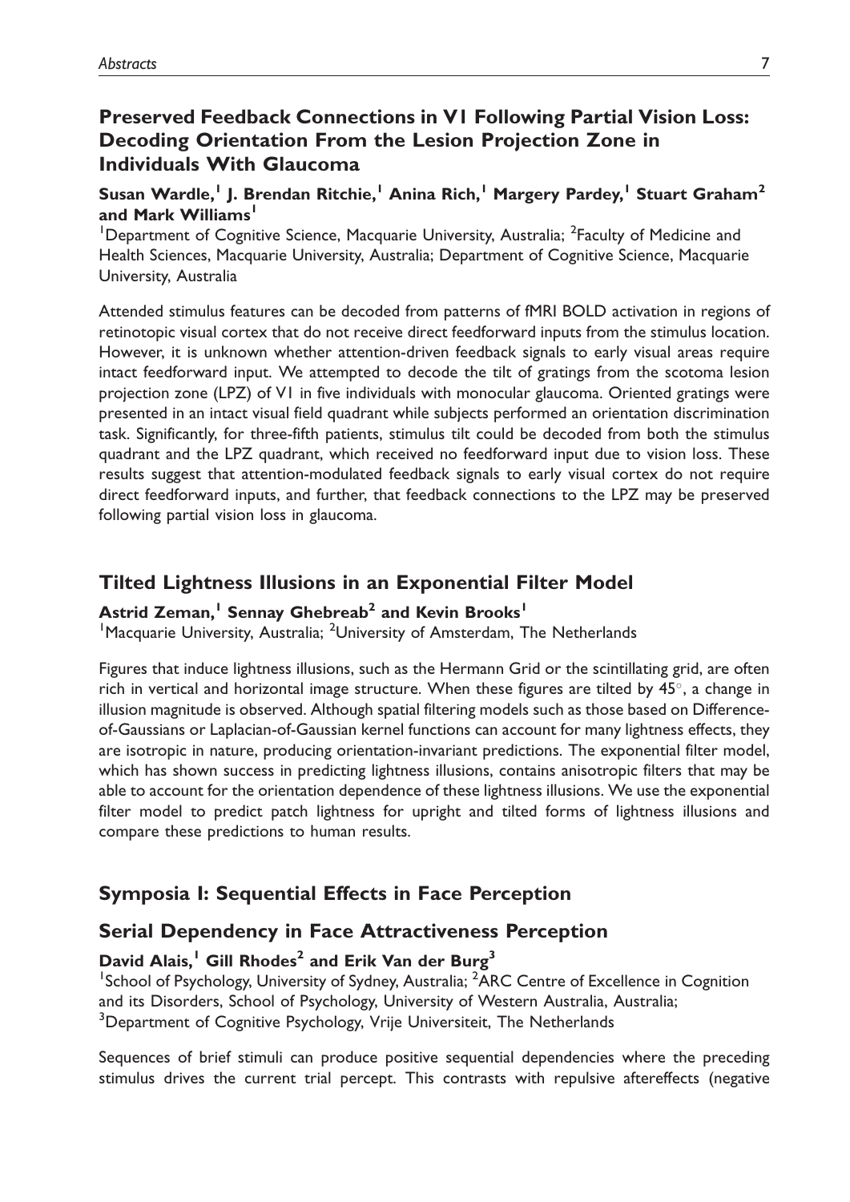## Preserved Feedback Connections in V1 Following Partial Vision Loss: Decoding Orientation From the Lesion Projection Zone in Individuals With Glaucoma

**Susan Wardle,[1] J. Brendan Ritchie,[1] Anina Rich,[1] Margery Pardey,[1] Stuart Graham[2] and Mark Williams[1]**

[1]Department of Cognitive Science, Macquarie University, Australia; [2]Faculty of Medicine and Health Sciences, Macquarie University, Australia; Department of Cognitive Science, Macquarie University, Australia

Attended stimulus features can be decoded from patterns of fMRI BOLD activation in regions of retinotopic visual cortex that do not receive direct feedforward inputs from the stimulus location. However, it is unknown whether attention-driven feedback signals to early visual areas require intact feedforward input. We attempted to decode the tilt of gratings from the scotoma lesion projection zone (LPZ) of V1 in five individuals with monocular glaucoma. Oriented gratings were presented in an intact visual field quadrant while subjects performed an orientation discrimination task. Significantly, for three-fifth patients, stimulus tilt could be decoded from both the stimulus quadrant and the LPZ quadrant, which received no feedforward input due to vision loss. These results suggest that attention-modulated feedback signals to early visual cortex do not require direct feedforward inputs, and further, that feedback connections to the LPZ may be preserved following partial vision loss in glaucoma.

## Tilted Lightness Illusions in an Exponential Filter Model

**Astrid Zeman,[1] Sennay Ghebreab[2] and Kevin Brooks[1]**

[1]Macquarie University, Australia; [2]University of Amsterdam, The Netherlands

Figures that induce lightness illusions, such as the Hermann Grid or the scintillating grid, are often rich in vertical and horizontal image structure. When these figures are tilted by 45°, a change in illusion magnitude is observed. Although spatial filtering models such as those based on Difference-of-Gaussians or Laplacian-of-Gaussian kernel functions can account for many lightness effects, they are isotropic in nature, producing orientation-invariant predictions. The exponential filter model, which has shown success in predicting lightness illusions, contains anisotropic filters that may be able to account for the orientation dependence of these lightness illusions. We use the exponential filter model to predict patch lightness for upright and tilted forms of lightness illusions and compare these predictions to human results.

## Symposia I: Sequential Effects in Face Perception

## Serial Dependency in Face Attractiveness Perception

**David Alais,[1] Gill Rhodes[2] and Erik Van der Burg[3]**

[1]School of Psychology, University of Sydney, Australia; [2]ARC Centre of Excellence in Cognition and its Disorders, School of Psychology, University of Western Australia, Australia; [3]Department of Cognitive Psychology, Vrije Universiteit, The Netherlands

Sequences of brief stimuli can produce positive sequential dependencies where the preceding stimulus drives the current trial percept. This contrasts with repulsive aftereffects (negative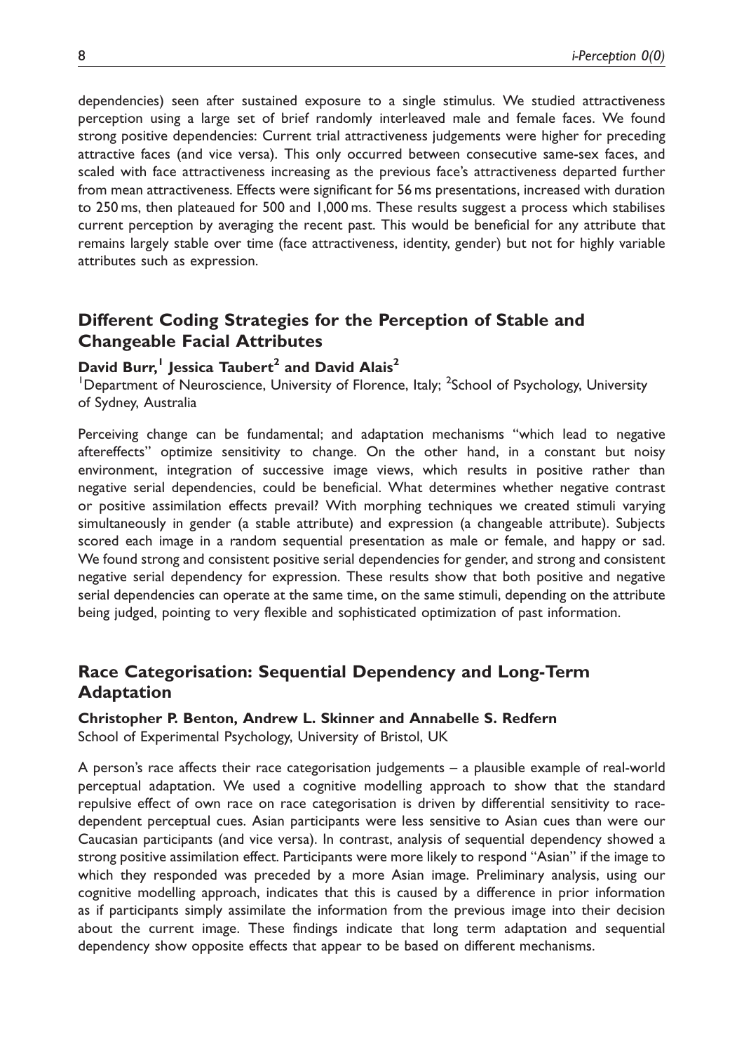dependencies) seen after sustained exposure to a single stimulus. We studied attractiveness perception using a large set of brief randomly interleaved male and female faces. We found strong positive dependencies: Current trial attractiveness judgements were higher for preceding attractive faces (and vice versa). This only occurred between consecutive same-sex faces, and scaled with face attractiveness increasing as the previous face's attractiveness departed further from mean attractiveness. Effects were significant for 56 ms presentations, increased with duration to 250 ms, then plateaued for 500 and 1,000 ms. These results suggest a process which stabilises current perception by averaging the recent past. This would be beneficial for any attribute that remains largely stable over time (face attractiveness, identity, gender) but not for highly variable attributes such as expression.

## Different Coding Strategies for the Perception of Stable and Changeable Facial Attributes

**David Burr,[1] Jessica Taubert[2] and David Alais[2]**

[1]Department of Neuroscience, University of Florence, Italy; [2]School of Psychology, University of Sydney, Australia

Perceiving change can be fundamental; and adaptation mechanisms "which lead to negative aftereffects" optimize sensitivity to change. On the other hand, in a constant but noisy environment, integration of successive image views, which results in positive rather than negative serial dependencies, could be beneficial. What determines whether negative contrast or positive assimilation effects prevail? With morphing techniques we created stimuli varying simultaneously in gender (a stable attribute) and expression (a changeable attribute). Subjects scored each image in a random sequential presentation as male or female, and happy or sad. We found strong and consistent positive serial dependencies for gender, and strong and consistent negative serial dependency for expression. These results show that both positive and negative serial dependencies can operate at the same time, on the same stimuli, depending on the attribute being judged, pointing to very flexible and sophisticated optimization of past information.

## Race Categorisation: Sequential Dependency and Long-Term Adaptation

**Christopher P. Benton, Andrew L. Skinner and Annabelle S. Redfern**

School of Experimental Psychology, University of Bristol, UK

A person's race affects their race categorisation judgements – a plausible example of real-world perceptual adaptation. We used a cognitive modelling approach to show that the standard repulsive effect of own race on race categorisation is driven by differential sensitivity to race-dependent perceptual cues. Asian participants were less sensitive to Asian cues than were our Caucasian participants (and vice versa). In contrast, analysis of sequential dependency showed a strong positive assimilation effect. Participants were more likely to respond "Asian" if the image to which they responded was preceded by a more Asian image. Preliminary analysis, using our cognitive modelling approach, indicates that this is caused by a difference in prior information as if participants simply assimilate the information from the previous image into their decision about the current image. These findings indicate that long term adaptation and sequential dependency show opposite effects that appear to be based on different mechanisms.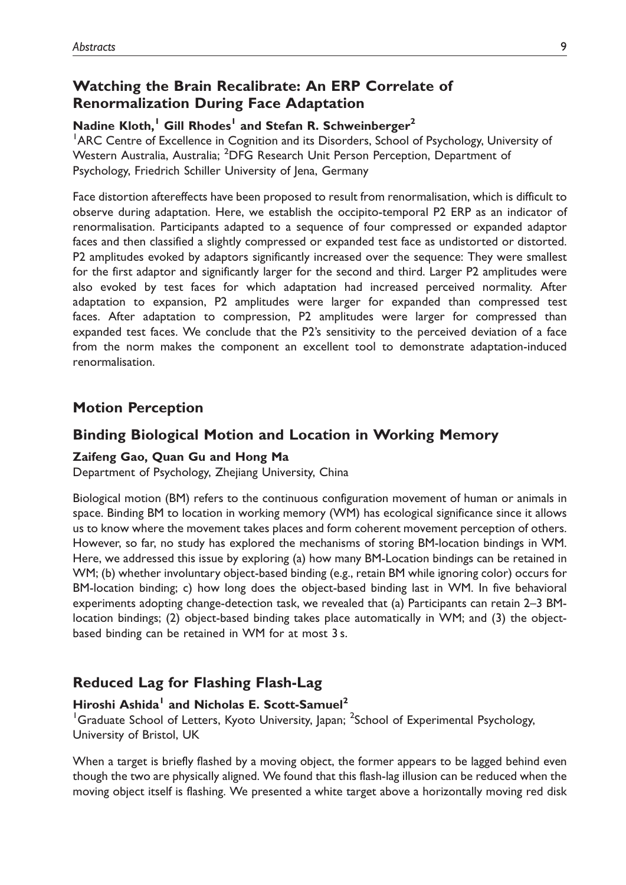## Watching the Brain Recalibrate: An ERP Correlate of Renormalization During Face Adaptation

**Nadine Kloth,[1] Gill Rhodes[1] and Stefan R. Schweinberger[2]**

[1]ARC Centre of Excellence in Cognition and its Disorders, School of Psychology, University of Western Australia, Australia; [2]DFG Research Unit Person Perception, Department of Psychology, Friedrich Schiller University of Jena, Germany

Face distortion aftereffects have been proposed to result from renormalisation, which is difficult to observe during adaptation. Here, we establish the occipito-temporal P2 ERP as an indicator of renormalisation. Participants adapted to a sequence of four compressed or expanded adaptor faces and then classified a slightly compressed or expanded test face as undistorted or distorted. P2 amplitudes evoked by adaptors significantly increased over the sequence: They were smallest for the first adaptor and significantly larger for the second and third. Larger P2 amplitudes were also evoked by test faces for which adaptation had increased perceived normality. After adaptation to expansion, P2 amplitudes were larger for expanded than compressed test faces. After adaptation to compression, P2 amplitudes were larger for compressed than expanded test faces. We conclude that the P2's sensitivity to the perceived deviation of a face from the norm makes the component an excellent tool to demonstrate adaptation-induced renormalisation.

# Motion Perception

## Binding Biological Motion and Location in Working Memory

**Zaifeng Gao, Quan Gu and Hong Ma**

Department of Psychology, Zhejiang University, China

Biological motion (BM) refers to the continuous configuration movement of human or animals in space. Binding BM to location in working memory (WM) has ecological significance since it allows us to know where the movement takes places and form coherent movement perception of others. However, so far, no study has explored the mechanisms of storing BM-location bindings in WM. Here, we addressed this issue by exploring (a) how many BM-Location bindings can be retained in WM; (b) whether involuntary object-based binding (e.g., retain BM while ignoring color) occurs for BM-location binding; c) how long does the object-based binding last in WM. In five behavioral experiments adopting change-detection task, we revealed that (a) Participants can retain 2–3 BM-location bindings; (2) object-based binding takes place automatically in WM; and (3) the object-based binding can be retained in WM for at most 3 s.

## Reduced Lag for Flashing Flash-Lag

**Hiroshi Ashida[1] and Nicholas E. Scott-Samuel[2]**

[1]Graduate School of Letters, Kyoto University, Japan; [2]School of Experimental Psychology, University of Bristol, UK

When a target is briefly flashed by a moving object, the former appears to be lagged behind even though the two are physically aligned. We found that this flash-lag illusion can be reduced when the moving object itself is flashing. We presented a white target above a horizontally moving red disk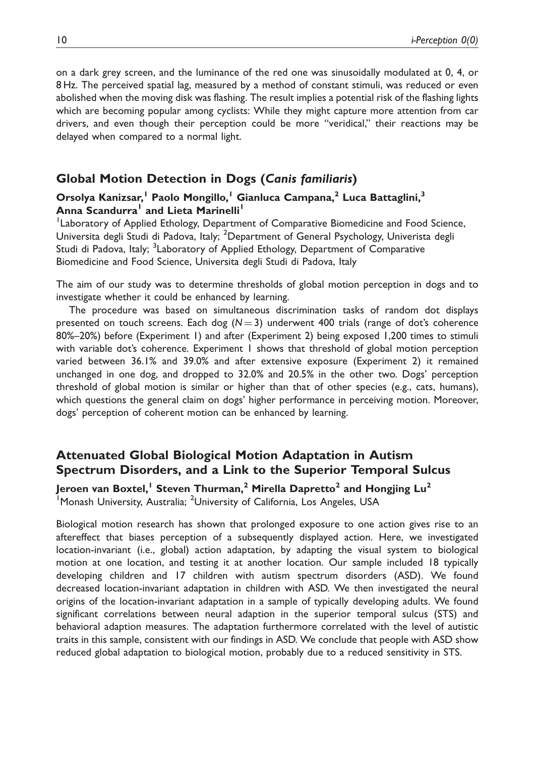on a dark grey screen, and the luminance of the red one was sinusoidally modulated at 0, 4, or 8 Hz. The perceived spatial lag, measured by a method of constant stimuli, was reduced or even abolished when the moving disk was flashing. The result implies a potential risk of the flashing lights which are becoming popular among cyclists: While they might capture more attention from car drivers, and even though their perception could be more "veridical," their reactions may be delayed when compared to a normal light.

## Global Motion Detection in Dogs (*Canis familiaris*)

**Orsolya Kanizsar,[1] Paolo Mongillo,[1] Gianluca Campana,[2] Luca Battaglini,[3] Anna Scandurra[1] and Lieta Marinelli[1]**

[1]Laboratory of Applied Ethology, Department of Comparative Biomedicine and Food Science, Universita degli Studi di Padova, Italy; [2]Department of General Psychology, Univerista degli Studi di Padova, Italy; [3]Laboratory of Applied Ethology, Department of Comparative Biomedicine and Food Science, Universita degli Studi di Padova, Italy

The aim of our study was to determine thresholds of global motion perception in dogs and to investigate whether it could be enhanced by learning.

The procedure was based on simultaneous discrimination tasks of random dot displays presented on touch screens. Each dog ($N = 3$) underwent 400 trials (range of dot's coherence 80%–20%) before (Experiment 1) and after (Experiment 2) being exposed 1,200 times to stimuli with variable dot's coherence. Experiment 1 shows that threshold of global motion perception varied between 36.1% and 39.0% and after extensive exposure (Experiment 2) it remained unchanged in one dog, and dropped to 32.0% and 20.5% in the other two. Dogs' perception threshold of global motion is similar or higher than that of other species (e.g., cats, humans), which questions the general claim on dogs' higher performance in perceiving motion. Moreover, dogs' perception of coherent motion can be enhanced by learning.

## Attenuated Global Biological Motion Adaptation in Autism Spectrum Disorders, and a Link to the Superior Temporal Sulcus

**Jeroen van Boxtel,[1] Steven Thurman,[2] Mirella Dapretto[2] and Hongjing Lu[2]**

[1]Monash University, Australia; [2]University of California, Los Angeles, USA

Biological motion research has shown that prolonged exposure to one action gives rise to an aftereffect that biases perception of a subsequently displayed action. Here, we investigated location-invariant (i.e., global) action adaptation, by adapting the visual system to biological motion at one location, and testing it at another location. Our sample included 18 typically developing children and 17 children with autism spectrum disorders (ASD). We found decreased location-invariant adaptation in children with ASD. We then investigated the neural origins of the location-invariant adaptation in a sample of typically developing adults. We found significant correlations between neural adaption in the superior temporal sulcus (STS) and behavioral adaption measures. The adaptation furthermore correlated with the level of autistic traits in this sample, consistent with our findings in ASD. We conclude that people with ASD show reduced global adaptation to biological motion, probably due to a reduced sensitivity in STS.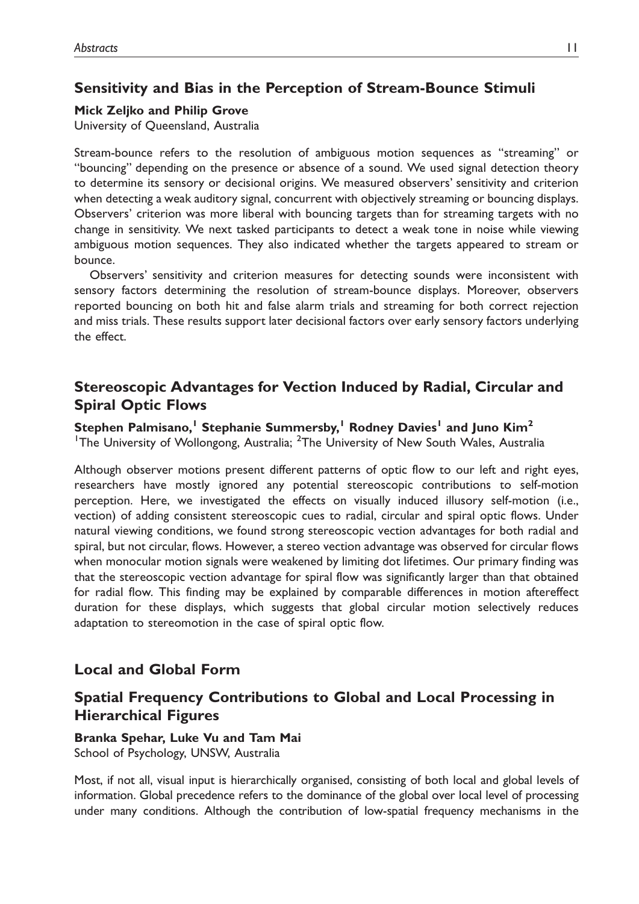## Sensitivity and Bias in the Perception of Stream-Bounce Stimuli

**Mick Zeljko and Philip Grove**

University of Queensland, Australia

Stream-bounce refers to the resolution of ambiguous motion sequences as "streaming" or "bouncing" depending on the presence or absence of a sound. We used signal detection theory to determine its sensory or decisional origins. We measured observers' sensitivity and criterion when detecting a weak auditory signal, concurrent with objectively streaming or bouncing displays. Observers' criterion was more liberal with bouncing targets than for streaming targets with no change in sensitivity. We next tasked participants to detect a weak tone in noise while viewing ambiguous motion sequences. They also indicated whether the targets appeared to stream or bounce.

Observers' sensitivity and criterion measures for detecting sounds were inconsistent with sensory factors determining the resolution of stream-bounce displays. Moreover, observers reported bouncing on both hit and false alarm trials and streaming for both correct rejection and miss trials. These results support later decisional factors over early sensory factors underlying the effect.

## Stereoscopic Advantages for Vection Induced by Radial, Circular and Spiral Optic Flows

**Stephen Palmisano,[1] Stephanie Summersby,[1] Rodney Davies[1] and Juno Kim[2]**

[1]The University of Wollongong, Australia; [2]The University of New South Wales, Australia

Although observer motions present different patterns of optic flow to our left and right eyes, researchers have mostly ignored any potential stereoscopic contributions to self-motion perception. Here, we investigated the effects on visually induced illusory self-motion (i.e., vection) of adding consistent stereoscopic cues to radial, circular and spiral optic flows. Under natural viewing conditions, we found strong stereoscopic vection advantages for both radial and spiral, but not circular, flows. However, a stereo vection advantage was observed for circular flows when monocular motion signals were weakened by limiting dot lifetimes. Our primary finding was that the stereoscopic vection advantage for spiral flow was significantly larger than that obtained for radial flow. This finding may be explained by comparable differences in motion aftereffect duration for these displays, which suggests that global circular motion selectively reduces adaptation to stereomotion in the case of spiral optic flow.

# Local and Global Form

## Spatial Frequency Contributions to Global and Local Processing in Hierarchical Figures

**Branka Spehar, Luke Vu and Tam Mai**

School of Psychology, UNSW, Australia

Most, if not all, visual input is hierarchically organised, consisting of both local and global levels of information. Global precedence refers to the dominance of the global over local level of processing under many conditions. Although the contribution of low-spatial frequency mechanisms in the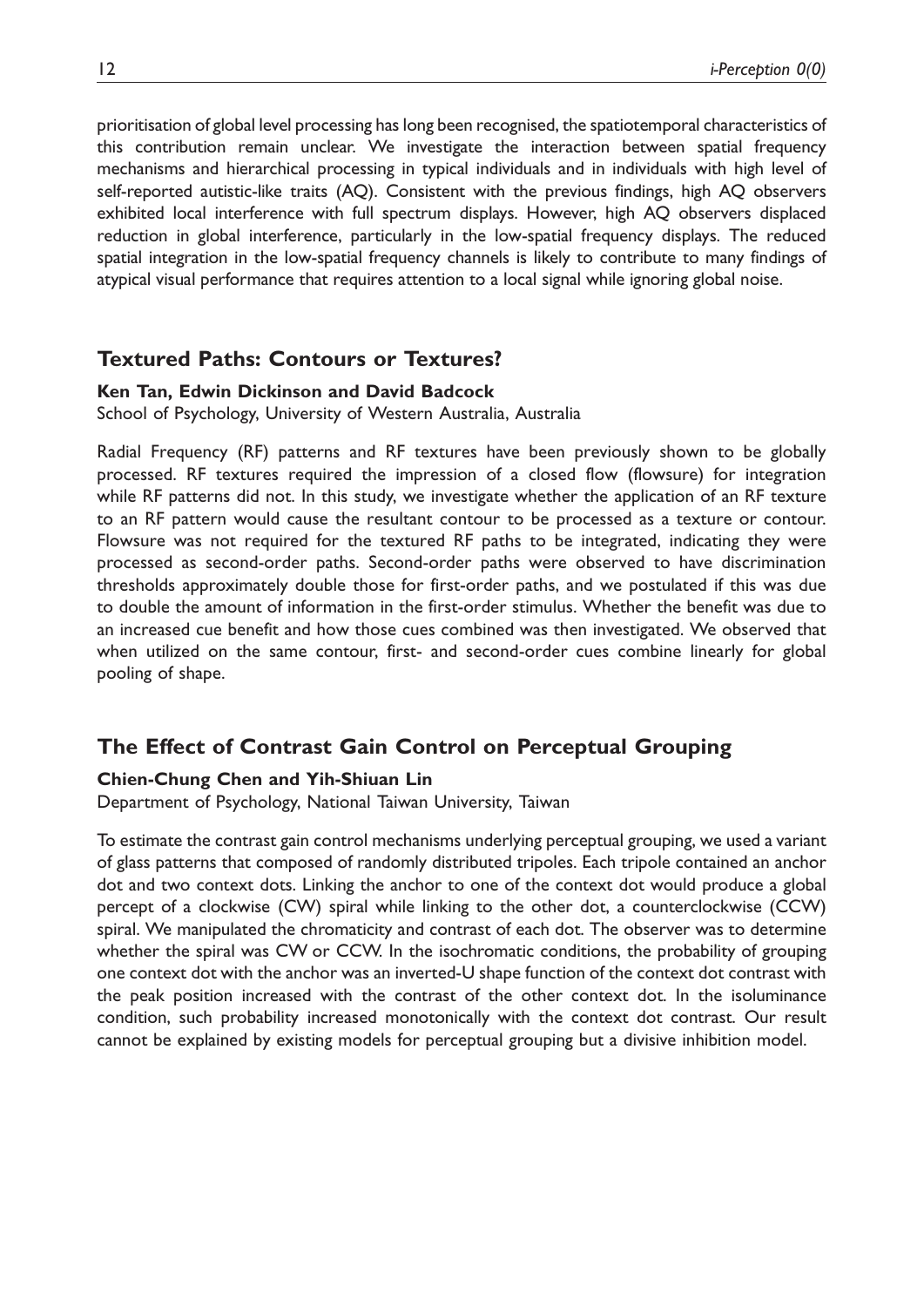prioritisation of global level processing has long been recognised, the spatiotemporal characteristics of this contribution remain unclear. We investigate the interaction between spatial frequency mechanisms and hierarchical processing in typical individuals and in individuals with high level of self-reported autistic-like traits (AQ). Consistent with the previous findings, high AQ observers exhibited local interference with full spectrum displays. However, high AQ observers displaced reduction in global interference, particularly in the low-spatial frequency displays. The reduced spatial integration in the low-spatial frequency channels is likely to contribute to many findings of atypical visual performance that requires attention to a local signal while ignoring global noise.

## Textured Paths: Contours or Textures?

**Ken Tan, Edwin Dickinson and David Badcock**

School of Psychology, University of Western Australia, Australia

Radial Frequency (RF) patterns and RF textures have been previously shown to be globally processed. RF textures required the impression of a closed flow (flowsure) for integration while RF patterns did not. In this study, we investigate whether the application of an RF texture to an RF pattern would cause the resultant contour to be processed as a texture or contour. Flowsure was not required for the textured RF paths to be integrated, indicating they were processed as second-order paths. Second-order paths were observed to have discrimination thresholds approximately double those for first-order paths, and we postulated if this was due to double the amount of information in the first-order stimulus. Whether the benefit was due to an increased cue benefit and how those cues combined was then investigated. We observed that when utilized on the same contour, first- and second-order cues combine linearly for global pooling of shape.

## The Effect of Contrast Gain Control on Perceptual Grouping

**Chien-Chung Chen and Yih-Shiuan Lin**

Department of Psychology, National Taiwan University, Taiwan

To estimate the contrast gain control mechanisms underlying perceptual grouping, we used a variant of glass patterns that composed of randomly distributed tripoles. Each tripole contained an anchor dot and two context dots. Linking the anchor to one of the context dot would produce a global percept of a clockwise (CW) spiral while linking to the other dot, a counterclockwise (CCW) spiral. We manipulated the chromaticity and contrast of each dot. The observer was to determine whether the spiral was CW or CCW. In the isochromatic conditions, the probability of grouping one context dot with the anchor was an inverted-U shape function of the context dot contrast with the peak position increased with the contrast of the other context dot. In the isoluminance condition, such probability increased monotonically with the context dot contrast. Our result cannot be explained by existing models for perceptual grouping but a divisive inhibition model.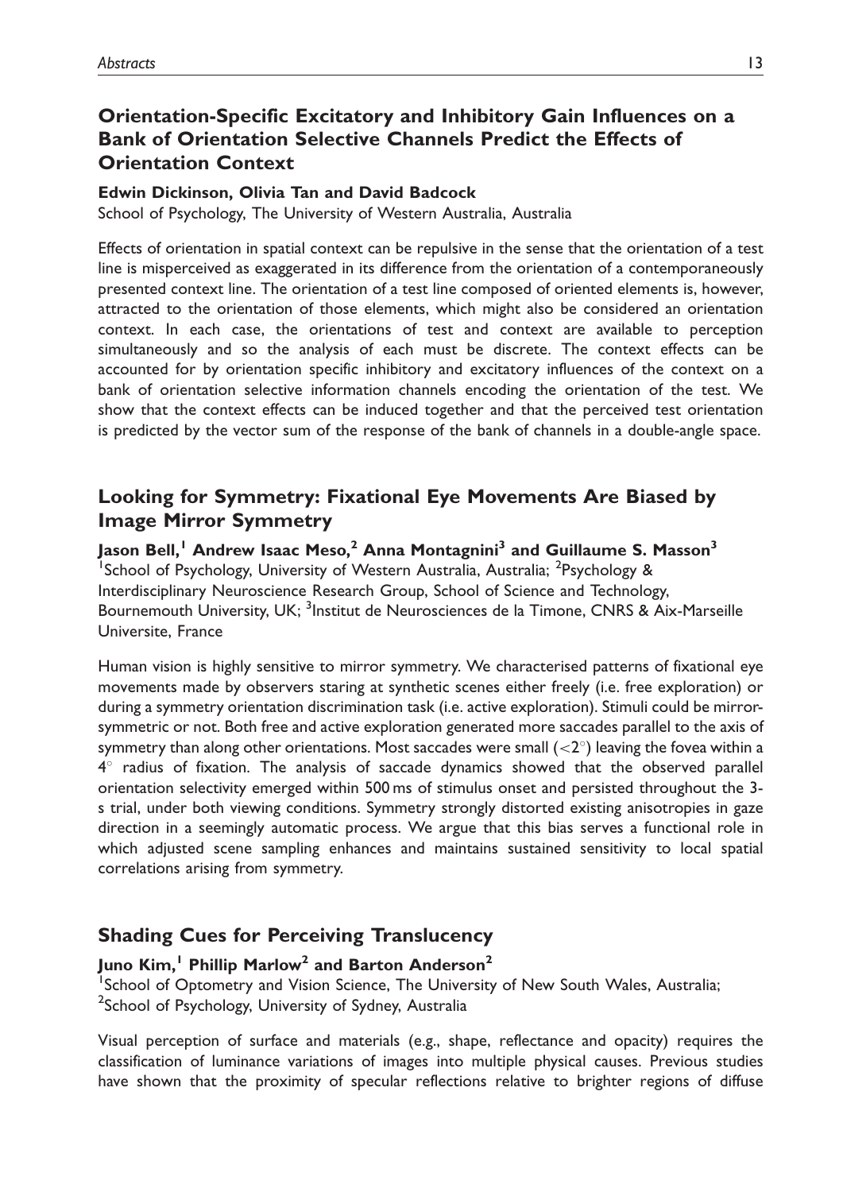## Orientation-Specific Excitatory and Inhibitory Gain Influences on a Bank of Orientation Selective Channels Predict the Effects of Orientation Context

**Edwin Dickinson, Olivia Tan and David Badcock**

School of Psychology, The University of Western Australia, Australia

Effects of orientation in spatial context can be repulsive in the sense that the orientation of a test line is misperceived as exaggerated in its difference from the orientation of a contemporaneously presented context line. The orientation of a test line composed of oriented elements is, however, attracted to the orientation of those elements, which might also be considered an orientation context. In each case, the orientations of test and context are available to perception simultaneously and so the analysis of each must be discrete. The context effects can be accounted for by orientation specific inhibitory and excitatory influences of the context on a bank of orientation selective information channels encoding the orientation of the test. We show that the context effects can be induced together and that the perceived test orientation is predicted by the vector sum of the response of the bank of channels in a double-angle space.

## Looking for Symmetry: Fixational Eye Movements Are Biased by Image Mirror Symmetry

**Jason Bell,[1] Andrew Isaac Meso,[2] Anna Montagnini[3] and Guillaume S. Masson[3]**

[1]School of Psychology, University of Western Australia, Australia; [2]Psychology & Interdisciplinary Neuroscience Research Group, School of Science and Technology, Bournemouth University, UK; [3]Institut de Neurosciences de la Timone, CNRS & Aix-Marseille Universite, France

Human vision is highly sensitive to mirror symmetry. We characterised patterns of fixational eye movements made by observers staring at synthetic scenes either freely (i.e. free exploration) or during a symmetry orientation discrimination task (i.e. active exploration). Stimuli could be mirror-symmetric or not. Both free and active exploration generated more saccades parallel to the axis of symmetry than along other orientations. Most saccades were small ($<2^\circ$) leaving the fovea within a $4^\circ$ radius of fixation. The analysis of saccade dynamics showed that the observed parallel orientation selectivity emerged within 500 ms of stimulus onset and persisted throughout the 3-s trial, under both viewing conditions. Symmetry strongly distorted existing anisotropies in gaze direction in a seemingly automatic process. We argue that this bias serves a functional role in which adjusted scene sampling enhances and maintains sustained sensitivity to local spatial correlations arising from symmetry.

## Shading Cues for Perceiving Translucency

**Juno Kim,[1] Phillip Marlow[2] and Barton Anderson[2]**

[1]School of Optometry and Vision Science, The University of New South Wales, Australia; [2]School of Psychology, University of Sydney, Australia

Visual perception of surface and materials (e.g., shape, reflectance and opacity) requires the classification of luminance variations of images into multiple physical causes. Previous studies have shown that the proximity of specular reflections relative to brighter regions of diffuse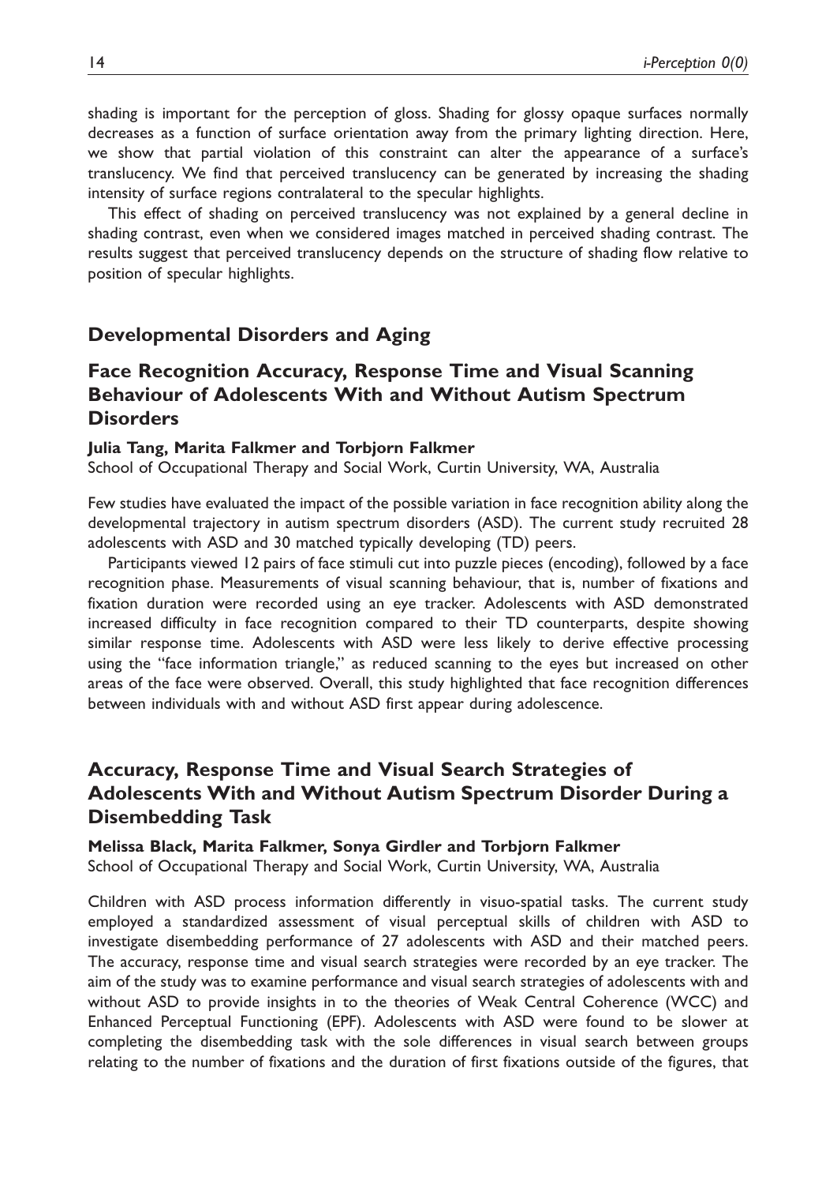shading is important for the perception of gloss. Shading for glossy opaque surfaces normally decreases as a function of surface orientation away from the primary lighting direction. Here, we show that partial violation of this constraint can alter the appearance of a surface's translucency. We find that perceived translucency can be generated by increasing the shading intensity of surface regions contralateral to the specular highlights.

This effect of shading on perceived translucency was not explained by a general decline in shading contrast, even when we considered images matched in perceived shading contrast. The results suggest that perceived translucency depends on the structure of shading flow relative to position of specular highlights.

## Developmental Disorders and Aging

### Face Recognition Accuracy, Response Time and Visual Scanning Behaviour of Adolescents With and Without Autism Spectrum Disorders

**Julia Tang, Marita Falkmer and Torbjorn Falkmer**

School of Occupational Therapy and Social Work, Curtin University, WA, Australia

Few studies have evaluated the impact of the possible variation in face recognition ability along the developmental trajectory in autism spectrum disorders (ASD). The current study recruited 28 adolescents with ASD and 30 matched typically developing (TD) peers.

Participants viewed 12 pairs of face stimuli cut into puzzle pieces (encoding), followed by a face recognition phase. Measurements of visual scanning behaviour, that is, number of fixations and fixation duration were recorded using an eye tracker. Adolescents with ASD demonstrated increased difficulty in face recognition compared to their TD counterparts, despite showing similar response time. Adolescents with ASD were less likely to derive effective processing using the "face information triangle," as reduced scanning to the eyes but increased on other areas of the face were observed. Overall, this study highlighted that face recognition differences between individuals with and without ASD first appear during adolescence.

### Accuracy, Response Time and Visual Search Strategies of Adolescents With and Without Autism Spectrum Disorder During a Disembedding Task

**Melissa Black, Marita Falkmer, Sonya Girdler and Torbjorn Falkmer**

School of Occupational Therapy and Social Work, Curtin University, WA, Australia

Children with ASD process information differently in visuo-spatial tasks. The current study employed a standardized assessment of visual perceptual skills of children with ASD to investigate disembedding performance of 27 adolescents with ASD and their matched peers. The accuracy, response time and visual search strategies were recorded by an eye tracker. The aim of the study was to examine performance and visual search strategies of adolescents with and without ASD to provide insights in to the theories of Weak Central Coherence (WCC) and Enhanced Perceptual Functioning (EPF). Adolescents with ASD were found to be slower at completing the disembedding task with the sole differences in visual search between groups relating to the number of fixations and the duration of first fixations outside of the figures, that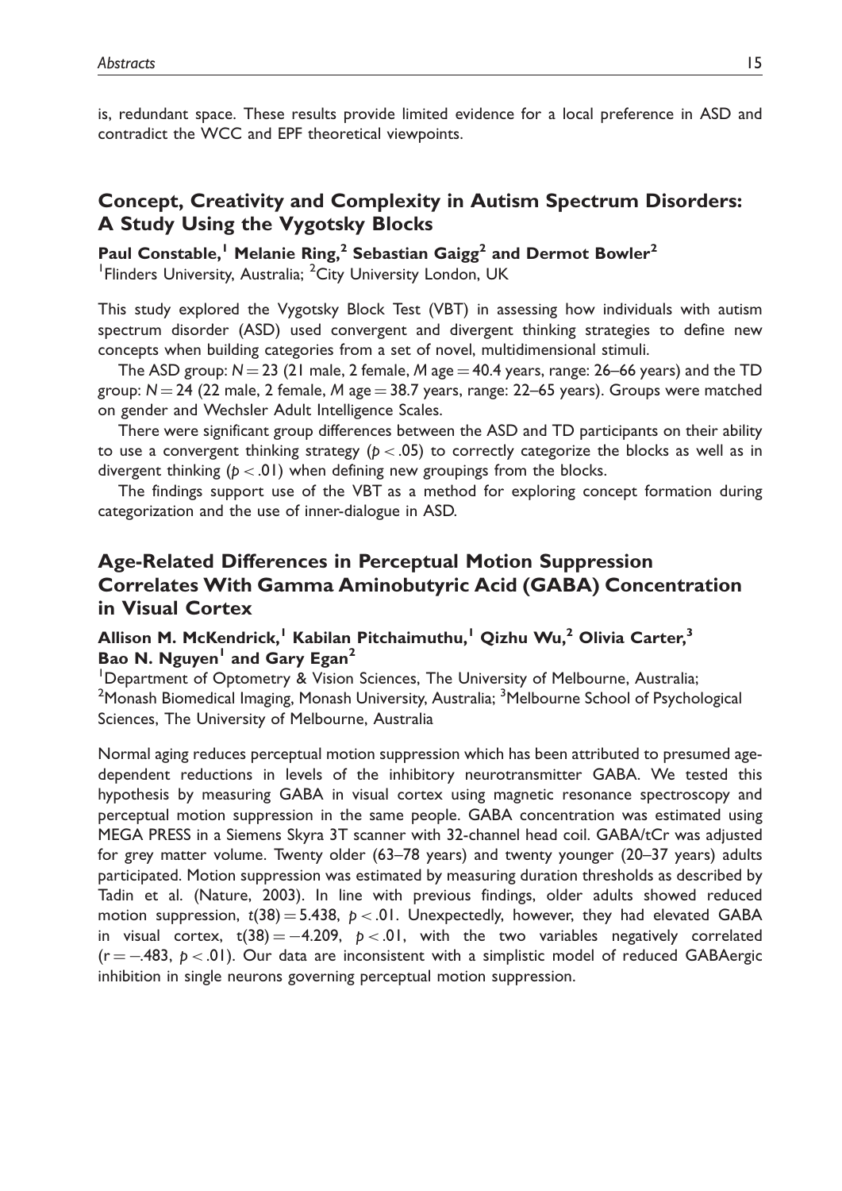is, redundant space. These results provide limited evidence for a local preference in ASD and contradict the WCC and EPF theoretical viewpoints.

## Concept, Creativity and Complexity in Autism Spectrum Disorders: A Study Using the Vygotsky Blocks

**Paul Constable,[1] Melanie Ring,[2] Sebastian Gaigg[2] and Dermot Bowler[2]**

[1]Flinders University, Australia; [2]City University London, UK

This study explored the Vygotsky Block Test (VBT) in assessing how individuals with autism spectrum disorder (ASD) used convergent and divergent thinking strategies to define new concepts when building categories from a set of novel, multidimensional stimuli.

The ASD group: $N = 23$ (21 male, 2 female, $M$ age $= 40.4$ years, range: 26–66 years) and the TD group: $N = 24$ (22 male, 2 female, $M$ age $= 38.7$ years, range: 22–65 years). Groups were matched on gender and Wechsler Adult Intelligence Scales.

There were significant group differences between the ASD and TD participants on their ability to use a convergent thinking strategy ($p < .05$) to correctly categorize the blocks as well as in divergent thinking ($p < .01$) when defining new groupings from the blocks.

The findings support use of the VBT as a method for exploring concept formation during categorization and the use of inner-dialogue in ASD.

## Age-Related Differences in Perceptual Motion Suppression Correlates With Gamma Aminobutyric Acid (GABA) Concentration in Visual Cortex

**Allison M. McKendrick,[1] Kabilan Pitchaimuthu,[1] Qizhu Wu,[2] Olivia Carter,[3] Bao N. Nguyen[1] and Gary Egan[2]**

[1]Department of Optometry & Vision Sciences, The University of Melbourne, Australia; [2]Monash Biomedical Imaging, Monash University, Australia; [3]Melbourne School of Psychological Sciences, The University of Melbourne, Australia

Normal aging reduces perceptual motion suppression which has been attributed to presumed age-dependent reductions in levels of the inhibitory neurotransmitter GABA. We tested this hypothesis by measuring GABA in visual cortex using magnetic resonance spectroscopy and perceptual motion suppression in the same people. GABA concentration was estimated using MEGA PRESS in a Siemens Skyra 3T scanner with 32-channel head coil. GABA/tCr was adjusted for grey matter volume. Twenty older (63–78 years) and twenty younger (20–37 years) adults participated. Motion suppression was estimated by measuring duration thresholds as described by Tadin et al. (Nature, 2003). In line with previous findings, older adults showed reduced motion suppression, $t(38) = 5.438$, $p < .01$. Unexpectedly, however, they had elevated GABA in visual cortex, $t(38) = -4.209$, $p < .01$, with the two variables negatively correlated ($r = -.483$, $p < .01$). Our data are inconsistent with a simplistic model of reduced GABAergic inhibition in single neurons governing perceptual motion suppression.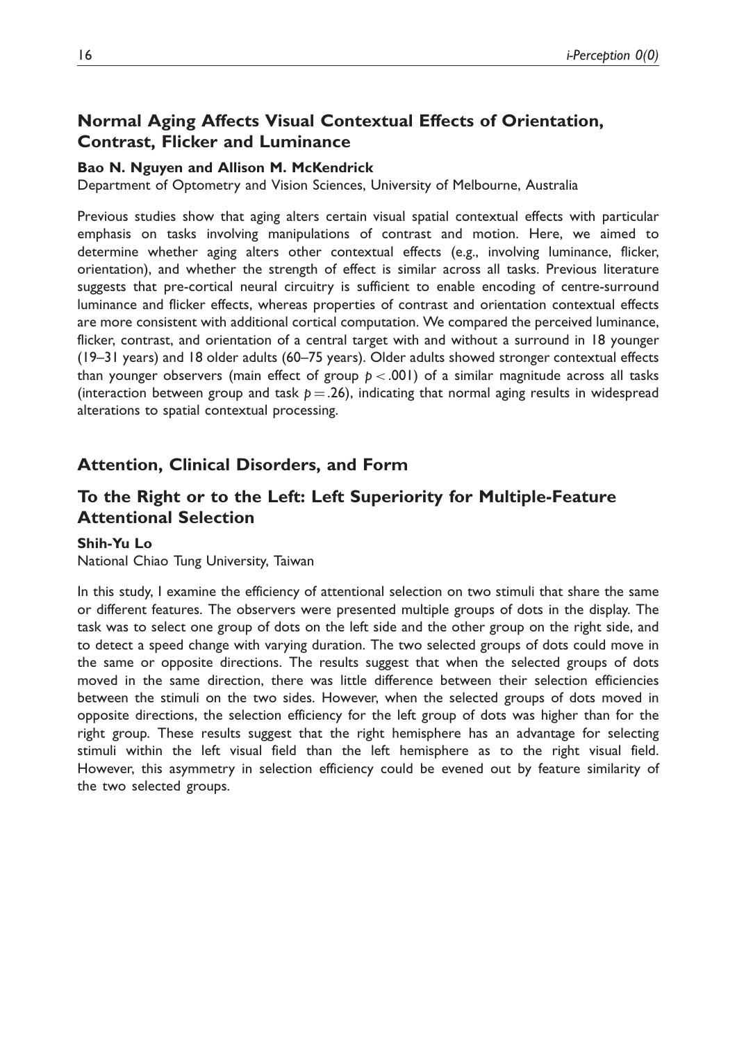## Normal Aging Affects Visual Contextual Effects of Orientation, Contrast, Flicker and Luminance

**Bao N. Nguyen and Allison M. McKendrick**

Department of Optometry and Vision Sciences, University of Melbourne, Australia

Previous studies show that aging alters certain visual spatial contextual effects with particular emphasis on tasks involving manipulations of contrast and motion. Here, we aimed to determine whether aging alters other contextual effects (e.g., involving luminance, flicker, orientation), and whether the strength of effect is similar across all tasks. Previous literature suggests that pre-cortical neural circuitry is sufficient to enable encoding of centre-surround luminance and flicker effects, whereas properties of contrast and orientation contextual effects are more consistent with additional cortical computation. We compared the perceived luminance, flicker, contrast, and orientation of a central target with and without a surround in 18 younger (19–31 years) and 18 older adults (60–75 years). Older adults showed stronger contextual effects than younger observers (main effect of group $p < .001$) of a similar magnitude across all tasks (interaction between group and task $p = .26$), indicating that normal aging results in widespread alterations to spatial contextual processing.

# Attention, Clinical Disorders, and Form

## To the Right or to the Left: Left Superiority for Multiple-Feature Attentional Selection

**Shih-Yu Lo**

National Chiao Tung University, Taiwan

In this study, I examine the efficiency of attentional selection on two stimuli that share the same or different features. The observers were presented multiple groups of dots in the display. The task was to select one group of dots on the left side and the other group on the right side, and to detect a speed change with varying duration. The two selected groups of dots could move in the same or opposite directions. The results suggest that when the selected groups of dots moved in the same direction, there was little difference between their selection efficiencies between the stimuli on the two sides. However, when the selected groups of dots moved in opposite directions, the selection efficiency for the left group of dots was higher than for the right group. These results suggest that the right hemisphere has an advantage for selecting stimuli within the left visual field than the left hemisphere as to the right visual field. However, this asymmetry in selection efficiency could be evened out by feature similarity of the two selected groups.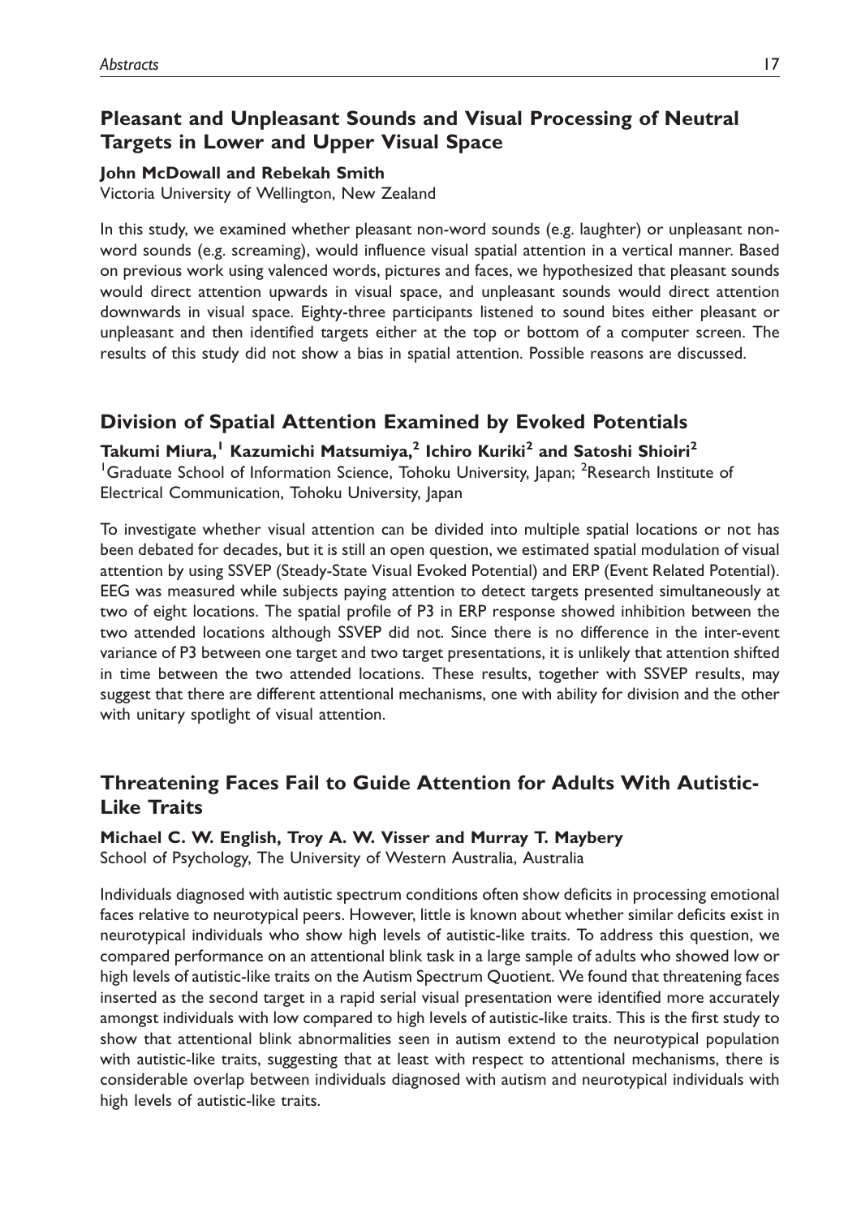## Pleasant and Unpleasant Sounds and Visual Processing of Neutral Targets in Lower and Upper Visual Space

**John McDowall and Rebekah Smith**

Victoria University of Wellington, New Zealand

In this study, we examined whether pleasant non-word sounds (e.g. laughter) or unpleasant non-word sounds (e.g. screaming), would influence visual spatial attention in a vertical manner. Based on previous work using valenced words, pictures and faces, we hypothesized that pleasant sounds would direct attention upwards in visual space, and unpleasant sounds would direct attention downwards in visual space. Eighty-three participants listened to sound bites either pleasant or unpleasant and then identified targets either at the top or bottom of a computer screen. The results of this study did not show a bias in spatial attention. Possible reasons are discussed.

## Division of Spatial Attention Examined by Evoked Potentials

**Takumi Miura,[1] Kazumichi Matsumiya,[2] Ichiro Kuriki[2] and Satoshi Shioiri[2]**

[1]Graduate School of Information Science, Tohoku University, Japan; [2]Research Institute of Electrical Communication, Tohoku University, Japan

To investigate whether visual attention can be divided into multiple spatial locations or not has been debated for decades, but it is still an open question, we estimated spatial modulation of visual attention by using SSVEP (Steady-State Visual Evoked Potential) and ERP (Event Related Potential). EEG was measured while subjects paying attention to detect targets presented simultaneously at two of eight locations. The spatial profile of P3 in ERP response showed inhibition between the two attended locations although SSVEP did not. Since there is no difference in the inter-event variance of P3 between one target and two target presentations, it is unlikely that attention shifted in time between the two attended locations. These results, together with SSVEP results, may suggest that there are different attentional mechanisms, one with ability for division and the other with unitary spotlight of visual attention.

## Threatening Faces Fail to Guide Attention for Adults With Autistic-Like Traits

**Michael C. W. English, Troy A. W. Visser and Murray T. Maybery**

School of Psychology, The University of Western Australia, Australia

Individuals diagnosed with autistic spectrum conditions often show deficits in processing emotional faces relative to neurotypical peers. However, little is known about whether similar deficits exist in neurotypical individuals who show high levels of autistic-like traits. To address this question, we compared performance on an attentional blink task in a large sample of adults who showed low or high levels of autistic-like traits on the Autism Spectrum Quotient. We found that threatening faces inserted as the second target in a rapid serial visual presentation were identified more accurately amongst individuals with low compared to high levels of autistic-like traits. This is the first study to show that attentional blink abnormalities seen in autism extend to the neurotypical population with autistic-like traits, suggesting that at least with respect to attentional mechanisms, there is considerable overlap between individuals diagnosed with autism and neurotypical individuals with high levels of autistic-like traits.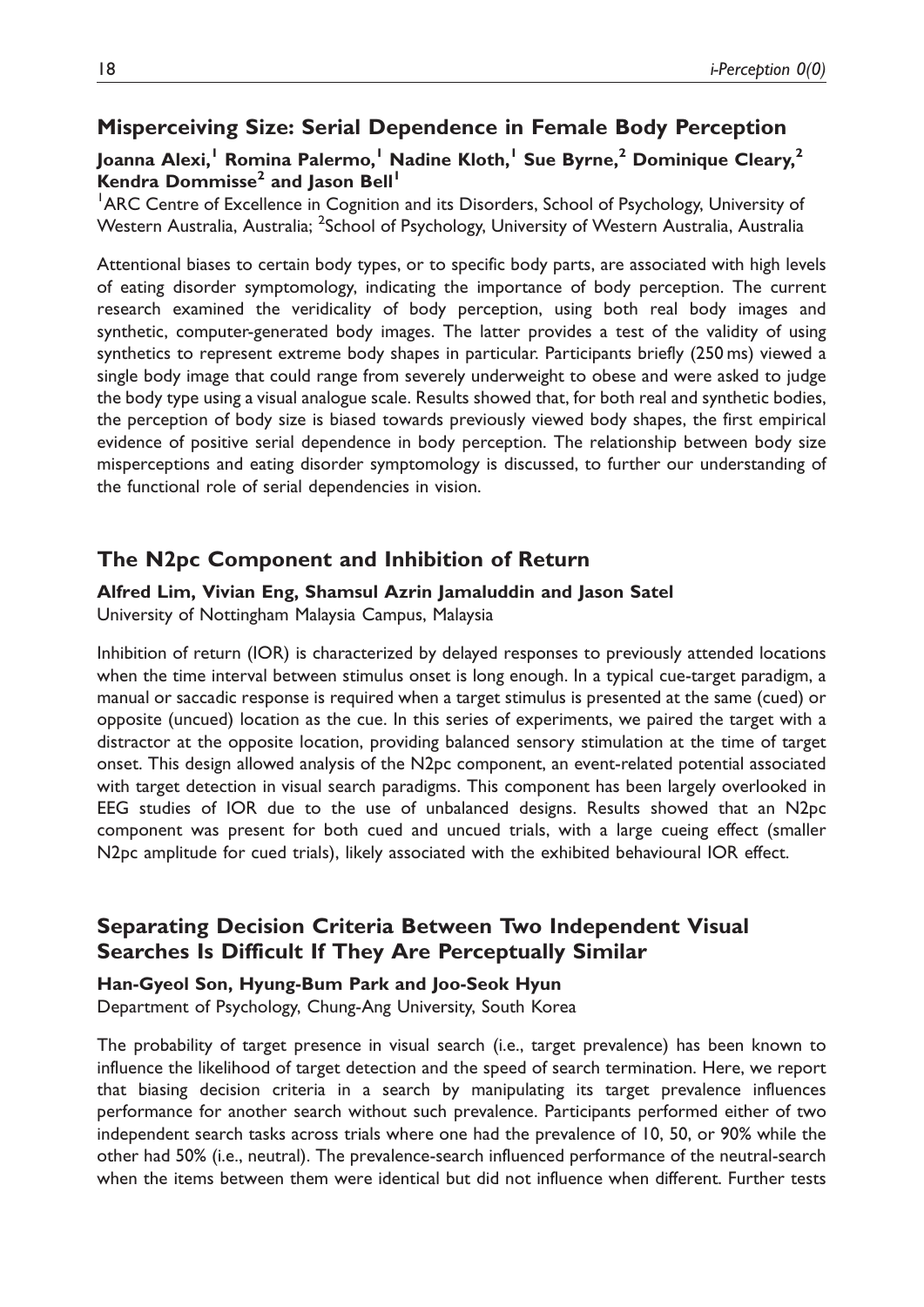## Misperceiving Size: Serial Dependence in Female Body Perception

**Joanna Alexi,[1] Romina Palermo,[1] Nadine Kloth,[1] Sue Byrne,[2] Dominique Cleary,[2] Kendra Dommisse[2] and Jason Bell[1]**

[1]ARC Centre of Excellence in Cognition and its Disorders, School of Psychology, University of Western Australia, Australia; [2]School of Psychology, University of Western Australia, Australia

Attentional biases to certain body types, or to specific body parts, are associated with high levels of eating disorder symptomology, indicating the importance of body perception. The current research examined the veridicality of body perception, using both real body images and synthetic, computer-generated body images. The latter provides a test of the validity of using synthetics to represent extreme body shapes in particular. Participants briefly (250 ms) viewed a single body image that could range from severely underweight to obese and were asked to judge the body type using a visual analogue scale. Results showed that, for both real and synthetic bodies, the perception of body size is biased towards previously viewed body shapes, the first empirical evidence of positive serial dependence in body perception. The relationship between body size misperceptions and eating disorder symptomology is discussed, to further our understanding of the functional role of serial dependencies in vision.

## The N2pc Component and Inhibition of Return

**Alfred Lim, Vivian Eng, Shamsul Azrin Jamaluddin and Jason Satel**

University of Nottingham Malaysia Campus, Malaysia

Inhibition of return (IOR) is characterized by delayed responses to previously attended locations when the time interval between stimulus onset is long enough. In a typical cue-target paradigm, a manual or saccadic response is required when a target stimulus is presented at the same (cued) or opposite (uncued) location as the cue. In this series of experiments, we paired the target with a distractor at the opposite location, providing balanced sensory stimulation at the time of target onset. This design allowed analysis of the N2pc component, an event-related potential associated with target detection in visual search paradigms. This component has been largely overlooked in EEG studies of IOR due to the use of unbalanced designs. Results showed that an N2pc component was present for both cued and uncued trials, with a large cueing effect (smaller N2pc amplitude for cued trials), likely associated with the exhibited behavioural IOR effect.

## Separating Decision Criteria Between Two Independent Visual Searches Is Difficult If They Are Perceptually Similar

**Han-Gyeol Son, Hyung-Bum Park and Joo-Seok Hyun**

Department of Psychology, Chung-Ang University, South Korea

The probability of target presence in visual search (i.e., target prevalence) has been known to influence the likelihood of target detection and the speed of search termination. Here, we report that biasing decision criteria in a search by manipulating its target prevalence influences performance for another search without such prevalence. Participants performed either of two independent search tasks across trials where one had the prevalence of 10, 50, or 90% while the other had 50% (i.e., neutral). The prevalence-search influenced performance of the neutral-search when the items between them were identical but did not influence when different. Further tests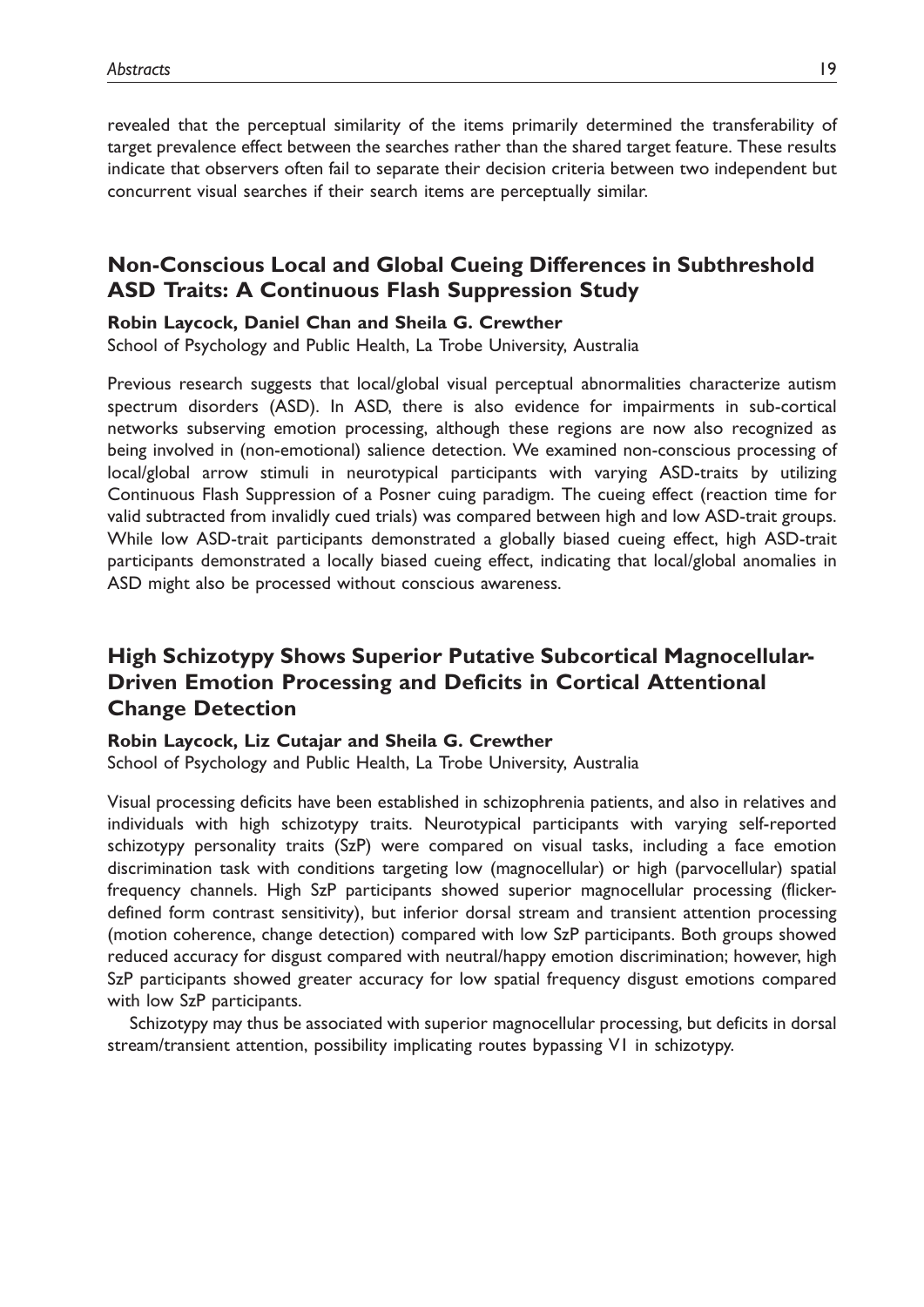revealed that the perceptual similarity of the items primarily determined the transferability of target prevalence effect between the searches rather than the shared target feature. These results indicate that observers often fail to separate their decision criteria between two independent but concurrent visual searches if their search items are perceptually similar.

## Non-Conscious Local and Global Cueing Differences in Subthreshold ASD Traits: A Continuous Flash Suppression Study

**Robin Laycock, Daniel Chan and Sheila G. Crewther**

School of Psychology and Public Health, La Trobe University, Australia

Previous research suggests that local/global visual perceptual abnormalities characterize autism spectrum disorders (ASD). In ASD, there is also evidence for impairments in sub-cortical networks subserving emotion processing, although these regions are now also recognized as being involved in (non-emotional) salience detection. We examined non-conscious processing of local/global arrow stimuli in neurotypical participants with varying ASD-traits by utilizing Continuous Flash Suppression of a Posner cuing paradigm. The cueing effect (reaction time for valid subtracted from invalidly cued trials) was compared between high and low ASD-trait groups. While low ASD-trait participants demonstrated a globally biased cueing effect, high ASD-trait participants demonstrated a locally biased cueing effect, indicating that local/global anomalies in ASD might also be processed without conscious awareness.

## High Schizotypy Shows Superior Putative Subcortical Magnocellular-Driven Emotion Processing and Deficits in Cortical Attentional Change Detection

**Robin Laycock, Liz Cutajar and Sheila G. Crewther**

School of Psychology and Public Health, La Trobe University, Australia

Visual processing deficits have been established in schizophrenia patients, and also in relatives and individuals with high schizotypy traits. Neurotypical participants with varying self-reported schizotypy personality traits (SzP) were compared on visual tasks, including a face emotion discrimination task with conditions targeting low (magnocellular) or high (parvocellular) spatial frequency channels. High SzP participants showed superior magnocellular processing (flicker-defined form contrast sensitivity), but inferior dorsal stream and transient attention processing (motion coherence, change detection) compared with low SzP participants. Both groups showed reduced accuracy for disgust compared with neutral/happy emotion discrimination; however, high SzP participants showed greater accuracy for low spatial frequency disgust emotions compared with low SzP participants.

Schizotypy may thus be associated with superior magnocellular processing, but deficits in dorsal stream/transient attention, possibility implicating routes bypassing V1 in schizotypy.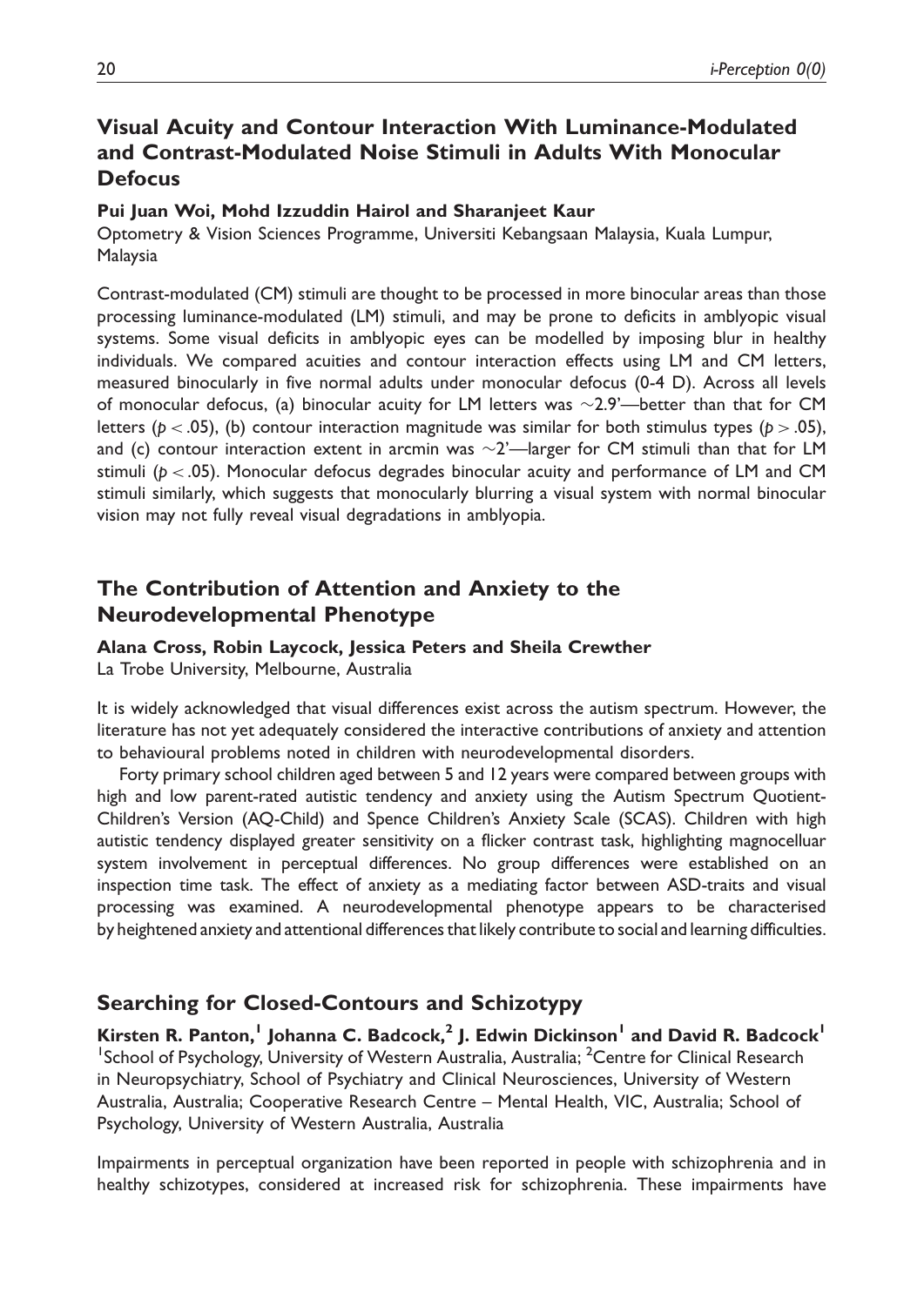## Visual Acuity and Contour Interaction With Luminance-Modulated and Contrast-Modulated Noise Stimuli in Adults With Monocular Defocus

**Pui Juan Woi, Mohd Izzuddin Hairol and Sharanjeet Kaur**

Optometry & Vision Sciences Programme, Universiti Kebangsaan Malaysia, Kuala Lumpur, Malaysia

Contrast-modulated (CM) stimuli are thought to be processed in more binocular areas than those processing luminance-modulated (LM) stimuli, and may be prone to deficits in amblyopic visual systems. Some visual deficits in amblyopic eyes can be modelled by imposing blur in healthy individuals. We compared acuities and contour interaction effects using LM and CM letters, measured binocularly in five normal adults under monocular defocus (0-4 D). Across all levels of monocular defocus, (a) binocular acuity for LM letters was ~2.9'—better than that for CM letters ($p < .05$), (b) contour interaction magnitude was similar for both stimulus types ($p > .05$), and (c) contour interaction extent in arcmin was ~2'—larger for CM stimuli than that for LM stimuli ($p < .05$). Monocular defocus degrades binocular acuity and performance of LM and CM stimuli similarly, which suggests that monocularly blurring a visual system with normal binocular vision may not fully reveal visual degradations in amblyopia.

## The Contribution of Attention and Anxiety to the Neurodevelopmental Phenotype

**Alana Cross, Robin Laycock, Jessica Peters and Sheila Crewther**

La Trobe University, Melbourne, Australia

It is widely acknowledged that visual differences exist across the autism spectrum. However, the literature has not yet adequately considered the interactive contributions of anxiety and attention to behavioural problems noted in children with neurodevelopmental disorders.

Forty primary school children aged between 5 and 12 years were compared between groups with high and low parent-rated autistic tendency and anxiety using the Autism Spectrum Quotient-Children's Version (AQ-Child) and Spence Children's Anxiety Scale (SCAS). Children with high autistic tendency displayed greater sensitivity on a flicker contrast task, highlighting magnocelluar system involvement in perceptual differences. No group differences were established on an inspection time task. The effect of anxiety as a mediating factor between ASD-traits and visual processing was examined. A neurodevelopmental phenotype appears to be characterised by heightened anxiety and attentional differences that likely contribute to social and learning difficulties.

## Searching for Closed-Contours and Schizotypy

**Kirsten R. Panton,[1] Johanna C. Badcock,[2] J. Edwin Dickinson[1] and David R. Badcock[1]**

[1]School of Psychology, University of Western Australia, Australia; [2]Centre for Clinical Research in Neuropsychiatry, School of Psychiatry and Clinical Neurosciences, University of Western Australia, Australia; Cooperative Research Centre – Mental Health, VIC, Australia; School of Psychology, University of Western Australia, Australia

Impairments in perceptual organization have been reported in people with schizophrenia and in healthy schizotypes, considered at increased risk for schizophrenia. These impairments have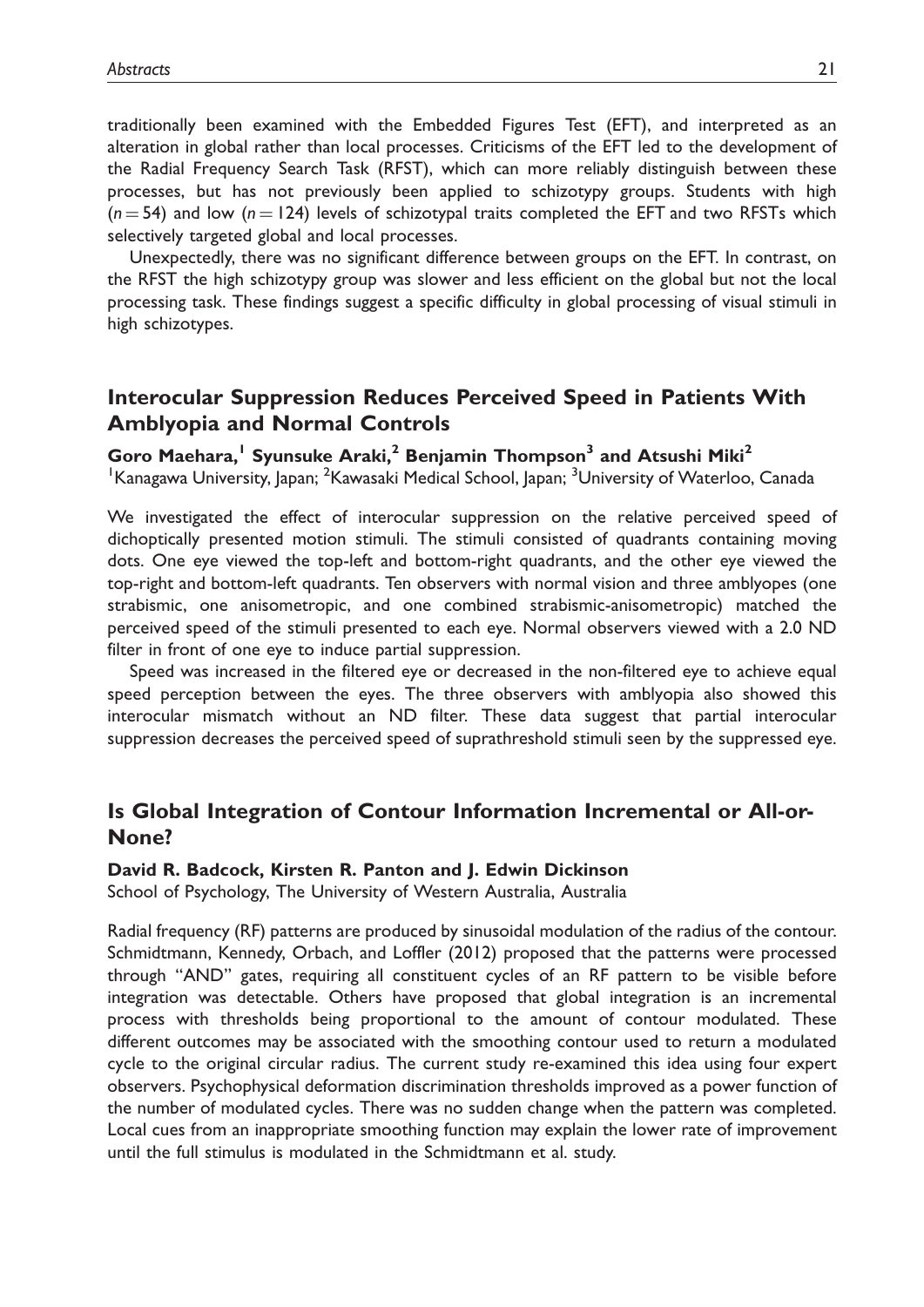traditionally been examined with the Embedded Figures Test (EFT), and interpreted as an alteration in global rather than local processes. Criticisms of the EFT led to the development of the Radial Frequency Search Task (RFST), which can more reliably distinguish between these processes, but has not previously been applied to schizotypy groups. Students with high ($n = 54$) and low ($n = 124$) levels of schizotypal traits completed the EFT and two RFSTs which selectively targeted global and local processes.

Unexpectedly, there was no significant difference between groups on the EFT. In contrast, on the RFST the high schizotypy group was slower and less efficient on the global but not the local processing task. These findings suggest a specific difficulty in global processing of visual stimuli in high schizotypes.

## Interocular Suppression Reduces Perceived Speed in Patients With Amblyopia and Normal Controls

**Goro Maehara,[1] Syunsuke Araki,[2] Benjamin Thompson[3] and Atsushi Miki[2]**

[1]Kanagawa University, Japan; [2]Kawasaki Medical School, Japan; [3]University of Waterloo, Canada

We investigated the effect of interocular suppression on the relative perceived speed of dichoptically presented motion stimuli. The stimuli consisted of quadrants containing moving dots. One eye viewed the top-left and bottom-right quadrants, and the other eye viewed the top-right and bottom-left quadrants. Ten observers with normal vision and three amblyopes (one strabismic, one anisometropic, and one combined strabismic-anisometropic) matched the perceived speed of the stimuli presented to each eye. Normal observers viewed with a 2.0 ND filter in front of one eye to induce partial suppression.

Speed was increased in the filtered eye or decreased in the non-filtered eye to achieve equal speed perception between the eyes. The three observers with amblyopia also showed this interocular mismatch without an ND filter. These data suggest that partial interocular suppression decreases the perceived speed of suprathreshold stimuli seen by the suppressed eye.

## Is Global Integration of Contour Information Incremental or All-or-None?

**David R. Badcock, Kirsten R. Panton and J. Edwin Dickinson**

School of Psychology, The University of Western Australia, Australia

Radial frequency (RF) patterns are produced by sinusoidal modulation of the radius of the contour. Schmidtmann, Kennedy, Orbach, and Loffler (2012) proposed that the patterns were processed through "AND" gates, requiring all constituent cycles of an RF pattern to be visible before integration was detectable. Others have proposed that global integration is an incremental process with thresholds being proportional to the amount of contour modulated. These different outcomes may be associated with the smoothing contour used to return a modulated cycle to the original circular radius. The current study re-examined this idea using four expert observers. Psychophysical deformation discrimination thresholds improved as a power function of the number of modulated cycles. There was no sudden change when the pattern was completed. Local cues from an inappropriate smoothing function may explain the lower rate of improvement until the full stimulus is modulated in the Schmidtmann et al. study.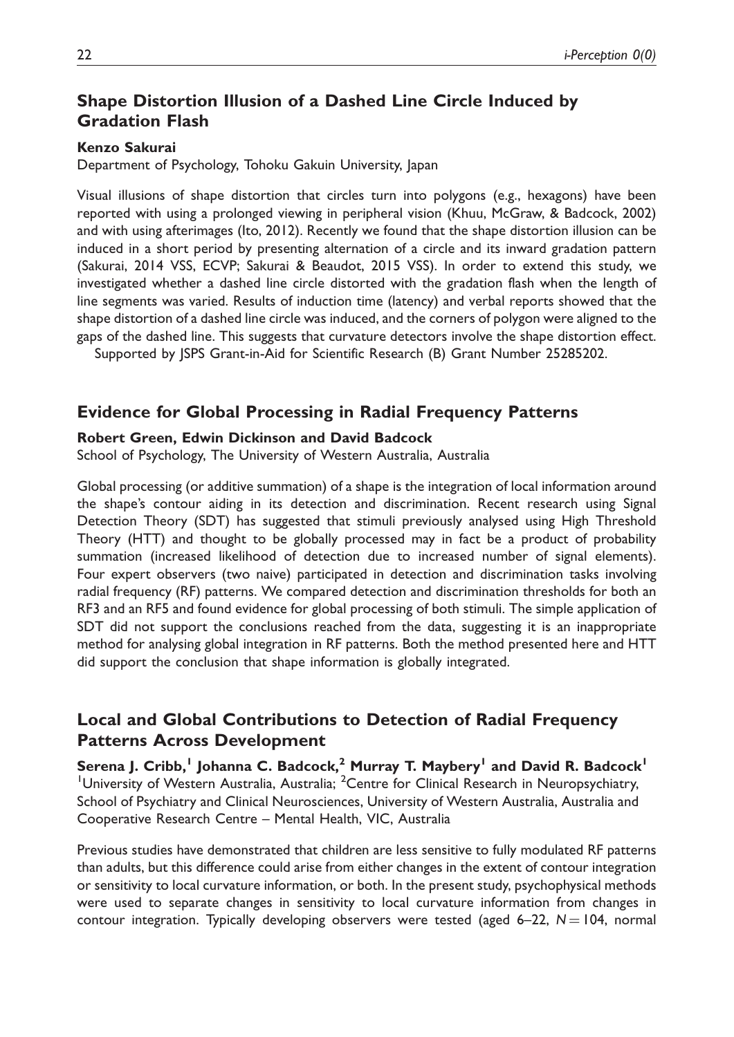## Shape Distortion Illusion of a Dashed Line Circle Induced by Gradation Flash

**Kenzo Sakurai**

Department of Psychology, Tohoku Gakuin University, Japan

Visual illusions of shape distortion that circles turn into polygons (e.g., hexagons) have been reported with using a prolonged viewing in peripheral vision (Khuu, McGraw, & Badcock, 2002) and with using afterimages (Ito, 2012). Recently we found that the shape distortion illusion can be induced in a short period by presenting alternation of a circle and its inward gradation pattern (Sakurai, 2014 VSS, ECVP; Sakurai & Beaudot, 2015 VSS). In order to extend this study, we investigated whether a dashed line circle distorted with the gradation flash when the length of line segments was varied. Results of induction time (latency) and verbal reports showed that the shape distortion of a dashed line circle was induced, and the corners of polygon were aligned to the gaps of the dashed line. This suggests that curvature detectors involve the shape distortion effect.

Supported by JSPS Grant-in-Aid for Scientific Research (B) Grant Number 25285202.

## Evidence for Global Processing in Radial Frequency Patterns

**Robert Green, Edwin Dickinson and David Badcock**

School of Psychology, The University of Western Australia, Australia

Global processing (or additive summation) of a shape is the integration of local information around the shape's contour aiding in its detection and discrimination. Recent research using Signal Detection Theory (SDT) has suggested that stimuli previously analysed using High Threshold Theory (HTT) and thought to be globally processed may in fact be a product of probability summation (increased likelihood of detection due to increased number of signal elements). Four expert observers (two naive) participated in detection and discrimination tasks involving radial frequency (RF) patterns. We compared detection and discrimination thresholds for both an RF3 and an RF5 and found evidence for global processing of both stimuli. The simple application of SDT did not support the conclusions reached from the data, suggesting it is an inappropriate method for analysing global integration in RF patterns. Both the method presented here and HTT did support the conclusion that shape information is globally integrated.

## Local and Global Contributions to Detection of Radial Frequency Patterns Across Development

**Serena J. Cribb,[1] Johanna C. Badcock,[2] Murray T. Maybery[1] and David R. Badcock[1]**

[1]University of Western Australia, Australia; [2]Centre for Clinical Research in Neuropsychiatry, School of Psychiatry and Clinical Neurosciences, University of Western Australia, Australia and Cooperative Research Centre – Mental Health, VIC, Australia

Previous studies have demonstrated that children are less sensitive to fully modulated RF patterns than adults, but this difference could arise from either changes in the extent of contour integration or sensitivity to local curvature information, or both. In the present study, psychophysical methods were used to separate changes in sensitivity to local curvature information from changes in contour integration. Typically developing observers were tested (aged 6–22, $N = 104$, normal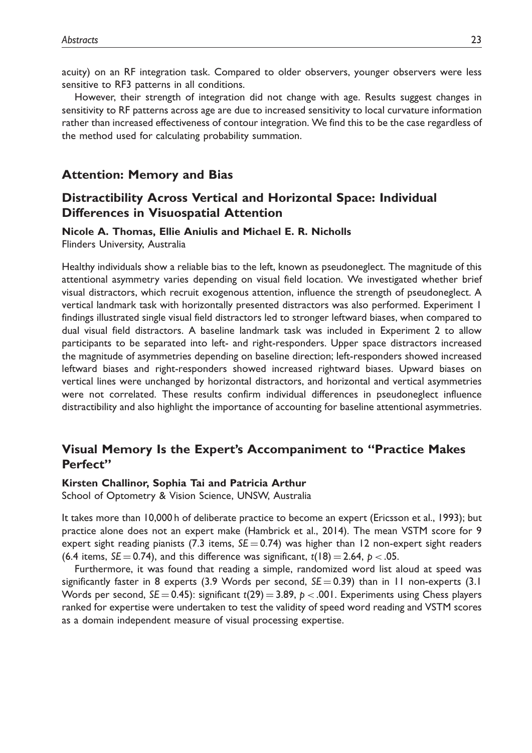acuity) on an RF integration task. Compared to older observers, younger observers were less sensitive to RF3 patterns in all conditions.

However, their strength of integration did not change with age. Results suggest changes in sensitivity to RF patterns across age are due to increased sensitivity to local curvature information rather than increased effectiveness of contour integration. We find this to be the case regardless of the method used for calculating probability summation.

## Attention: Memory and Bias

### Distractibility Across Vertical and Horizontal Space: Individual Differences in Visuospatial Attention

**Nicole A. Thomas, Ellie Aniulis and Michael E. R. Nicholls**
Flinders University, Australia

Healthy individuals show a reliable bias to the left, known as pseudoneglect. The magnitude of this attentional asymmetry varies depending on visual field location. We investigated whether brief visual distractors, which recruit exogenous attention, influence the strength of pseudoneglect. A vertical landmark task with horizontally presented distractors was also performed. Experiment 1 findings illustrated single visual field distractors led to stronger leftward biases, when compared to dual visual field distractors. A baseline landmark task was included in Experiment 2 to allow participants to be separated into left- and right-responders. Upper space distractors increased the magnitude of asymmetries depending on baseline direction; left-responders showed increased leftward biases and right-responders showed increased rightward biases. Upward biases on vertical lines were unchanged by horizontal distractors, and horizontal and vertical asymmetries were not correlated. These results confirm individual differences in pseudoneglect influence distractibility and also highlight the importance of accounting for baseline attentional asymmetries.

### Visual Memory Is the Expert's Accompaniment to "Practice Makes Perfect"

**Kirsten Challinor, Sophia Tai and Patricia Arthur**
School of Optometry & Vision Science, UNSW, Australia

It takes more than 10,000 h of deliberate practice to become an expert (Ericsson et al., 1993); but practice alone does not an expert make (Hambrick et al., 2014). The mean VSTM score for 9 expert sight reading pianists (7.3 items, $SE = 0.74$) was higher than 12 non-expert sight readers (6.4 items, $SE = 0.74$), and this difference was significant, $t(18) = 2.64$, $p < .05$.

Furthermore, it was found that reading a simple, randomized word list aloud at speed was significantly faster in 8 experts (3.9 Words per second, $SE = 0.39$) than in 11 non-experts (3.1 Words per second, $SE = 0.45$): significant $t(29) = 3.89$, $p < .001$. Experiments using Chess players ranked for expertise were undertaken to test the validity of speed word reading and VSTM scores as a domain independent measure of visual processing expertise.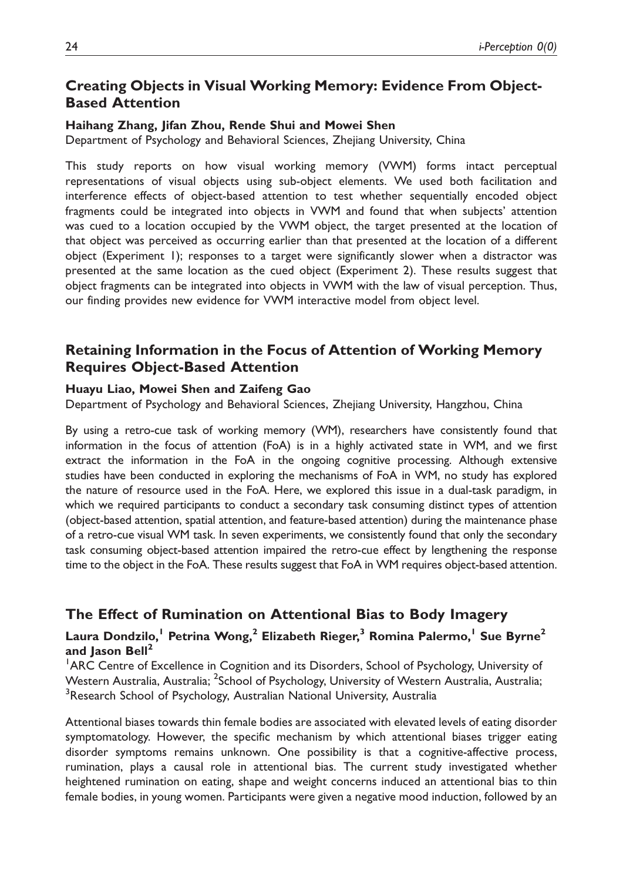## Creating Objects in Visual Working Memory: Evidence From Object-Based Attention

**Haihang Zhang, Jifan Zhou, Rende Shui and Mowei Shen**

Department of Psychology and Behavioral Sciences, Zhejiang University, China

This study reports on how visual working memory (VWM) forms intact perceptual representations of visual objects using sub-object elements. We used both facilitation and interference effects of object-based attention to test whether sequentially encoded object fragments could be integrated into objects in VWM and found that when subjects' attention was cued to a location occupied by the VWM object, the target presented at the location of that object was perceived as occurring earlier than that presented at the location of a different object (Experiment 1); responses to a target were significantly slower when a distractor was presented at the same location as the cued object (Experiment 2). These results suggest that object fragments can be integrated into objects in VWM with the law of visual perception. Thus, our finding provides new evidence for VWM interactive model from object level.

## Retaining Information in the Focus of Attention of Working Memory Requires Object-Based Attention

**Huayu Liao, Mowei Shen and Zaifeng Gao**

Department of Psychology and Behavioral Sciences, Zhejiang University, Hangzhou, China

By using a retro-cue task of working memory (WM), researchers have consistently found that information in the focus of attention (FoA) is in a highly activated state in WM, and we first extract the information in the FoA in the ongoing cognitive processing. Although extensive studies have been conducted in exploring the mechanisms of FoA in WM, no study has explored the nature of resource used in the FoA. Here, we explored this issue in a dual-task paradigm, in which we required participants to conduct a secondary task consuming distinct types of attention (object-based attention, spatial attention, and feature-based attention) during the maintenance phase of a retro-cue visual WM task. In seven experiments, we consistently found that only the secondary task consuming object-based attention impaired the retro-cue effect by lengthening the response time to the object in the FoA. These results suggest that FoA in WM requires object-based attention.

## The Effect of Rumination on Attentional Bias to Body Imagery

**Laura Dondzilo,[1] Petrina Wong,[2] Elizabeth Rieger,[3] Romina Palermo,[1] Sue Byrne[2] and Jason Bell[2]**

[1]ARC Centre of Excellence in Cognition and its Disorders, School of Psychology, University of Western Australia, Australia; [2]School of Psychology, University of Western Australia, Australia; [3]Research School of Psychology, Australian National University, Australia

Attentional biases towards thin female bodies are associated with elevated levels of eating disorder symptomatology. However, the specific mechanism by which attentional biases trigger eating disorder symptoms remains unknown. One possibility is that a cognitive-affective process, rumination, plays a causal role in attentional bias. The current study investigated whether heightened rumination on eating, shape and weight concerns induced an attentional bias to thin female bodies, in young women. Participants were given a negative mood induction, followed by an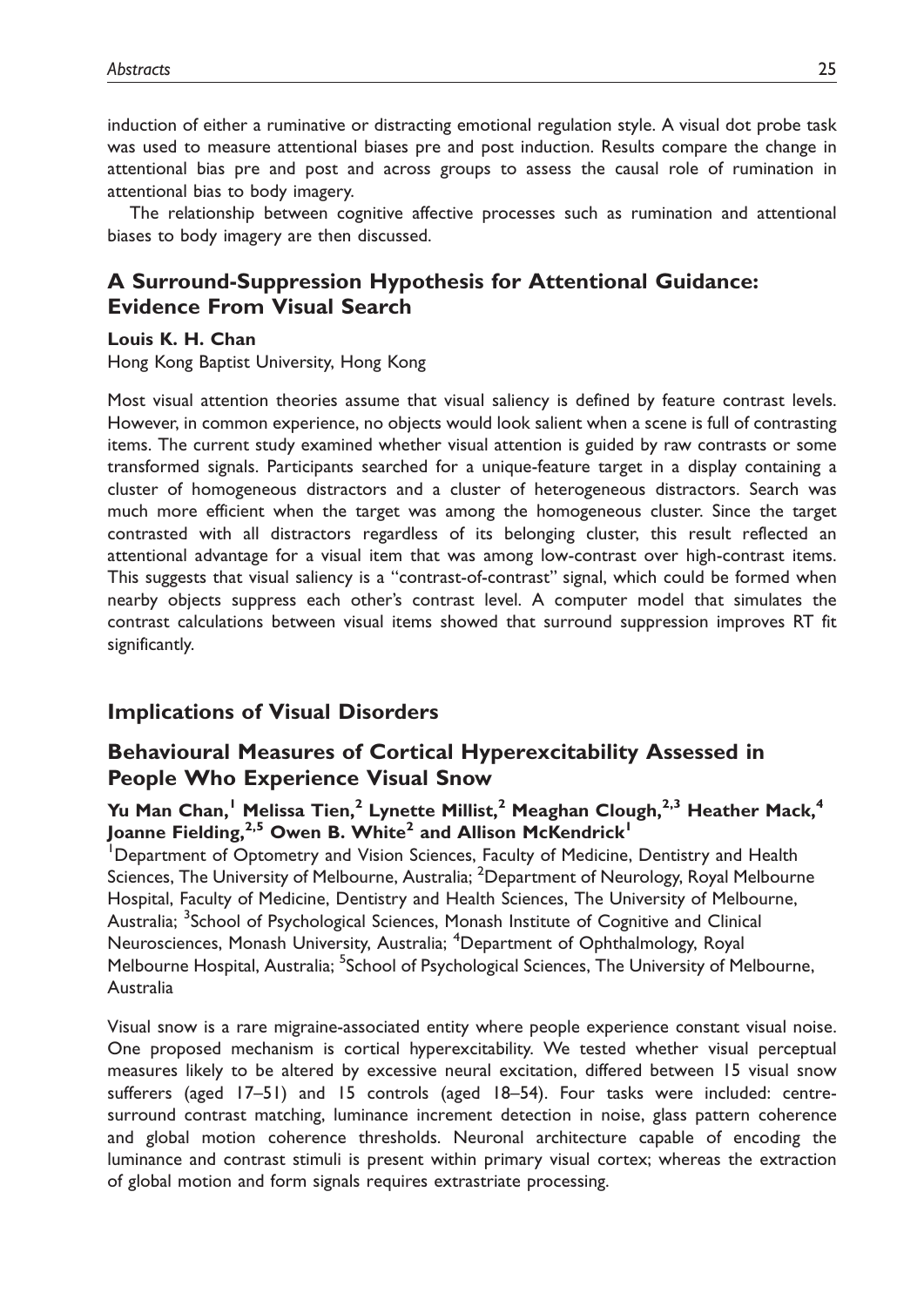induction of either a ruminative or distracting emotional regulation style. A visual dot probe task was used to measure attentional biases pre and post induction. Results compare the change in attentional bias pre and post and across groups to assess the causal role of rumination in attentional bias to body imagery.

The relationship between cognitive affective processes such as rumination and attentional biases to body imagery are then discussed.

## A Surround-Suppression Hypothesis for Attentional Guidance: Evidence From Visual Search

**Louis K. H. Chan**

Hong Kong Baptist University, Hong Kong

Most visual attention theories assume that visual saliency is defined by feature contrast levels. However, in common experience, no objects would look salient when a scene is full of contrasting items. The current study examined whether visual attention is guided by raw contrasts or some transformed signals. Participants searched for a unique-feature target in a display containing a cluster of homogeneous distractors and a cluster of heterogeneous distractors. Search was much more efficient when the target was among the homogeneous cluster. Since the target contrasted with all distractors regardless of its belonging cluster, this result reflected an attentional advantage for a visual item that was among low-contrast over high-contrast items. This suggests that visual saliency is a "contrast-of-contrast" signal, which could be formed when nearby objects suppress each other's contrast level. A computer model that simulates the contrast calculations between visual items showed that surround suppression improves RT fit significantly.

# Implications of Visual Disorders

## Behavioural Measures of Cortical Hyperexcitability Assessed in People Who Experience Visual Snow

**Yu Man Chan,[1] Melissa Tien,[2] Lynette Millist,[2] Meaghan Clough,[2,3] Heather Mack,[4] Joanne Fielding,[2,5] Owen B. White[2] and Allison McKendrick[1]**

[1]Department of Optometry and Vision Sciences, Faculty of Medicine, Dentistry and Health Sciences, The University of Melbourne, Australia; [2]Department of Neurology, Royal Melbourne Hospital, Faculty of Medicine, Dentistry and Health Sciences, The University of Melbourne, Australia; [3]School of Psychological Sciences, Monash Institute of Cognitive and Clinical Neurosciences, Monash University, Australia; [4]Department of Ophthalmology, Royal Melbourne Hospital, Australia; [5]School of Psychological Sciences, The University of Melbourne, Australia

Visual snow is a rare migraine-associated entity where people experience constant visual noise. One proposed mechanism is cortical hyperexcitability. We tested whether visual perceptual measures likely to be altered by excessive neural excitation, differed between 15 visual snow sufferers (aged 17–51) and 15 controls (aged 18–54). Four tasks were included: centre-surround contrast matching, luminance increment detection in noise, glass pattern coherence and global motion coherence thresholds. Neuronal architecture capable of encoding the luminance and contrast stimuli is present within primary visual cortex; whereas the extraction of global motion and form signals requires extrastriate processing.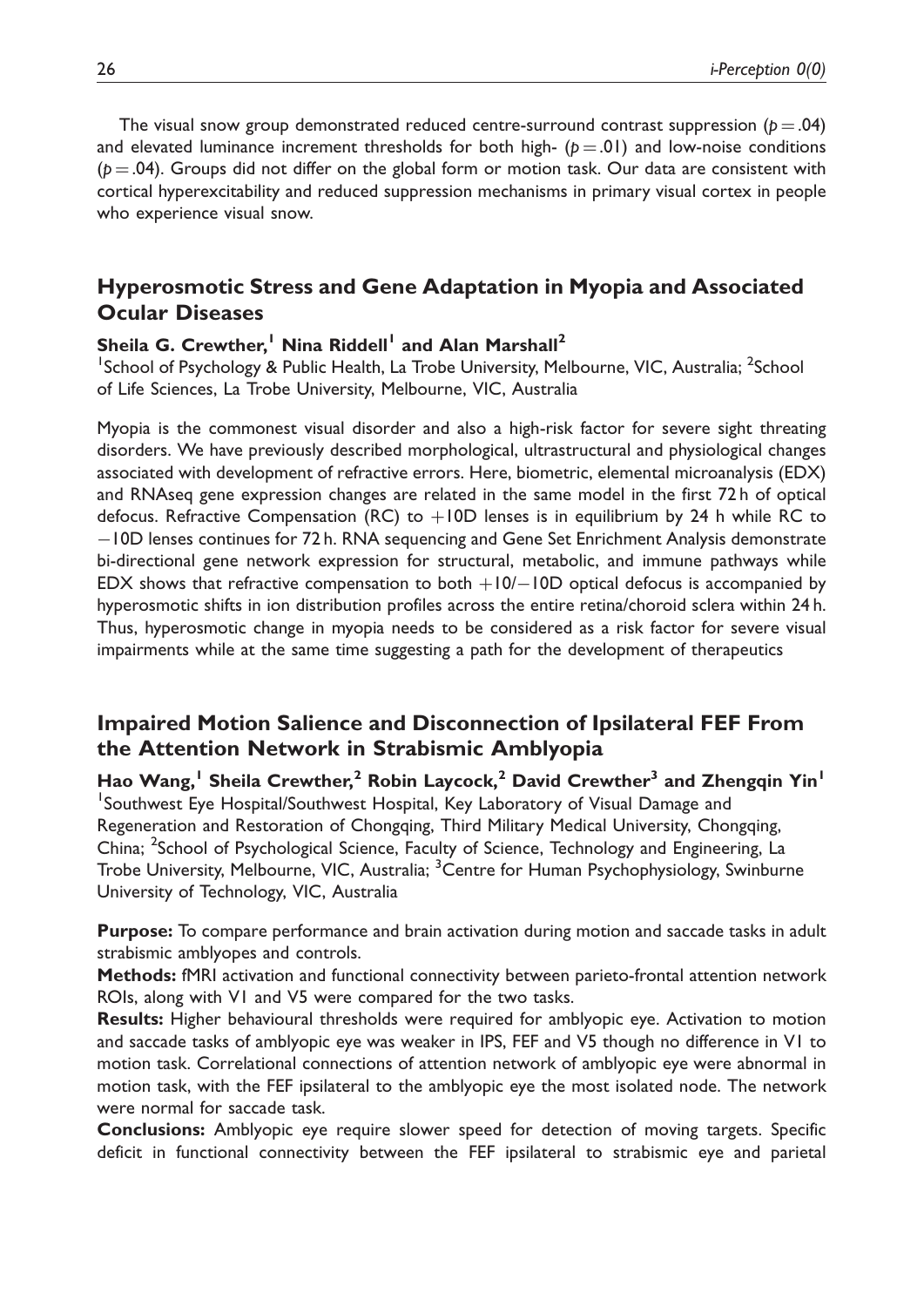The visual snow group demonstrated reduced centre-surround contrast suppression ($p = .04$) and elevated luminance increment thresholds for both high- ($p = .01$) and low-noise conditions ($p = .04$). Groups did not differ on the global form or motion task. Our data are consistent with cortical hyperexcitability and reduced suppression mechanisms in primary visual cortex in people who experience visual snow.

## Hyperosmotic Stress and Gene Adaptation in Myopia and Associated Ocular Diseases

**Sheila G. Crewther,[1] Nina Riddell[1] and Alan Marshall[2]**

[1]School of Psychology & Public Health, La Trobe University, Melbourne, VIC, Australia; [2]School of Life Sciences, La Trobe University, Melbourne, VIC, Australia

Myopia is the commonest visual disorder and also a high-risk factor for severe sight threating disorders. We have previously described morphological, ultrastructural and physiological changes associated with development of refractive errors. Here, biometric, elemental microanalysis (EDX) and RNAseq gene expression changes are related in the same model in the first 72 h of optical defocus. Refractive Compensation (RC) to +10D lenses is in equilibrium by 24 h while RC to −10D lenses continues for 72 h. RNA sequencing and Gene Set Enrichment Analysis demonstrate bi-directional gene network expression for structural, metabolic, and immune pathways while EDX shows that refractive compensation to both +10/−10D optical defocus is accompanied by hyperosmotic shifts in ion distribution profiles across the entire retina/choroid sclera within 24 h. Thus, hyperosmotic change in myopia needs to be considered as a risk factor for severe visual impairments while at the same time suggesting a path for the development of therapeutics

## Impaired Motion Salience and Disconnection of Ipsilateral FEF From the Attention Network in Strabismic Amblyopia

**Hao Wang,[1] Sheila Crewther,[2] Robin Laycock,[2] David Crewther[3] and Zhengqin Yin[1]**

[1]Southwest Eye Hospital/Southwest Hospital, Key Laboratory of Visual Damage and Regeneration and Restoration of Chongqing, Third Military Medical University, Chongqing, China; [2]School of Psychological Science, Faculty of Science, Technology and Engineering, La Trobe University, Melbourne, VIC, Australia; [3]Centre for Human Psychophysiology, Swinburne University of Technology, VIC, Australia

**Purpose:** To compare performance and brain activation during motion and saccade tasks in adult strabismic amblyopes and controls.

**Methods:** fMRI activation and functional connectivity between parieto-frontal attention network ROIs, along with V1 and V5 were compared for the two tasks.

**Results:** Higher behavioural thresholds were required for amblyopic eye. Activation to motion and saccade tasks of amblyopic eye was weaker in IPS, FEF and V5 though no difference in V1 to motion task. Correlational connections of attention network of amblyopic eye were abnormal in motion task, with the FEF ipsilateral to the amblyopic eye the most isolated node. The network were normal for saccade task.

**Conclusions:** Amblyopic eye require slower speed for detection of moving targets. Specific deficit in functional connectivity between the FEF ipsilateral to strabismic eye and parietal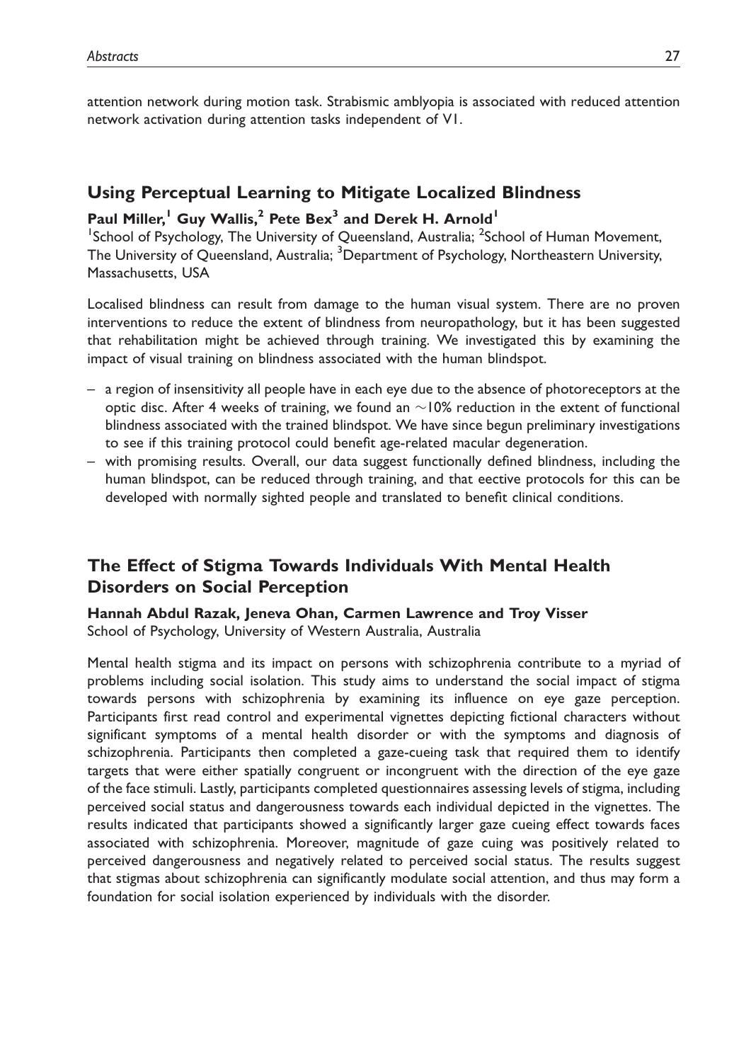attention network during motion task. Strabismic amblyopia is associated with reduced attention network activation during attention tasks independent of V1.

## Using Perceptual Learning to Mitigate Localized Blindness

**Paul Miller,[1] Guy Wallis,[2] Pete Bex[3] and Derek H. Arnold[1]**

[1]School of Psychology, The University of Queensland, Australia; [2]School of Human Movement, The University of Queensland, Australia; [3]Department of Psychology, Northeastern University, Massachusetts, USA

Localised blindness can result from damage to the human visual system. There are no proven interventions to reduce the extent of blindness from neuropathology, but it has been suggested that rehabilitation might be achieved through training. We investigated this by examining the impact of visual training on blindness associated with the human blindspot.

– a region of insensitivity all people have in each eye due to the absence of photoreceptors at the optic disc. After 4 weeks of training, we found an $\sim$10% reduction in the extent of functional blindness associated with the trained blindspot. We have since begun preliminary investigations to see if this training protocol could benefit age-related macular degeneration.

– with promising results. Overall, our data suggest functionally defined blindness, including the human blindspot, can be reduced through training, and that eective protocols for this can be developed with normally sighted people and translated to benefit clinical conditions.

## The Effect of Stigma Towards Individuals With Mental Health Disorders on Social Perception

**Hannah Abdul Razak, Jeneva Ohan, Carmen Lawrence and Troy Visser**

School of Psychology, University of Western Australia, Australia

Mental health stigma and its impact on persons with schizophrenia contribute to a myriad of problems including social isolation. This study aims to understand the social impact of stigma towards persons with schizophrenia by examining its influence on eye gaze perception. Participants first read control and experimental vignettes depicting fictional characters without significant symptoms of a mental health disorder or with the symptoms and diagnosis of schizophrenia. Participants then completed a gaze-cueing task that required them to identify targets that were either spatially congruent or incongruent with the direction of the eye gaze of the face stimuli. Lastly, participants completed questionnaires assessing levels of stigma, including perceived social status and dangerousness towards each individual depicted in the vignettes. The results indicated that participants showed a significantly larger gaze cueing effect towards faces associated with schizophrenia. Moreover, magnitude of gaze cuing was positively related to perceived dangerousness and negatively related to perceived social status. The results suggest that stigmas about schizophrenia can significantly modulate social attention, and thus may form a foundation for social isolation experienced by individuals with the disorder.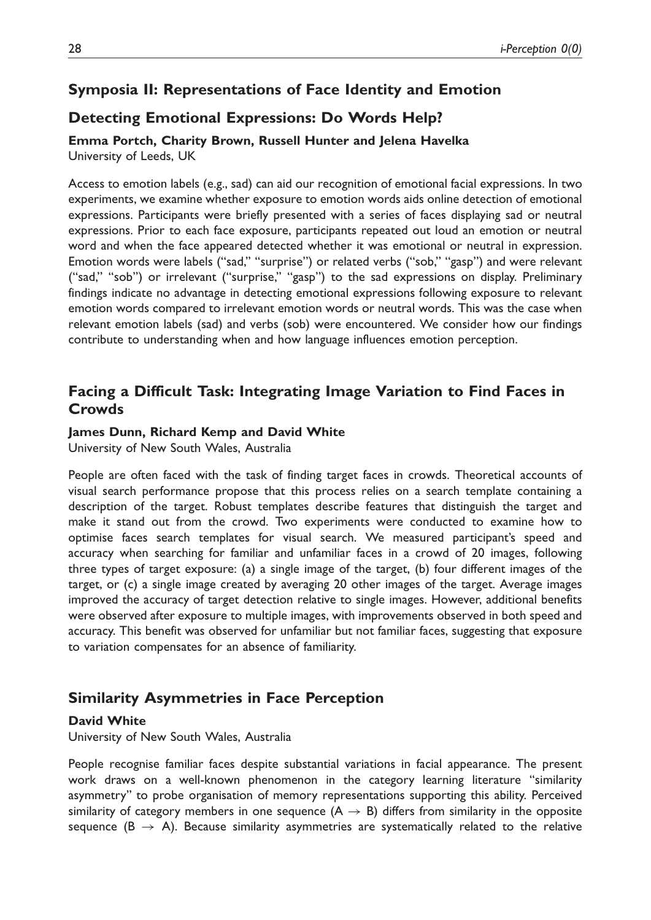## Symposia II: Representations of Face Identity and Emotion

### Detecting Emotional Expressions: Do Words Help?

**Emma Portch, Charity Brown, Russell Hunter and Jelena Havelka**
University of Leeds, UK

Access to emotion labels (e.g., sad) can aid our recognition of emotional facial expressions. In two experiments, we examine whether exposure to emotion words aids online detection of emotional expressions. Participants were briefly presented with a series of faces displaying sad or neutral expressions. Prior to each face exposure, participants repeated out loud an emotion or neutral word and when the face appeared detected whether it was emotional or neutral in expression. Emotion words were labels ("sad," "surprise") or related verbs ("sob," "gasp") and were relevant ("sad," "sob") or irrelevant ("surprise," "gasp") to the sad expressions on display. Preliminary findings indicate no advantage in detecting emotional expressions following exposure to relevant emotion words compared to irrelevant emotion words or neutral words. This was the case when relevant emotion labels (sad) and verbs (sob) were encountered. We consider how our findings contribute to understanding when and how language influences emotion perception.

### Facing a Difficult Task: Integrating Image Variation to Find Faces in Crowds

**James Dunn, Richard Kemp and David White**
University of New South Wales, Australia

People are often faced with the task of finding target faces in crowds. Theoretical accounts of visual search performance propose that this process relies on a search template containing a description of the target. Robust templates describe features that distinguish the target and make it stand out from the crowd. Two experiments were conducted to examine how to optimise faces search templates for visual search. We measured participant's speed and accuracy when searching for familiar and unfamiliar faces in a crowd of 20 images, following three types of target exposure: (a) a single image of the target, (b) four different images of the target, or (c) a single image created by averaging 20 other images of the target. Average images improved the accuracy of target detection relative to single images. However, additional benefits were observed after exposure to multiple images, with improvements observed in both speed and accuracy. This benefit was observed for unfamiliar but not familiar faces, suggesting that exposure to variation compensates for an absence of familiarity.

### Similarity Asymmetries in Face Perception

**David White**
University of New South Wales, Australia

People recognise familiar faces despite substantial variations in facial appearance. The present work draws on a well-known phenomenon in the category learning literature "similarity asymmetry" to probe organisation of memory representations supporting this ability. Perceived similarity of category members in one sequence ($A \rightarrow B$) differs from similarity in the opposite sequence ($B \rightarrow A$). Because similarity asymmetries are systematically related to the relative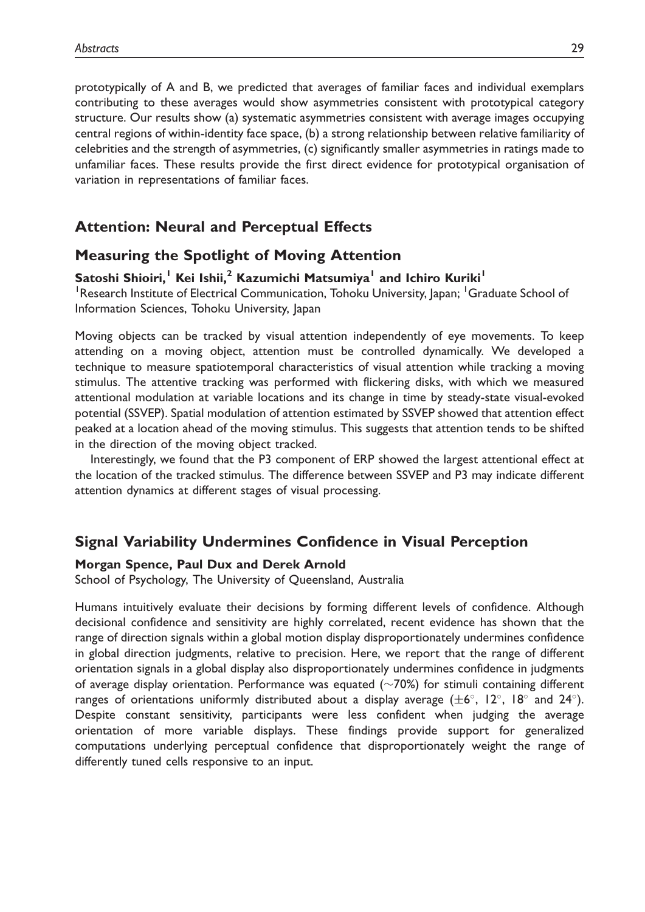prototypically of A and B, we predicted that averages of familiar faces and individual exemplars contributing to these averages would show asymmetries consistent with prototypical category structure. Our results show (a) systematic asymmetries consistent with average images occupying central regions of within-identity face space, (b) a strong relationship between relative familiarity of celebrities and the strength of asymmetries, (c) significantly smaller asymmetries in ratings made to unfamiliar faces. These results provide the first direct evidence for prototypical organisation of variation in representations of familiar faces.

## Attention: Neural and Perceptual Effects

## Measuring the Spotlight of Moving Attention

**Satoshi Shioiri,[1] Kei Ishii,[2] Kazumichi Matsumiya[1] and Ichiro Kuriki[1]**

[1]Research Institute of Electrical Communication, Tohoku University, Japan; [1]Graduate School of Information Sciences, Tohoku University, Japan

Moving objects can be tracked by visual attention independently of eye movements. To keep attending on a moving object, attention must be controlled dynamically. We developed a technique to measure spatiotemporal characteristics of visual attention while tracking a moving stimulus. The attentive tracking was performed with flickering disks, with which we measured attentional modulation at variable locations and its change in time by steady-state visual-evoked potential (SSVEP). Spatial modulation of attention estimated by SSVEP showed that attention effect peaked at a location ahead of the moving stimulus. This suggests that attention tends to be shifted in the direction of the moving object tracked.

Interestingly, we found that the P3 component of ERP showed the largest attentional effect at the location of the tracked stimulus. The difference between SSVEP and P3 may indicate different attention dynamics at different stages of visual processing.

## Signal Variability Undermines Confidence in Visual Perception

**Morgan Spence, Paul Dux and Derek Arnold**

School of Psychology, The University of Queensland, Australia

Humans intuitively evaluate their decisions by forming different levels of confidence. Although decisional confidence and sensitivity are highly correlated, recent evidence has shown that the range of direction signals within a global motion display disproportionately undermines confidence in global direction judgments, relative to precision. Here, we report that the range of different orientation signals in a global display also disproportionately undermines confidence in judgments of average display orientation. Performance was equated ($\sim$70%) for stimuli containing different ranges of orientations uniformly distributed about a display average ($\pm 6^\circ$, $12^\circ$, $18^\circ$ and $24^\circ$). Despite constant sensitivity, participants were less confident when judging the average orientation of more variable displays. These findings provide support for generalized computations underlying perceptual confidence that disproportionately weight the range of differently tuned cells responsive to an input.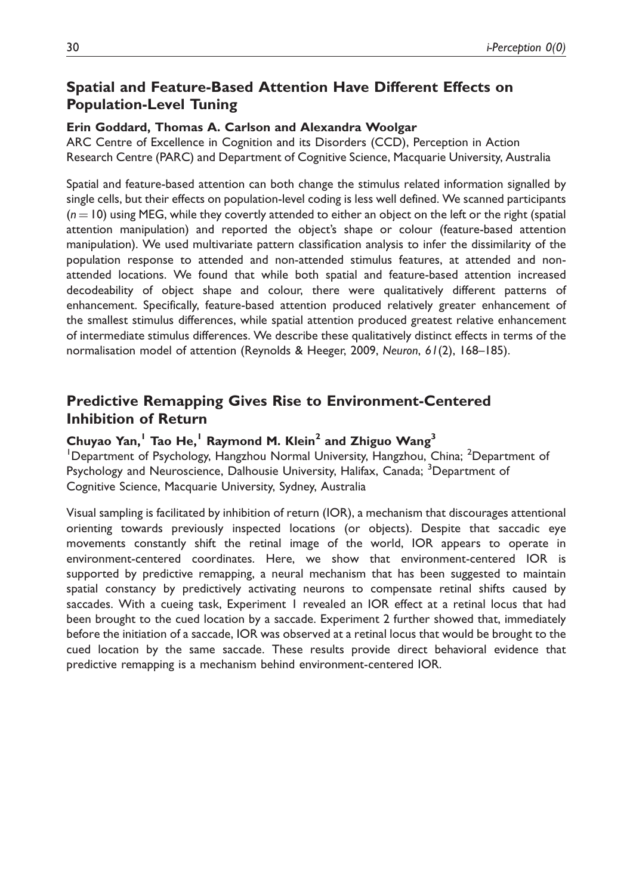## Spatial and Feature-Based Attention Have Different Effects on Population-Level Tuning

**Erin Goddard, Thomas A. Carlson and Alexandra Woolgar**

ARC Centre of Excellence in Cognition and its Disorders (CCD), Perception in Action Research Centre (PARC) and Department of Cognitive Science, Macquarie University, Australia

Spatial and feature-based attention can both change the stimulus related information signalled by single cells, but their effects on population-level coding is less well defined. We scanned participants ($n = 10$) using MEG, while they covertly attended to either an object on the left or the right (spatial attention manipulation) and reported the object's shape or colour (feature-based attention manipulation). We used multivariate pattern classification analysis to infer the dissimilarity of the population response to attended and non-attended stimulus features, at attended and non-attended locations. We found that while both spatial and feature-based attention increased decodeability of object shape and colour, there were qualitatively different patterns of enhancement. Specifically, feature-based attention produced relatively greater enhancement of the smallest stimulus differences, while spatial attention produced greatest relative enhancement of intermediate stimulus differences. We describe these qualitatively distinct effects in terms of the normalisation model of attention (Reynolds & Heeger, 2009, *Neuron*, *61*(2), 168–185).

## Predictive Remapping Gives Rise to Environment-Centered Inhibition of Return

**Chuyao Yan,[1] Tao He,[1] Raymond M. Klein[2] and Zhiguo Wang[3]**

[1]Department of Psychology, Hangzhou Normal University, Hangzhou, China; [2]Department of Psychology and Neuroscience, Dalhousie University, Halifax, Canada; [3]Department of Cognitive Science, Macquarie University, Sydney, Australia

Visual sampling is facilitated by inhibition of return (IOR), a mechanism that discourages attentional orienting towards previously inspected locations (or objects). Despite that saccadic eye movements constantly shift the retinal image of the world, IOR appears to operate in environment-centered coordinates. Here, we show that environment-centered IOR is supported by predictive remapping, a neural mechanism that has been suggested to maintain spatial constancy by predictively activating neurons to compensate retinal shifts caused by saccades. With a cueing task, Experiment 1 revealed an IOR effect at a retinal locus that had been brought to the cued location by a saccade. Experiment 2 further showed that, immediately before the initiation of a saccade, IOR was observed at a retinal locus that would be brought to the cued location by the same saccade. These results provide direct behavioral evidence that predictive remapping is a mechanism behind environment-centered IOR.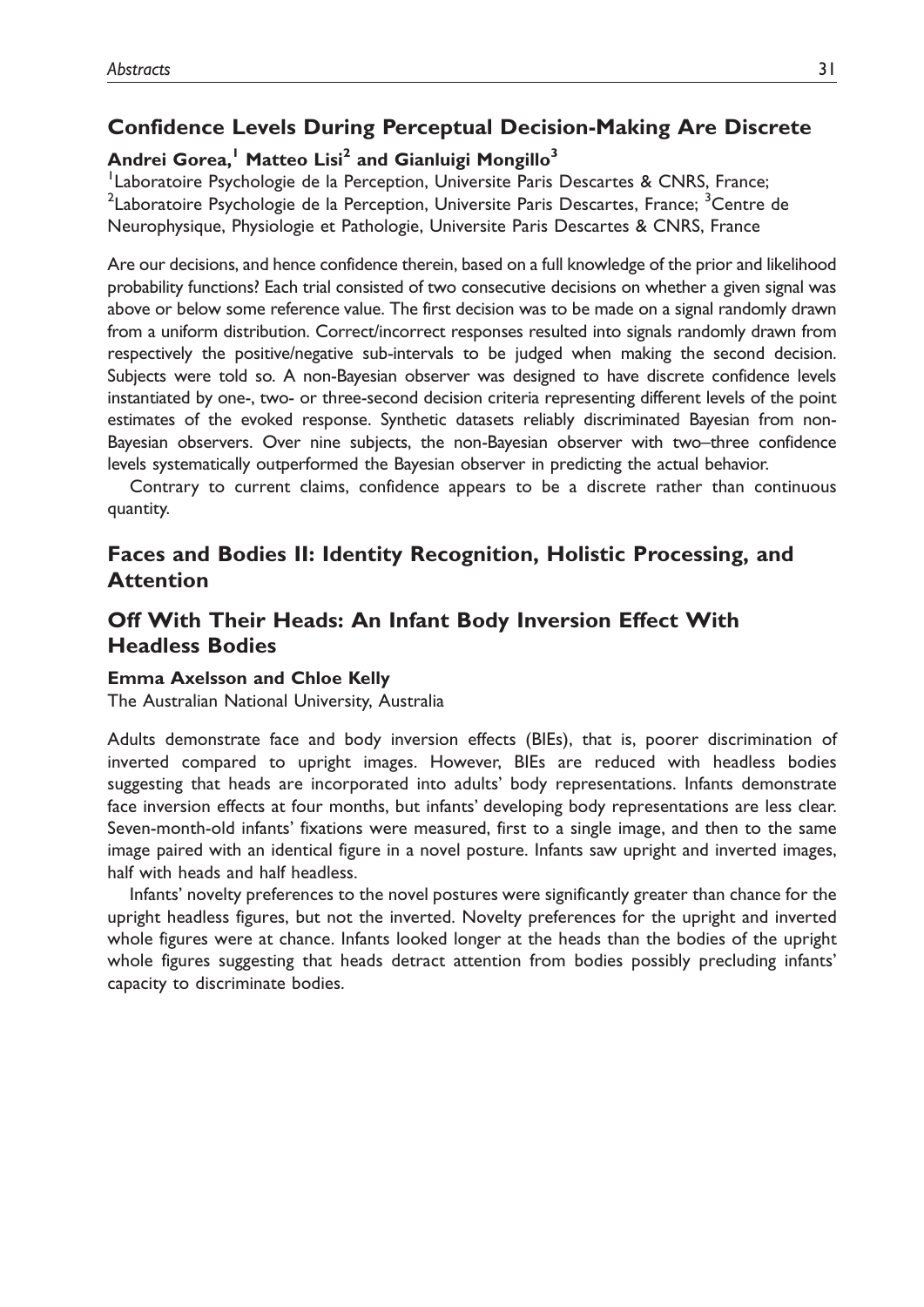## Confidence Levels During Perceptual Decision-Making Are Discrete

**Andrei Gorea,[1] Matteo Lisi[2] and Gianluigi Mongillo[3]**

[1]Laboratoire Psychologie de la Perception, Universite Paris Descartes & CNRS, France; [2]Laboratoire Psychologie de la Perception, Universite Paris Descartes, France; [3]Centre de Neurophysique, Physiologie et Pathologie, Universite Paris Descartes & CNRS, France

Are our decisions, and hence confidence therein, based on a full knowledge of the prior and likelihood probability functions? Each trial consisted of two consecutive decisions on whether a given signal was above or below some reference value. The first decision was to be made on a signal randomly drawn from a uniform distribution. Correct/incorrect responses resulted into signals randomly drawn from respectively the positive/negative sub-intervals to be judged when making the second decision. Subjects were told so. A non-Bayesian observer was designed to have discrete confidence levels instantiated by one-, two- or three-second decision criteria representing different levels of the point estimates of the evoked response. Synthetic datasets reliably discriminated Bayesian from non-Bayesian observers. Over nine subjects, the non-Bayesian observer with two–three confidence levels systematically outperformed the Bayesian observer in predicting the actual behavior.

Contrary to current claims, confidence appears to be a discrete rather than continuous quantity.

# Faces and Bodies II: Identity Recognition, Holistic Processing, and Attention

## Off With Their Heads: An Infant Body Inversion Effect With Headless Bodies

**Emma Axelsson and Chloe Kelly**

The Australian National University, Australia

Adults demonstrate face and body inversion effects (BIEs), that is, poorer discrimination of inverted compared to upright images. However, BIEs are reduced with headless bodies suggesting that heads are incorporated into adults' body representations. Infants demonstrate face inversion effects at four months, but infants' developing body representations are less clear. Seven-month-old infants' fixations were measured, first to a single image, and then to the same image paired with an identical figure in a novel posture. Infants saw upright and inverted images, half with heads and half headless.

Infants' novelty preferences to the novel postures were significantly greater than chance for the upright headless figures, but not the inverted. Novelty preferences for the upright and inverted whole figures were at chance. Infants looked longer at the heads than the bodies of the upright whole figures suggesting that heads detract attention from bodies possibly precluding infants' capacity to discriminate bodies.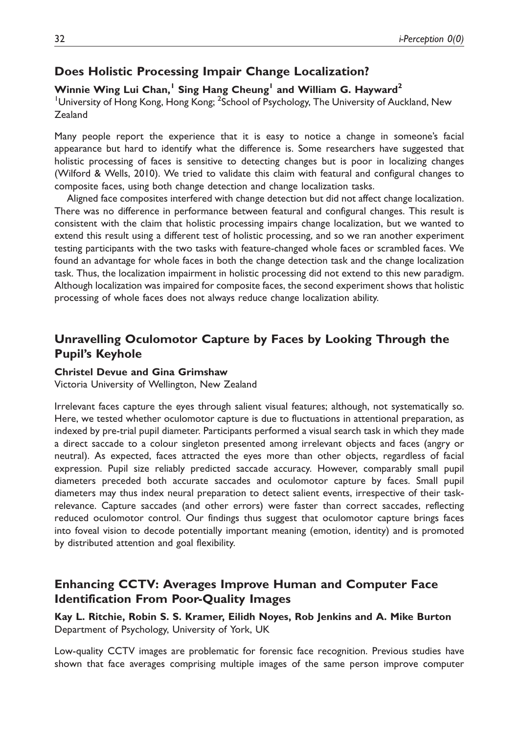## Does Holistic Processing Impair Change Localization?

**Winnie Wing Lui Chan,[1] Sing Hang Cheung[1] and William G. Hayward[2]**

[1]University of Hong Kong, Hong Kong; [2]School of Psychology, The University of Auckland, New Zealand

Many people report the experience that it is easy to notice a change in someone's facial appearance but hard to identify what the difference is. Some researchers have suggested that holistic processing of faces is sensitive to detecting changes but is poor in localizing changes (Wilford & Wells, 2010). We tried to validate this claim with featural and configural changes to composite faces, using both change detection and change localization tasks.

Aligned face composites interfered with change detection but did not affect change localization. There was no difference in performance between featural and configural changes. This result is consistent with the claim that holistic processing impairs change localization, but we wanted to extend this result using a different test of holistic processing, and so we ran another experiment testing participants with the two tasks with feature-changed whole faces or scrambled faces. We found an advantage for whole faces in both the change detection task and the change localization task. Thus, the localization impairment in holistic processing did not extend to this new paradigm. Although localization was impaired for composite faces, the second experiment shows that holistic processing of whole faces does not always reduce change localization ability.

## Unravelling Oculomotor Capture by Faces by Looking Through the Pupil's Keyhole

**Christel Devue and Gina Grimshaw**

Victoria University of Wellington, New Zealand

Irrelevant faces capture the eyes through salient visual features; although, not systematically so. Here, we tested whether oculomotor capture is due to fluctuations in attentional preparation, as indexed by pre-trial pupil diameter. Participants performed a visual search task in which they made a direct saccade to a colour singleton presented among irrelevant objects and faces (angry or neutral). As expected, faces attracted the eyes more than other objects, regardless of facial expression. Pupil size reliably predicted saccade accuracy. However, comparably small pupil diameters preceded both accurate saccades and oculomotor capture by faces. Small pupil diameters may thus index neural preparation to detect salient events, irrespective of their task-relevance. Capture saccades (and other errors) were faster than correct saccades, reflecting reduced oculomotor control. Our findings thus suggest that oculomotor capture brings faces into foveal vision to decode potentially important meaning (emotion, identity) and is promoted by distributed attention and goal flexibility.

## Enhancing CCTV: Averages Improve Human and Computer Face Identification From Poor-Quality Images

**Kay L. Ritchie, Robin S. S. Kramer, Eilidh Noyes, Rob Jenkins and A. Mike Burton**

Department of Psychology, University of York, UK

Low-quality CCTV images are problematic for forensic face recognition. Previous studies have shown that face averages comprising multiple images of the same person improve computer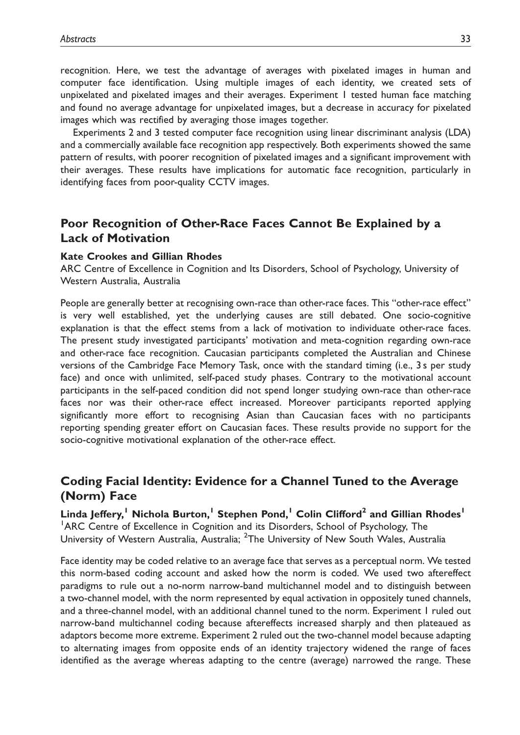recognition. Here, we test the advantage of averages with pixelated images in human and computer face identification. Using multiple images of each identity, we created sets of unpixelated and pixelated images and their averages. Experiment 1 tested human face matching and found no average advantage for unpixelated images, but a decrease in accuracy for pixelated images which was rectified by averaging those images together.

Experiments 2 and 3 tested computer face recognition using linear discriminant analysis (LDA) and a commercially available face recognition app respectively. Both experiments showed the same pattern of results, with poorer recognition of pixelated images and a significant improvement with their averages. These results have implications for automatic face recognition, particularly in identifying faces from poor-quality CCTV images.

## Poor Recognition of Other-Race Faces Cannot Be Explained by a Lack of Motivation

**Kate Crookes and Gillian Rhodes**
ARC Centre of Excellence in Cognition and Its Disorders, School of Psychology, University of Western Australia, Australia

People are generally better at recognising own-race than other-race faces. This "other-race effect" is very well established, yet the underlying causes are still debated. One socio-cognitive explanation is that the effect stems from a lack of motivation to individuate other-race faces. The present study investigated participants' motivation and meta-cognition regarding own-race and other-race face recognition. Caucasian participants completed the Australian and Chinese versions of the Cambridge Face Memory Task, once with the standard timing (i.e., 3 s per study face) and once with unlimited, self-paced study phases. Contrary to the motivational account participants in the self-paced condition did not spend longer studying own-race than other-race faces nor was their other-race effect increased. Moreover participants reported applying significantly more effort to recognising Asian than Caucasian faces with no participants reporting spending greater effort on Caucasian faces. These results provide no support for the socio-cognitive motivational explanation of the other-race effect.

## Coding Facial Identity: Evidence for a Channel Tuned to the Average (Norm) Face

**Linda Jeffery,[1] Nichola Burton,[1] Stephen Pond,[1] Colin Clifford[2] and Gillian Rhodes[1]**
[1]ARC Centre of Excellence in Cognition and its Disorders, School of Psychology, The University of Western Australia, Australia; [2]The University of New South Wales, Australia

Face identity may be coded relative to an average face that serves as a perceptual norm. We tested this norm-based coding account and asked how the norm is coded. We used two aftereffect paradigms to rule out a no-norm narrow-band multichannel model and to distinguish between a two-channel model, with the norm represented by equal activation in oppositely tuned channels, and a three-channel model, with an additional channel tuned to the norm. Experiment 1 ruled out narrow-band multichannel coding because aftereffects increased sharply and then plateaued as adaptors become more extreme. Experiment 2 ruled out the two-channel model because adapting to alternating images from opposite ends of an identity trajectory widened the range of faces identified as the average whereas adapting to the centre (average) narrowed the range. These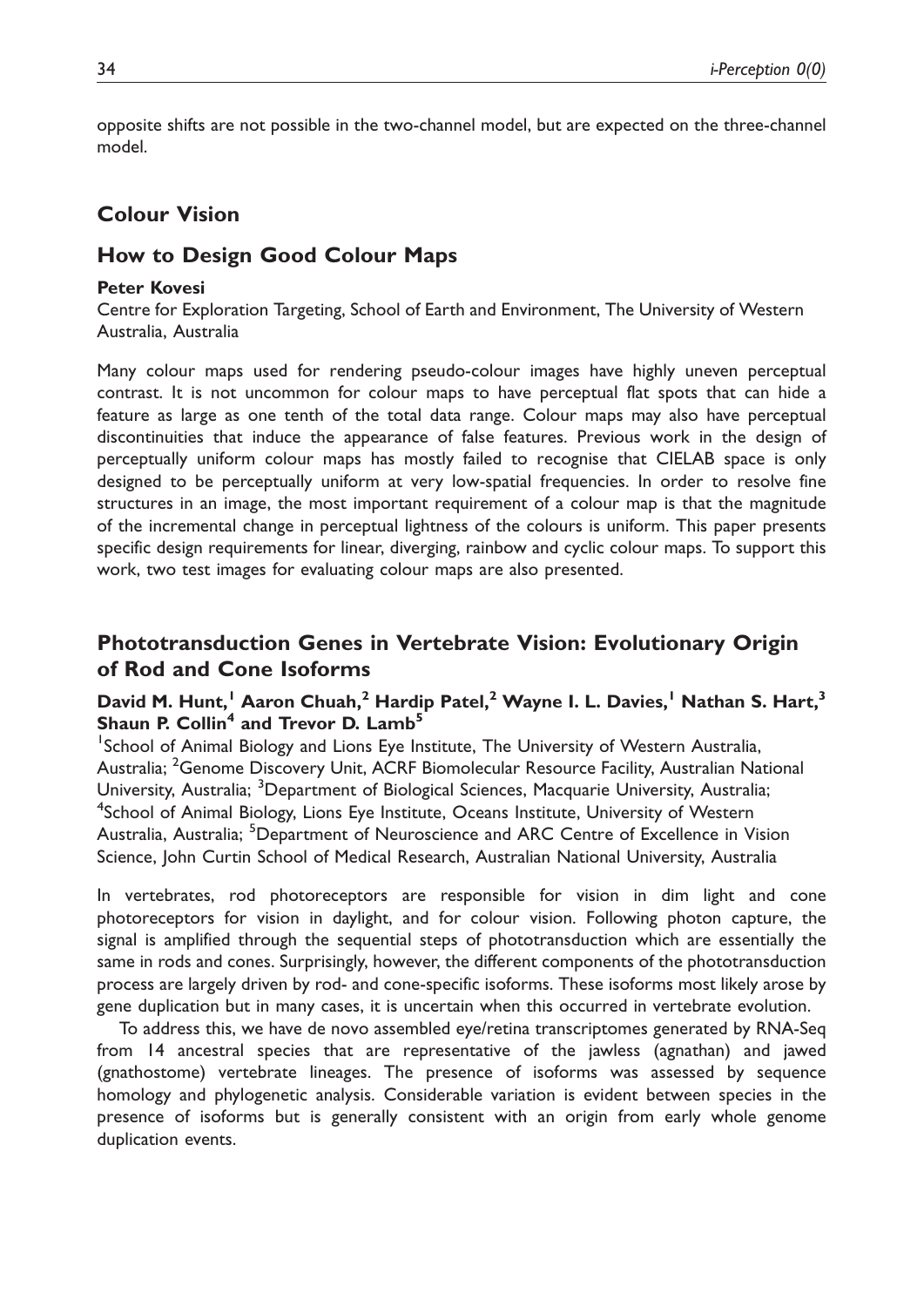opposite shifts are not possible in the two-channel model, but are expected on the three-channel model.

# Colour Vision

## How to Design Good Colour Maps

**Peter Kovesi**

Centre for Exploration Targeting, School of Earth and Environment, The University of Western Australia, Australia

Many colour maps used for rendering pseudo-colour images have highly uneven perceptual contrast. It is not uncommon for colour maps to have perceptual flat spots that can hide a feature as large as one tenth of the total data range. Colour maps may also have perceptual discontinuities that induce the appearance of false features. Previous work in the design of perceptually uniform colour maps has mostly failed to recognise that CIELAB space is only designed to be perceptually uniform at very low-spatial frequencies. In order to resolve fine structures in an image, the most important requirement of a colour map is that the magnitude of the incremental change in perceptual lightness of the colours is uniform. This paper presents specific design requirements for linear, diverging, rainbow and cyclic colour maps. To support this work, two test images for evaluating colour maps are also presented.

## Phototransduction Genes in Vertebrate Vision: Evolutionary Origin of Rod and Cone Isoforms

**David M. Hunt,[1] Aaron Chuah,[2] Hardip Patel,[2] Wayne I. L. Davies,[1] Nathan S. Hart,[3] Shaun P. Collin[4] and Trevor D. Lamb[5]**

[1]School of Animal Biology and Lions Eye Institute, The University of Western Australia, Australia; [2]Genome Discovery Unit, ACRF Biomolecular Resource Facility, Australian National University, Australia; [3]Department of Biological Sciences, Macquarie University, Australia; [4]School of Animal Biology, Lions Eye Institute, Oceans Institute, University of Western Australia, Australia; [5]Department of Neuroscience and ARC Centre of Excellence in Vision Science, John Curtin School of Medical Research, Australian National University, Australia

In vertebrates, rod photoreceptors are responsible for vision in dim light and cone photoreceptors for vision in daylight, and for colour vision. Following photon capture, the signal is amplified through the sequential steps of phototransduction which are essentially the same in rods and cones. Surprisingly, however, the different components of the phototransduction process are largely driven by rod- and cone-specific isoforms. These isoforms most likely arose by gene duplication but in many cases, it is uncertain when this occurred in vertebrate evolution.

To address this, we have de novo assembled eye/retina transcriptomes generated by RNA-Seq from 14 ancestral species that are representative of the jawless (agnathan) and jawed (gnathostome) vertebrate lineages. The presence of isoforms was assessed by sequence homology and phylogenetic analysis. Considerable variation is evident between species in the presence of isoforms but is generally consistent with an origin from early whole genome duplication events.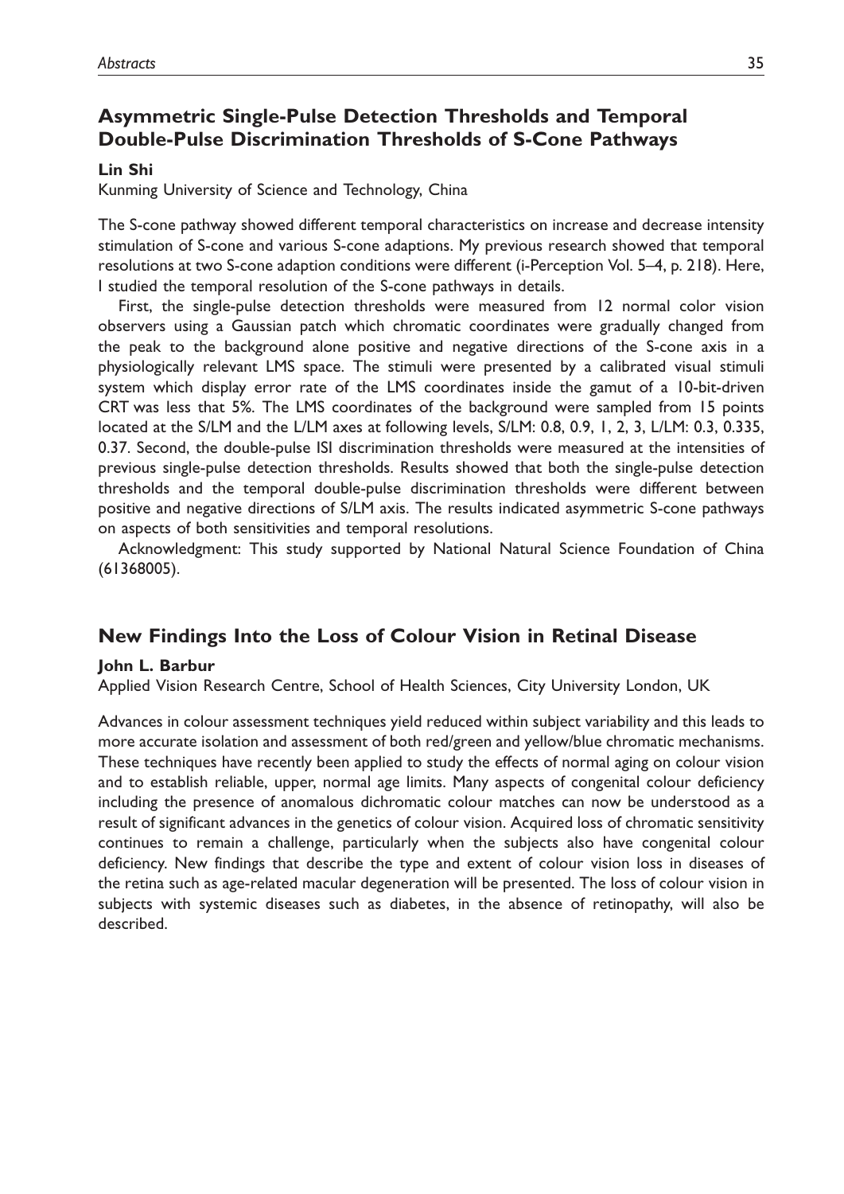## Asymmetric Single-Pulse Detection Thresholds and Temporal Double-Pulse Discrimination Thresholds of S-Cone Pathways

**Lin Shi**

Kunming University of Science and Technology, China

The S-cone pathway showed different temporal characteristics on increase and decrease intensity stimulation of S-cone and various S-cone adaptions. My previous research showed that temporal resolutions at two S-cone adaption conditions were different (i-Perception Vol. 5–4, p. 218). Here, I studied the temporal resolution of the S-cone pathways in details.

First, the single-pulse detection thresholds were measured from 12 normal color vision observers using a Gaussian patch which chromatic coordinates were gradually changed from the peak to the background alone positive and negative directions of the S-cone axis in a physiologically relevant LMS space. The stimuli were presented by a calibrated visual stimuli system which display error rate of the LMS coordinates inside the gamut of a 10-bit-driven CRT was less that 5%. The LMS coordinates of the background were sampled from 15 points located at the S/LM and the L/LM axes at following levels, S/LM: 0.8, 0.9, 1, 2, 3, L/LM: 0.3, 0.335, 0.37. Second, the double-pulse ISI discrimination thresholds were measured at the intensities of previous single-pulse detection thresholds. Results showed that both the single-pulse detection thresholds and the temporal double-pulse discrimination thresholds were different between positive and negative directions of S/LM axis. The results indicated asymmetric S-cone pathways on aspects of both sensitivities and temporal resolutions.

Acknowledgment: This study supported by National Natural Science Foundation of China (61368005).

## New Findings Into the Loss of Colour Vision in Retinal Disease

**John L. Barbur**

Applied Vision Research Centre, School of Health Sciences, City University London, UK

Advances in colour assessment techniques yield reduced within subject variability and this leads to more accurate isolation and assessment of both red/green and yellow/blue chromatic mechanisms. These techniques have recently been applied to study the effects of normal aging on colour vision and to establish reliable, upper, normal age limits. Many aspects of congenital colour deficiency including the presence of anomalous dichromatic colour matches can now be understood as a result of significant advances in the genetics of colour vision. Acquired loss of chromatic sensitivity continues to remain a challenge, particularly when the subjects also have congenital colour deficiency. New findings that describe the type and extent of colour vision loss in diseases of the retina such as age-related macular degeneration will be presented. The loss of colour vision in subjects with systemic diseases such as diabetes, in the absence of retinopathy, will also be described.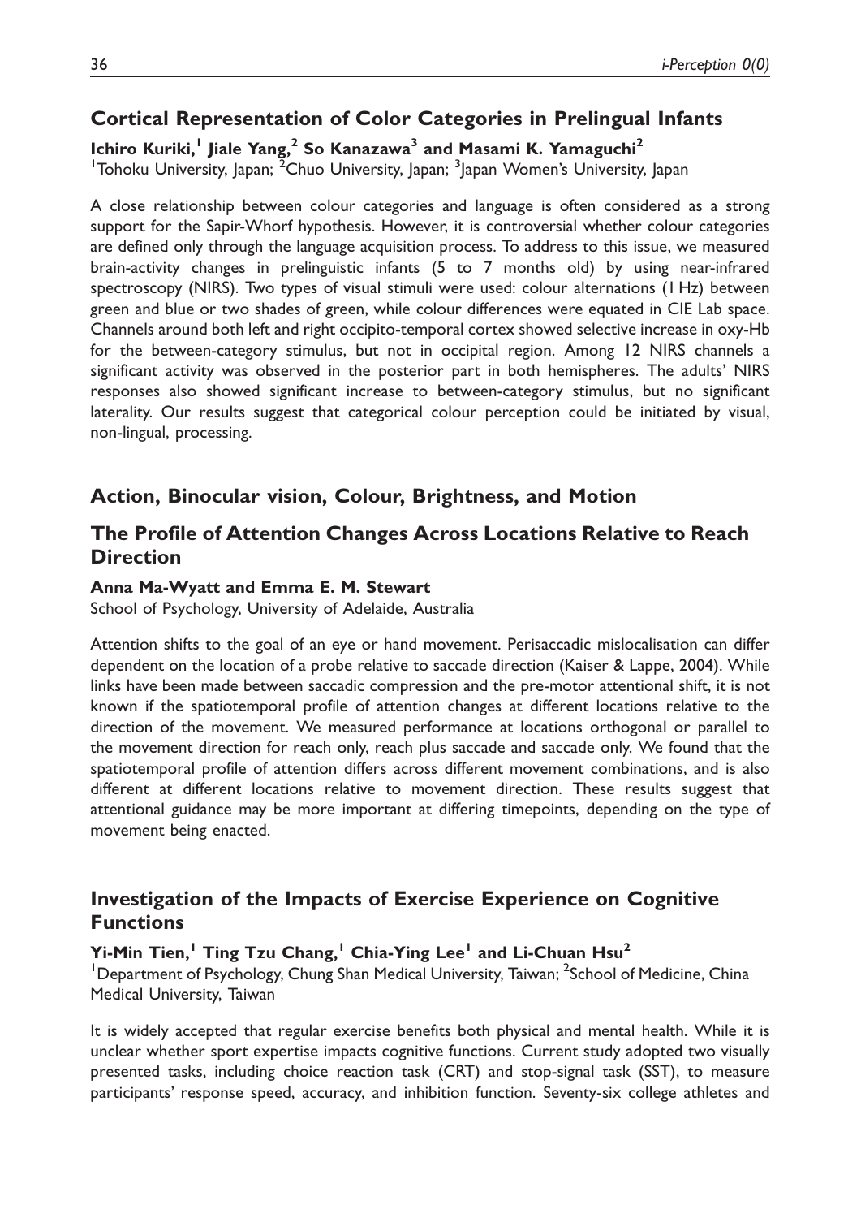## Cortical Representation of Color Categories in Prelingual Infants

**Ichiro Kuriki,[1] Jiale Yang,[2] So Kanazawa[3] and Masami K. Yamaguchi[2]**

[1]Tohoku University, Japan; [2]Chuo University, Japan; [3]Japan Women's University, Japan

A close relationship between colour categories and language is often considered as a strong support for the Sapir-Whorf hypothesis. However, it is controversial whether colour categories are defined only through the language acquisition process. To address to this issue, we measured brain-activity changes in prelinguistic infants (5 to 7 months old) by using near-infrared spectroscopy (NIRS). Two types of visual stimuli were used: colour alternations (1 Hz) between green and blue or two shades of green, while colour differences were equated in CIE Lab space. Channels around both left and right occipito-temporal cortex showed selective increase in oxy-Hb for the between-category stimulus, but not in occipital region. Among 12 NIRS channels a significant activity was observed in the posterior part in both hemispheres. The adults' NIRS responses also showed significant increase to between-category stimulus, but no significant laterality. Our results suggest that categorical colour perception could be initiated by visual, non-lingual, processing.

# Action, Binocular vision, Colour, Brightness, and Motion

## The Profile of Attention Changes Across Locations Relative to Reach Direction

**Anna Ma-Wyatt and Emma E. M. Stewart**

School of Psychology, University of Adelaide, Australia

Attention shifts to the goal of an eye or hand movement. Perisaccadic mislocalisation can differ dependent on the location of a probe relative to saccade direction (Kaiser & Lappe, 2004). While links have been made between saccadic compression and the pre-motor attentional shift, it is not known if the spatiotemporal profile of attention changes at different locations relative to the direction of the movement. We measured performance at locations orthogonal or parallel to the movement direction for reach only, reach plus saccade and saccade only. We found that the spatiotemporal profile of attention differs across different movement combinations, and is also different at different locations relative to movement direction. These results suggest that attentional guidance may be more important at differing timepoints, depending on the type of movement being enacted.

## Investigation of the Impacts of Exercise Experience on Cognitive Functions

**Yi-Min Tien,[1] Ting Tzu Chang,[1] Chia-Ying Lee[1] and Li-Chuan Hsu[2]**

[1]Department of Psychology, Chung Shan Medical University, Taiwan; [2]School of Medicine, China Medical University, Taiwan

It is widely accepted that regular exercise benefits both physical and mental health. While it is unclear whether sport expertise impacts cognitive functions. Current study adopted two visually presented tasks, including choice reaction task (CRT) and stop-signal task (SST), to measure participants' response speed, accuracy, and inhibition function. Seventy-six college athletes and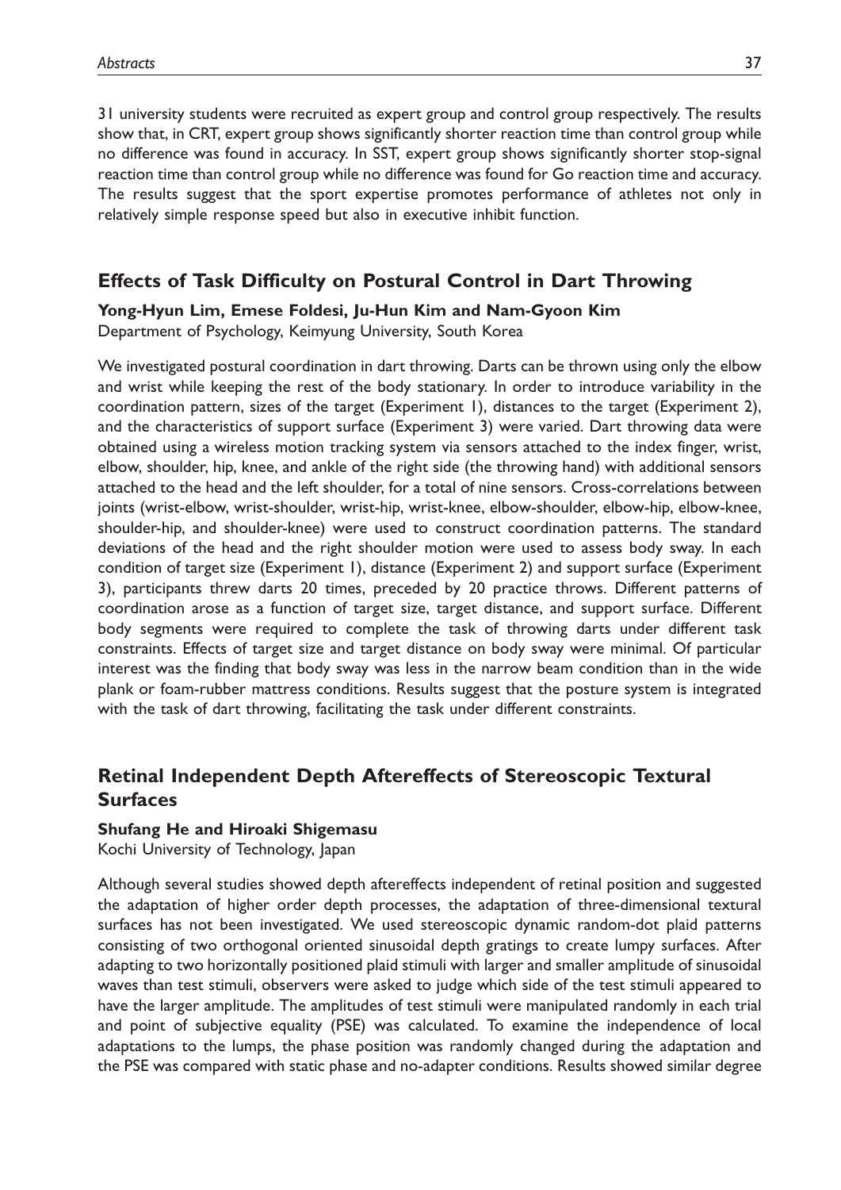31 university students were recruited as expert group and control group respectively. The results show that, in CRT, expert group shows significantly shorter reaction time than control group while no difference was found in accuracy. In SST, expert group shows significantly shorter stop-signal reaction time than control group while no difference was found for Go reaction time and accuracy. The results suggest that the sport expertise promotes performance of athletes not only in relatively simple response speed but also in executive inhibit function.

## Effects of Task Difficulty on Postural Control in Dart Throwing

**Yong-Hyun Lim, Emese Foldesi, Ju-Hun Kim and Nam-Gyoon Kim**
Department of Psychology, Keimyung University, South Korea

We investigated postural coordination in dart throwing. Darts can be thrown using only the elbow and wrist while keeping the rest of the body stationary. In order to introduce variability in the coordination pattern, sizes of the target (Experiment 1), distances to the target (Experiment 2), and the characteristics of support surface (Experiment 3) were varied. Dart throwing data were obtained using a wireless motion tracking system via sensors attached to the index finger, wrist, elbow, shoulder, hip, knee, and ankle of the right side (the throwing hand) with additional sensors attached to the head and the left shoulder, for a total of nine sensors. Cross-correlations between joints (wrist-elbow, wrist-shoulder, wrist-hip, wrist-knee, elbow-shoulder, elbow-hip, elbow-knee, shoulder-hip, and shoulder-knee) were used to construct coordination patterns. The standard deviations of the head and the right shoulder motion were used to assess body sway. In each condition of target size (Experiment 1), distance (Experiment 2) and support surface (Experiment 3), participants threw darts 20 times, preceded by 20 practice throws. Different patterns of coordination arose as a function of target size, target distance, and support surface. Different body segments were required to complete the task of throwing darts under different task constraints. Effects of target size and target distance on body sway were minimal. Of particular interest was the finding that body sway was less in the narrow beam condition than in the wide plank or foam-rubber mattress conditions. Results suggest that the posture system is integrated with the task of dart throwing, facilitating the task under different constraints.

## Retinal Independent Depth Aftereffects of Stereoscopic Textural Surfaces

**Shufang He and Hiroaki Shigemasu**
Kochi University of Technology, Japan

Although several studies showed depth aftereffects independent of retinal position and suggested the adaptation of higher order depth processes, the adaptation of three-dimensional textural surfaces has not been investigated. We used stereoscopic dynamic random-dot plaid patterns consisting of two orthogonal oriented sinusoidal depth gratings to create lumpy surfaces. After adapting to two horizontally positioned plaid stimuli with larger and smaller amplitude of sinusoidal waves than test stimuli, observers were asked to judge which side of the test stimuli appeared to have the larger amplitude. The amplitudes of test stimuli were manipulated randomly in each trial and point of subjective equality (PSE) was calculated. To examine the independence of local adaptations to the lumps, the phase position was randomly changed during the adaptation and the PSE was compared with static phase and no-adapter conditions. Results showed similar degree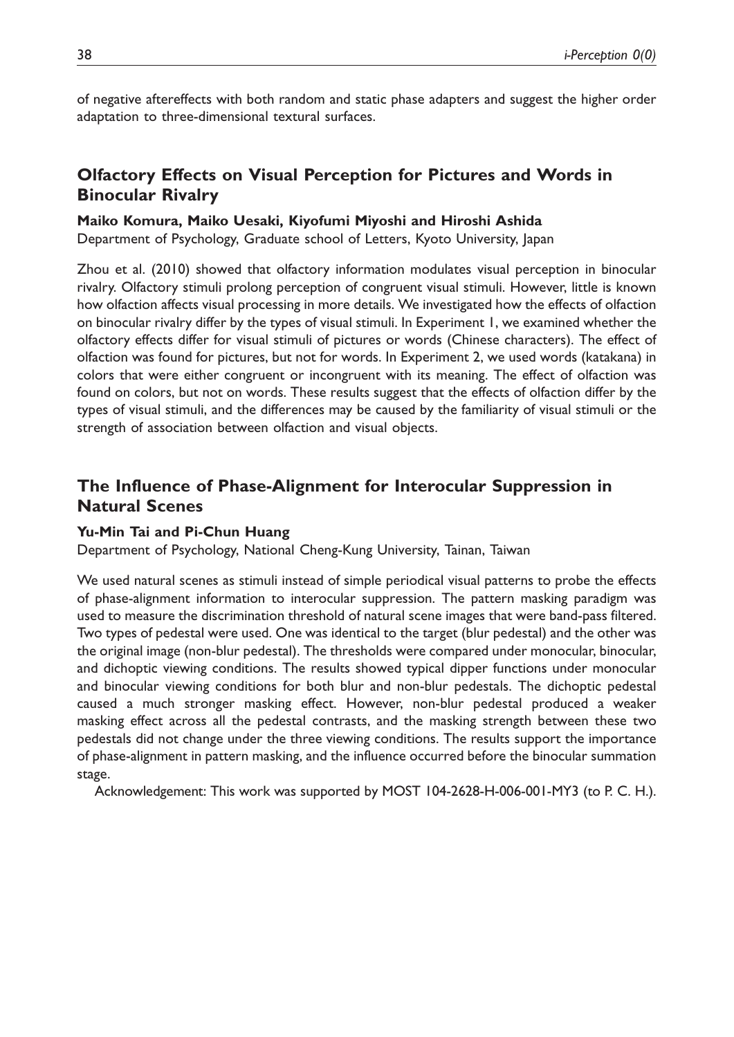of negative aftereffects with both random and static phase adapters and suggest the higher order adaptation to three-dimensional textural surfaces.

## Olfactory Effects on Visual Perception for Pictures and Words in Binocular Rivalry

**Maiko Komura, Maiko Uesaki, Kiyofumi Miyoshi and Hiroshi Ashida**

Department of Psychology, Graduate school of Letters, Kyoto University, Japan

Zhou et al. (2010) showed that olfactory information modulates visual perception in binocular rivalry. Olfactory stimuli prolong perception of congruent visual stimuli. However, little is known how olfaction affects visual processing in more details. We investigated how the effects of olfaction on binocular rivalry differ by the types of visual stimuli. In Experiment 1, we examined whether the olfactory effects differ for visual stimuli of pictures or words (Chinese characters). The effect of olfaction was found for pictures, but not for words. In Experiment 2, we used words (katakana) in colors that were either congruent or incongruent with its meaning. The effect of olfaction was found on colors, but not on words. These results suggest that the effects of olfaction differ by the types of visual stimuli, and the differences may be caused by the familiarity of visual stimuli or the strength of association between olfaction and visual objects.

## The Influence of Phase-Alignment for Interocular Suppression in Natural Scenes

**Yu-Min Tai and Pi-Chun Huang**

Department of Psychology, National Cheng-Kung University, Tainan, Taiwan

We used natural scenes as stimuli instead of simple periodical visual patterns to probe the effects of phase-alignment information to interocular suppression. The pattern masking paradigm was used to measure the discrimination threshold of natural scene images that were band-pass filtered. Two types of pedestal were used. One was identical to the target (blur pedestal) and the other was the original image (non-blur pedestal). The thresholds were compared under monocular, binocular, and dichoptic viewing conditions. The results showed typical dipper functions under monocular and binocular viewing conditions for both blur and non-blur pedestals. The dichoptic pedestal caused a much stronger masking effect. However, non-blur pedestal produced a weaker masking effect across all the pedestal contrasts, and the masking strength between these two pedestals did not change under the three viewing conditions. The results support the importance of phase-alignment in pattern masking, and the influence occurred before the binocular summation stage.

Acknowledgement: This work was supported by MOST 104-2628-H-006-001-MY3 (to P. C. H.).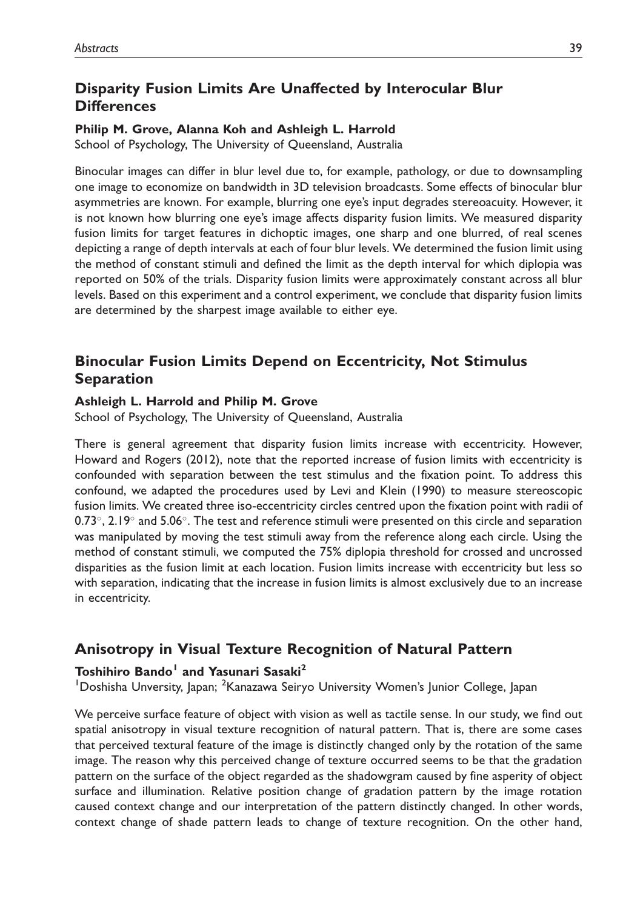## Disparity Fusion Limits Are Unaffected by Interocular Blur Differences

**Philip M. Grove, Alanna Koh and Ashleigh L. Harrold**

School of Psychology, The University of Queensland, Australia

Binocular images can differ in blur level due to, for example, pathology, or due to downsampling one image to economize on bandwidth in 3D television broadcasts. Some effects of binocular blur asymmetries are known. For example, blurring one eye's input degrades stereoacuity. However, it is not known how blurring one eye's image affects disparity fusion limits. We measured disparity fusion limits for target features in dichoptic images, one sharp and one blurred, of real scenes depicting a range of depth intervals at each of four blur levels. We determined the fusion limit using the method of constant stimuli and defined the limit as the depth interval for which diplopia was reported on 50% of the trials. Disparity fusion limits were approximately constant across all blur levels. Based on this experiment and a control experiment, we conclude that disparity fusion limits are determined by the sharpest image available to either eye.

## Binocular Fusion Limits Depend on Eccentricity, Not Stimulus Separation

**Ashleigh L. Harrold and Philip M. Grove**

School of Psychology, The University of Queensland, Australia

There is general agreement that disparity fusion limits increase with eccentricity. However, Howard and Rogers (2012), note that the reported increase of fusion limits with eccentricity is confounded with separation between the test stimulus and the fixation point. To address this confound, we adapted the procedures used by Levi and Klein (1990) to measure stereoscopic fusion limits. We created three iso-eccentricity circles centred upon the fixation point with radii of $0.73^\circ$, $2.19^\circ$ and $5.06^\circ$. The test and reference stimuli were presented on this circle and separation was manipulated by moving the test stimuli away from the reference along each circle. Using the method of constant stimuli, we computed the 75% diplopia threshold for crossed and uncrossed disparities as the fusion limit at each location. Fusion limits increase with eccentricity but less so with separation, indicating that the increase in fusion limits is almost exclusively due to an increase in eccentricity.

## Anisotropy in Visual Texture Recognition of Natural Pattern

**Toshihiro Bando[1] and Yasunari Sasaki[2]**

[1]Doshisha Unversity, Japan; [2]Kanazawa Seiryo University Women's Junior College, Japan

We perceive surface feature of object with vision as well as tactile sense. In our study, we find out spatial anisotropy in visual texture recognition of natural pattern. That is, there are some cases that perceived textural feature of the image is distinctly changed only by the rotation of the same image. The reason why this perceived change of texture occurred seems to be that the gradation pattern on the surface of the object regarded as the shadowgram caused by fine asperity of object surface and illumination. Relative position change of gradation pattern by the image rotation caused context change and our interpretation of the pattern distinctly changed. In other words, context change of shade pattern leads to change of texture recognition. On the other hand,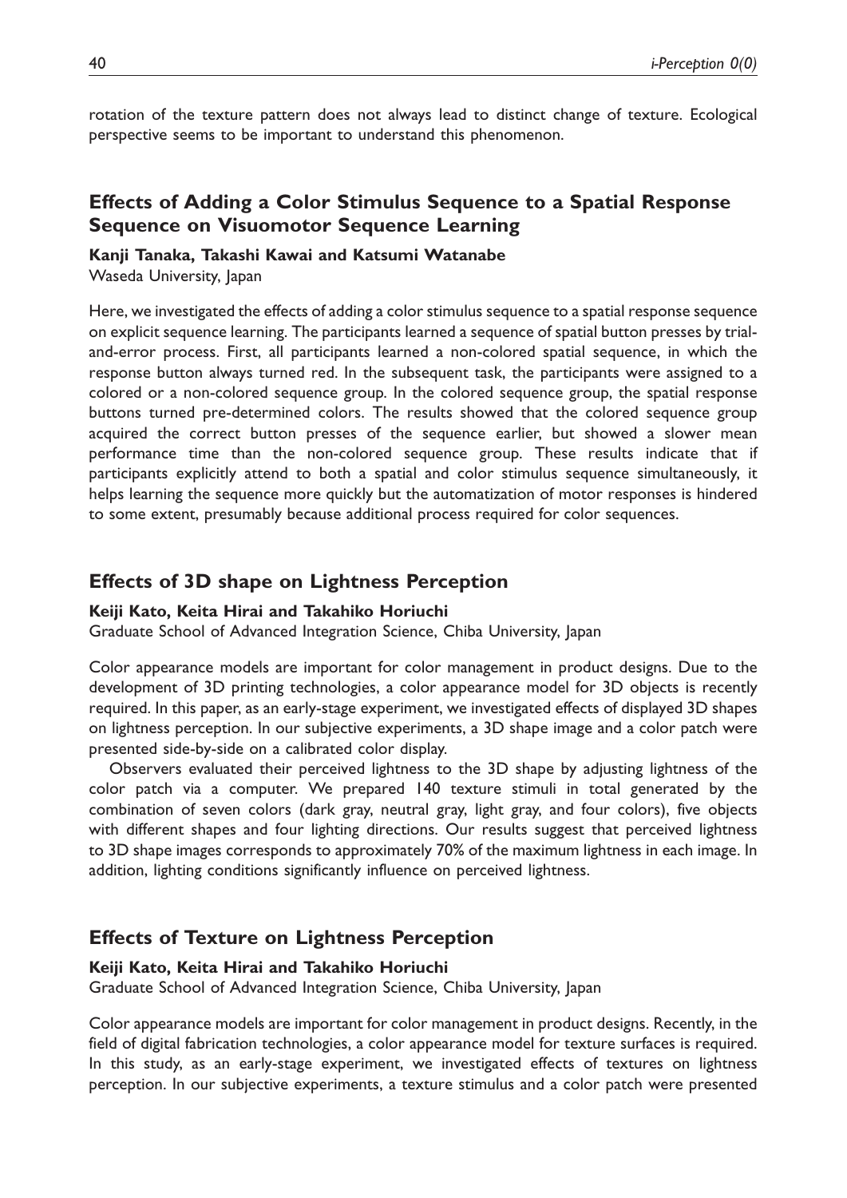rotation of the texture pattern does not always lead to distinct change of texture. Ecological perspective seems to be important to understand this phenomenon.

## Effects of Adding a Color Stimulus Sequence to a Spatial Response Sequence on Visuomotor Sequence Learning

**Kanji Tanaka, Takashi Kawai and Katsumi Watanabe**
Waseda University, Japan

Here, we investigated the effects of adding a color stimulus sequence to a spatial response sequence on explicit sequence learning. The participants learned a sequence of spatial button presses by trial-and-error process. First, all participants learned a non-colored spatial sequence, in which the response button always turned red. In the subsequent task, the participants were assigned to a colored or a non-colored sequence group. In the colored sequence group, the spatial response buttons turned pre-determined colors. The results showed that the colored sequence group acquired the correct button presses of the sequence earlier, but showed a slower mean performance time than the non-colored sequence group. These results indicate that if participants explicitly attend to both a spatial and color stimulus sequence simultaneously, it helps learning the sequence more quickly but the automatization of motor responses is hindered to some extent, presumably because additional process required for color sequences.

## Effects of 3D shape on Lightness Perception

**Keiji Kato, Keita Hirai and Takahiko Horiuchi**
Graduate School of Advanced Integration Science, Chiba University, Japan

Color appearance models are important for color management in product designs. Due to the development of 3D printing technologies, a color appearance model for 3D objects is recently required. In this paper, as an early-stage experiment, we investigated effects of displayed 3D shapes on lightness perception. In our subjective experiments, a 3D shape image and a color patch were presented side-by-side on a calibrated color display.

Observers evaluated their perceived lightness to the 3D shape by adjusting lightness of the color patch via a computer. We prepared 140 texture stimuli in total generated by the combination of seven colors (dark gray, neutral gray, light gray, and four colors), five objects with different shapes and four lighting directions. Our results suggest that perceived lightness to 3D shape images corresponds to approximately 70% of the maximum lightness in each image. In addition, lighting conditions significantly influence on perceived lightness.

## Effects of Texture on Lightness Perception

**Keiji Kato, Keita Hirai and Takahiko Horiuchi**
Graduate School of Advanced Integration Science, Chiba University, Japan

Color appearance models are important for color management in product designs. Recently, in the field of digital fabrication technologies, a color appearance model for texture surfaces is required. In this study, as an early-stage experiment, we investigated effects of textures on lightness perception. In our subjective experiments, a texture stimulus and a color patch were presented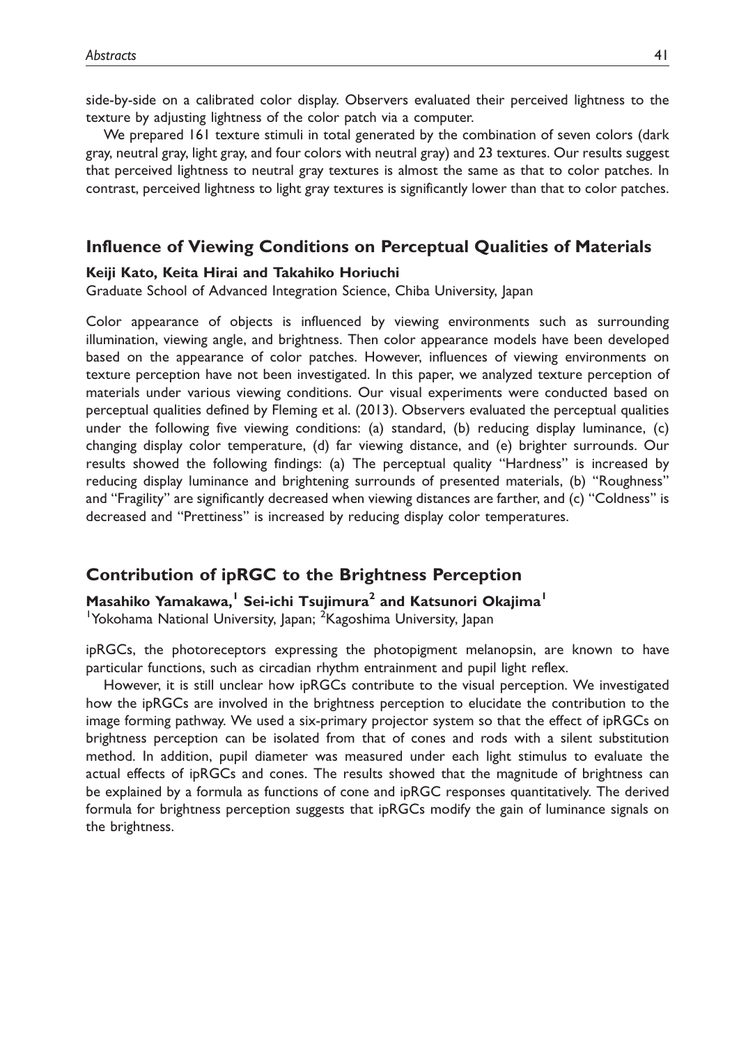side-by-side on a calibrated color display. Observers evaluated their perceived lightness to the texture by adjusting lightness of the color patch via a computer.

We prepared 161 texture stimuli in total generated by the combination of seven colors (dark gray, neutral gray, light gray, and four colors with neutral gray) and 23 textures. Our results suggest that perceived lightness to neutral gray textures is almost the same as that to color patches. In contrast, perceived lightness to light gray textures is significantly lower than that to color patches.

## Influence of Viewing Conditions on Perceptual Qualities of Materials

**Keiji Kato, Keita Hirai and Takahiko Horiuchi**

Graduate School of Advanced Integration Science, Chiba University, Japan

Color appearance of objects is influenced by viewing environments such as surrounding illumination, viewing angle, and brightness. Then color appearance models have been developed based on the appearance of color patches. However, influences of viewing environments on texture perception have not been investigated. In this paper, we analyzed texture perception of materials under various viewing conditions. Our visual experiments were conducted based on perceptual qualities defined by Fleming et al. (2013). Observers evaluated the perceptual qualities under the following five viewing conditions: (a) standard, (b) reducing display luminance, (c) changing display color temperature, (d) far viewing distance, and (e) brighter surrounds. Our results showed the following findings: (a) The perceptual quality "Hardness" is increased by reducing display luminance and brightening surrounds of presented materials, (b) "Roughness" and "Fragility" are significantly decreased when viewing distances are farther, and (c) "Coldness" is decreased and "Prettiness" is increased by reducing display color temperatures.

## Contribution of ipRGC to the Brightness Perception

**Masahiko Yamakawa,[1] Sei-ichi Tsujimura[2] and Katsunori Okajima[1]**

[1]Yokohama National University, Japan; [2]Kagoshima University, Japan

ipRGCs, the photoreceptors expressing the photopigment melanopsin, are known to have particular functions, such as circadian rhythm entrainment and pupil light reflex.

However, it is still unclear how ipRGCs contribute to the visual perception. We investigated how the ipRGCs are involved in the brightness perception to elucidate the contribution to the image forming pathway. We used a six-primary projector system so that the effect of ipRGCs on brightness perception can be isolated from that of cones and rods with a silent substitution method. In addition, pupil diameter was measured under each light stimulus to evaluate the actual effects of ipRGCs and cones. The results showed that the magnitude of brightness can be explained by a formula as functions of cone and ipRGC responses quantitatively. The derived formula for brightness perception suggests that ipRGCs modify the gain of luminance signals on the brightness.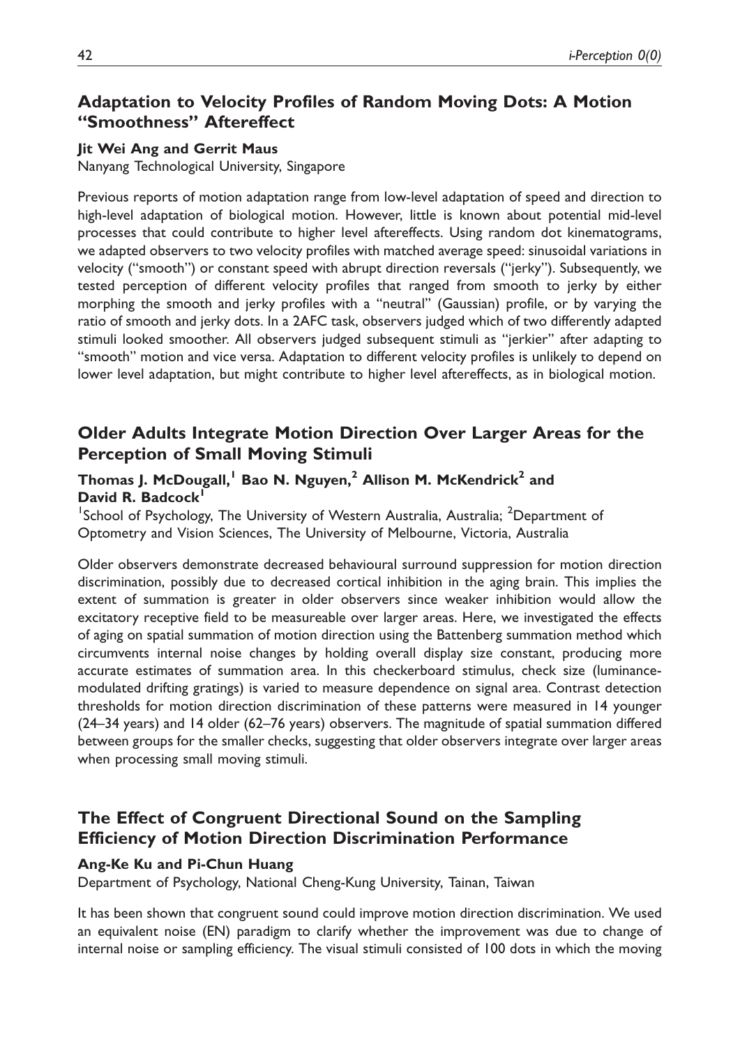## Adaptation to Velocity Profiles of Random Moving Dots: A Motion "Smoothness" Aftereffect

**Jit Wei Ang and Gerrit Maus**

Nanyang Technological University, Singapore

Previous reports of motion adaptation range from low-level adaptation of speed and direction to high-level adaptation of biological motion. However, little is known about potential mid-level processes that could contribute to higher level aftereffects. Using random dot kinematograms, we adapted observers to two velocity profiles with matched average speed: sinusoidal variations in velocity ("smooth") or constant speed with abrupt direction reversals ("jerky"). Subsequently, we tested perception of different velocity profiles that ranged from smooth to jerky by either morphing the smooth and jerky profiles with a "neutral" (Gaussian) profile, or by varying the ratio of smooth and jerky dots. In a 2AFC task, observers judged which of two differently adapted stimuli looked smoother. All observers judged subsequent stimuli as "jerkier" after adapting to "smooth" motion and vice versa. Adaptation to different velocity profiles is unlikely to depend on lower level adaptation, but might contribute to higher level aftereffects, as in biological motion.

## Older Adults Integrate Motion Direction Over Larger Areas for the Perception of Small Moving Stimuli

**Thomas J. McDougall,[1] Bao N. Nguyen,[2] Allison M. McKendrick[2] and David R. Badcock[1]**

[1]School of Psychology, The University of Western Australia, Australia; [2]Department of Optometry and Vision Sciences, The University of Melbourne, Victoria, Australia

Older observers demonstrate decreased behavioural surround suppression for motion direction discrimination, possibly due to decreased cortical inhibition in the aging brain. This implies the extent of summation is greater in older observers since weaker inhibition would allow the excitatory receptive field to be measureable over larger areas. Here, we investigated the effects of aging on spatial summation of motion direction using the Battenberg summation method which circumvents internal noise changes by holding overall display size constant, producing more accurate estimates of summation area. In this checkerboard stimulus, check size (luminance-modulated drifting gratings) is varied to measure dependence on signal area. Contrast detection thresholds for motion direction discrimination of these patterns were measured in 14 younger (24–34 years) and 14 older (62–76 years) observers. The magnitude of spatial summation differed between groups for the smaller checks, suggesting that older observers integrate over larger areas when processing small moving stimuli.

## The Effect of Congruent Directional Sound on the Sampling Efficiency of Motion Direction Discrimination Performance

**Ang-Ke Ku and Pi-Chun Huang**

Department of Psychology, National Cheng-Kung University, Tainan, Taiwan

It has been shown that congruent sound could improve motion direction discrimination. We used an equivalent noise (EN) paradigm to clarify whether the improvement was due to change of internal noise or sampling efficiency. The visual stimuli consisted of 100 dots in which the moving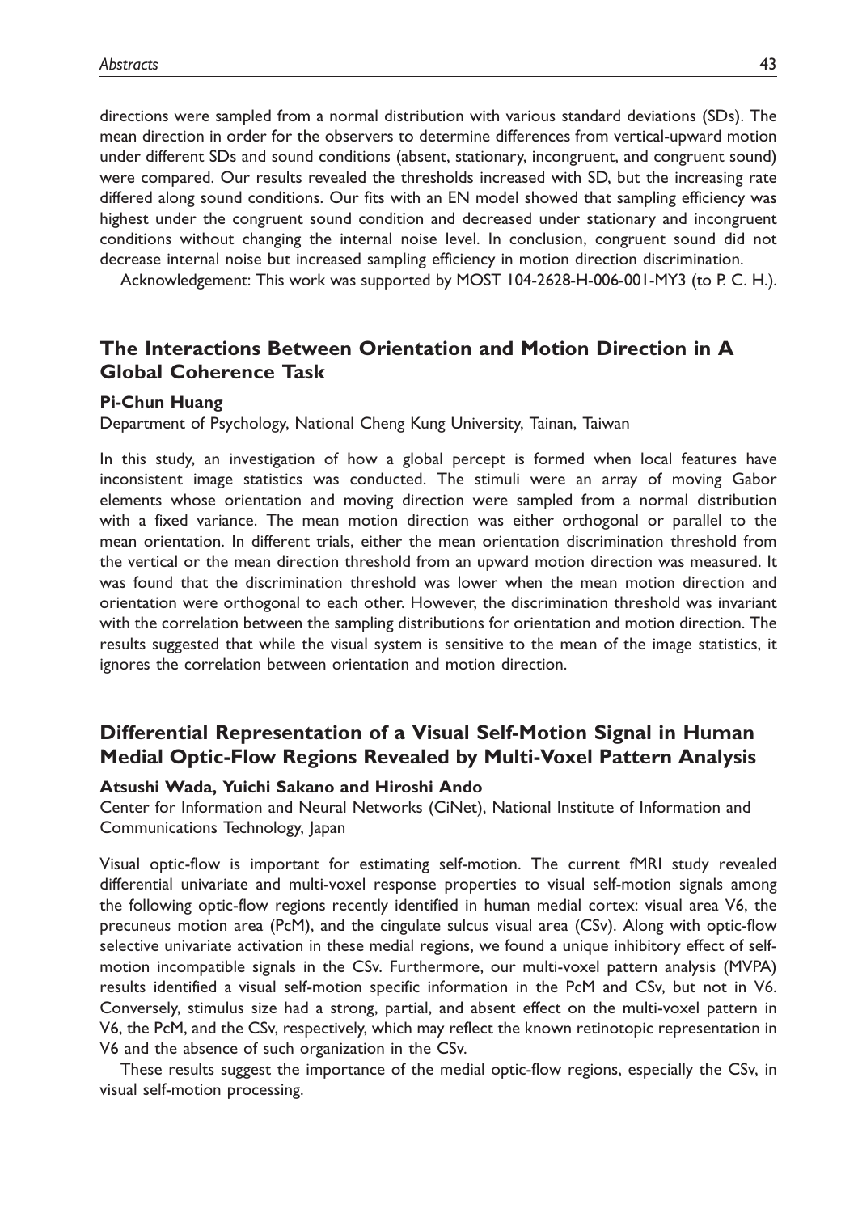directions were sampled from a normal distribution with various standard deviations (SDs). The mean direction in order for the observers to determine differences from vertical-upward motion under different SDs and sound conditions (absent, stationary, incongruent, and congruent sound) were compared. Our results revealed the thresholds increased with SD, but the increasing rate differed along sound conditions. Our fits with an EN model showed that sampling efficiency was highest under the congruent sound condition and decreased under stationary and incongruent conditions without changing the internal noise level. In conclusion, congruent sound did not decrease internal noise but increased sampling efficiency in motion direction discrimination.

Acknowledgement: This work was supported by MOST 104-2628-H-006-001-MY3 (to P. C. H.).

## The Interactions Between Orientation and Motion Direction in A Global Coherence Task

**Pi-Chun Huang**

Department of Psychology, National Cheng Kung University, Tainan, Taiwan

In this study, an investigation of how a global percept is formed when local features have inconsistent image statistics was conducted. The stimuli were an array of moving Gabor elements whose orientation and moving direction were sampled from a normal distribution with a fixed variance. The mean motion direction was either orthogonal or parallel to the mean orientation. In different trials, either the mean orientation discrimination threshold from the vertical or the mean direction threshold from an upward motion direction was measured. It was found that the discrimination threshold was lower when the mean motion direction and orientation were orthogonal to each other. However, the discrimination threshold was invariant with the correlation between the sampling distributions for orientation and motion direction. The results suggested that while the visual system is sensitive to the mean of the image statistics, it ignores the correlation between orientation and motion direction.

## Differential Representation of a Visual Self-Motion Signal in Human Medial Optic-Flow Regions Revealed by Multi-Voxel Pattern Analysis

**Atsushi Wada, Yuichi Sakano and Hiroshi Ando**

Center for Information and Neural Networks (CiNet), National Institute of Information and Communications Technology, Japan

Visual optic-flow is important for estimating self-motion. The current fMRI study revealed differential univariate and multi-voxel response properties to visual self-motion signals among the following optic-flow regions recently identified in human medial cortex: visual area V6, the precuneus motion area (PcM), and the cingulate sulcus visual area (CSv). Along with optic-flow selective univariate activation in these medial regions, we found a unique inhibitory effect of self-motion incompatible signals in the CSv. Furthermore, our multi-voxel pattern analysis (MVPA) results identified a visual self-motion specific information in the PcM and CSv, but not in V6. Conversely, stimulus size had a strong, partial, and absent effect on the multi-voxel pattern in V6, the PcM, and the CSv, respectively, which may reflect the known retinotopic representation in V6 and the absence of such organization in the CSv.

These results suggest the importance of the medial optic-flow regions, especially the CSv, in visual self-motion processing.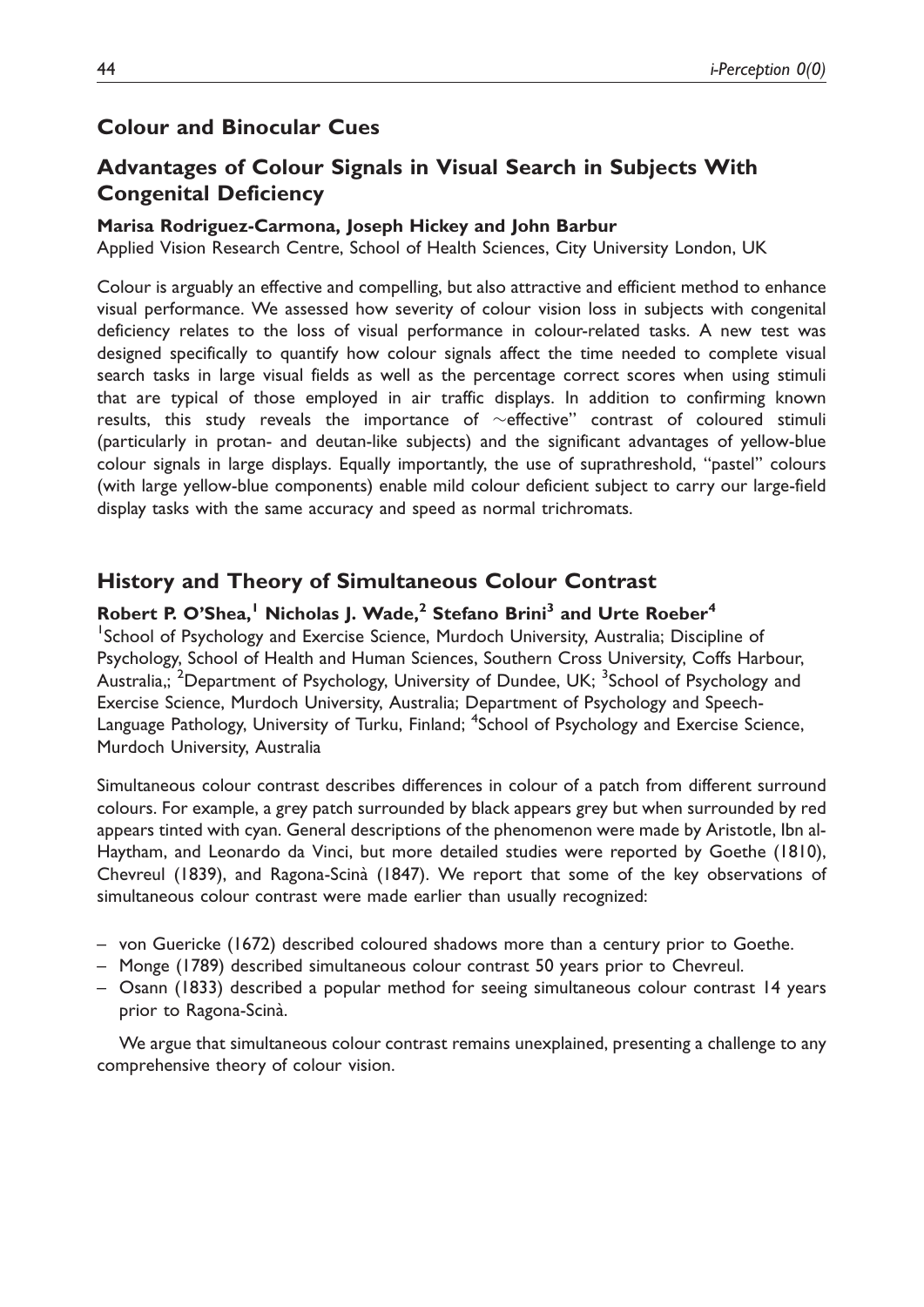## Colour and Binocular Cues

### Advantages of Colour Signals in Visual Search in Subjects With Congenital Deficiency

**Marisa Rodriguez-Carmona, Joseph Hickey and John Barbur**

Applied Vision Research Centre, School of Health Sciences, City University London, UK

Colour is arguably an effective and compelling, but also attractive and efficient method to enhance visual performance. We assessed how severity of colour vision loss in subjects with congenital deficiency relates to the loss of visual performance in colour-related tasks. A new test was designed specifically to quantify how colour signals affect the time needed to complete visual search tasks in large visual fields as well as the percentage correct scores when using stimuli that are typical of those employed in air traffic displays. In addition to confirming known results, this study reveals the importance of ~effective" contrast of coloured stimuli (particularly in protan- and deutan-like subjects) and the significant advantages of yellow-blue colour signals in large displays. Equally importantly, the use of suprathreshold, "pastel" colours (with large yellow-blue components) enable mild colour deficient subject to carry our large-field display tasks with the same accuracy and speed as normal trichromats.

### History and Theory of Simultaneous Colour Contrast

**Robert P. O'Shea,[1] Nicholas J. Wade,[2] Stefano Brini[3] and Urte Roeber[4]**

[1]School of Psychology and Exercise Science, Murdoch University, Australia; Discipline of Psychology, School of Health and Human Sciences, Southern Cross University, Coffs Harbour, Australia,; [2]Department of Psychology, University of Dundee, UK; [3]School of Psychology and Exercise Science, Murdoch University, Australia; Department of Psychology and Speech-Language Pathology, University of Turku, Finland; [4]School of Psychology and Exercise Science, Murdoch University, Australia

Simultaneous colour contrast describes differences in colour of a patch from different surround colours. For example, a grey patch surrounded by black appears grey but when surrounded by red appears tinted with cyan. General descriptions of the phenomenon were made by Aristotle, Ibn al-Haytham, and Leonardo da Vinci, but more detailed studies were reported by Goethe (1810), Chevreul (1839), and Ragona-Scinà (1847). We report that some of the key observations of simultaneous colour contrast were made earlier than usually recognized:

- von Guericke (1672) described coloured shadows more than a century prior to Goethe.
- Monge (1789) described simultaneous colour contrast 50 years prior to Chevreul.
- Osann (1833) described a popular method for seeing simultaneous colour contrast 14 years prior to Ragona-Scinà.

We argue that simultaneous colour contrast remains unexplained, presenting a challenge to any comprehensive theory of colour vision.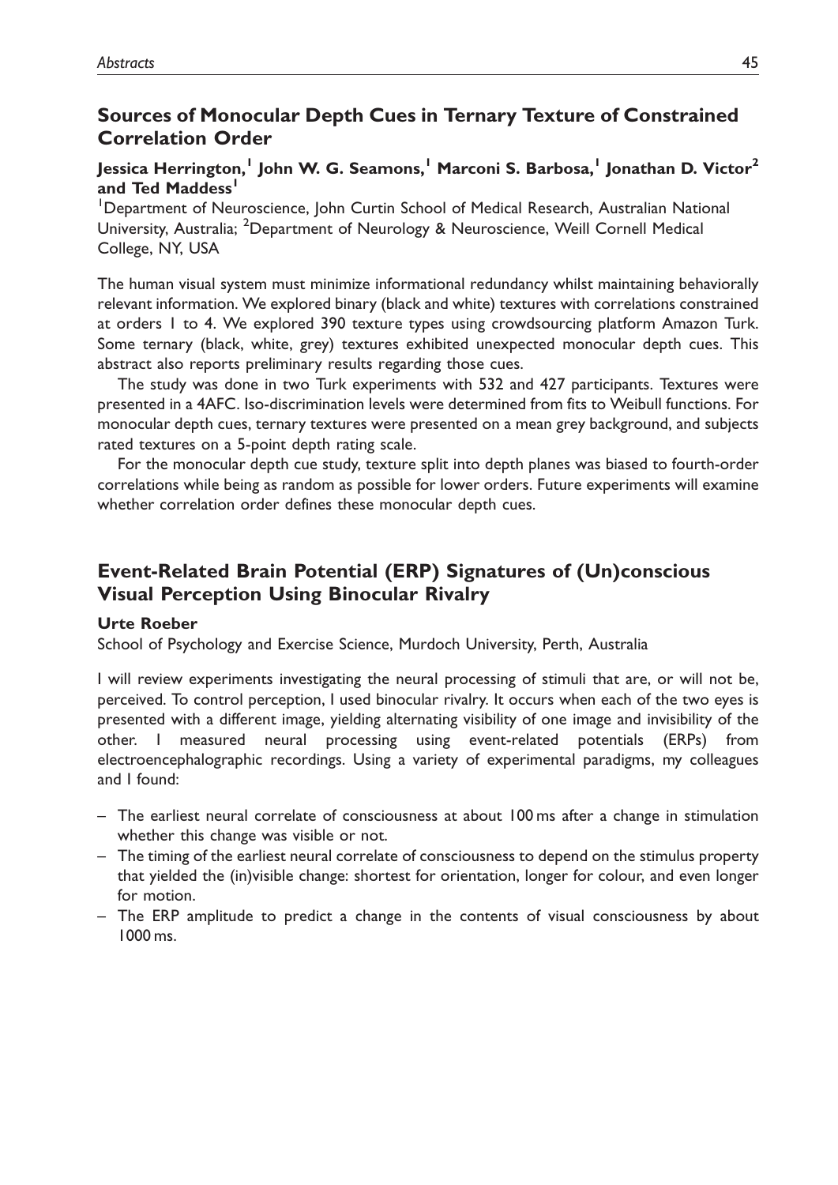## Sources of Monocular Depth Cues in Ternary Texture of Constrained Correlation Order

**Jessica Herrington,[1] John W. G. Seamons,[1] Marconi S. Barbosa,[1] Jonathan D. Victor[2] and Ted Maddess[1]**

[1]Department of Neuroscience, John Curtin School of Medical Research, Australian National University, Australia; [2]Department of Neurology & Neuroscience, Weill Cornell Medical College, NY, USA

The human visual system must minimize informational redundancy whilst maintaining behaviorally relevant information. We explored binary (black and white) textures with correlations constrained at orders 1 to 4. We explored 390 texture types using crowdsourcing platform Amazon Turk. Some ternary (black, white, grey) textures exhibited unexpected monocular depth cues. This abstract also reports preliminary results regarding those cues.

The study was done in two Turk experiments with 532 and 427 participants. Textures were presented in a 4AFC. Iso-discrimination levels were determined from fits to Weibull functions. For monocular depth cues, ternary textures were presented on a mean grey background, and subjects rated textures on a 5-point depth rating scale.

For the monocular depth cue study, texture split into depth planes was biased to fourth-order correlations while being as random as possible for lower orders. Future experiments will examine whether correlation order defines these monocular depth cues.

## Event-Related Brain Potential (ERP) Signatures of (Un)conscious Visual Perception Using Binocular Rivalry

**Urte Roeber**

School of Psychology and Exercise Science, Murdoch University, Perth, Australia

I will review experiments investigating the neural processing of stimuli that are, or will not be, perceived. To control perception, I used binocular rivalry. It occurs when each of the two eyes is presented with a different image, yielding alternating visibility of one image and invisibility of the other. I measured neural processing using event-related potentials (ERPs) from electroencephalographic recordings. Using a variety of experimental paradigms, my colleagues and I found:

- The earliest neural correlate of consciousness at about 100 ms after a change in stimulation whether this change was visible or not.
- The timing of the earliest neural correlate of consciousness to depend on the stimulus property that yielded the (in)visible change: shortest for orientation, longer for colour, and even longer for motion.
- The ERP amplitude to predict a change in the contents of visual consciousness by about 1000 ms.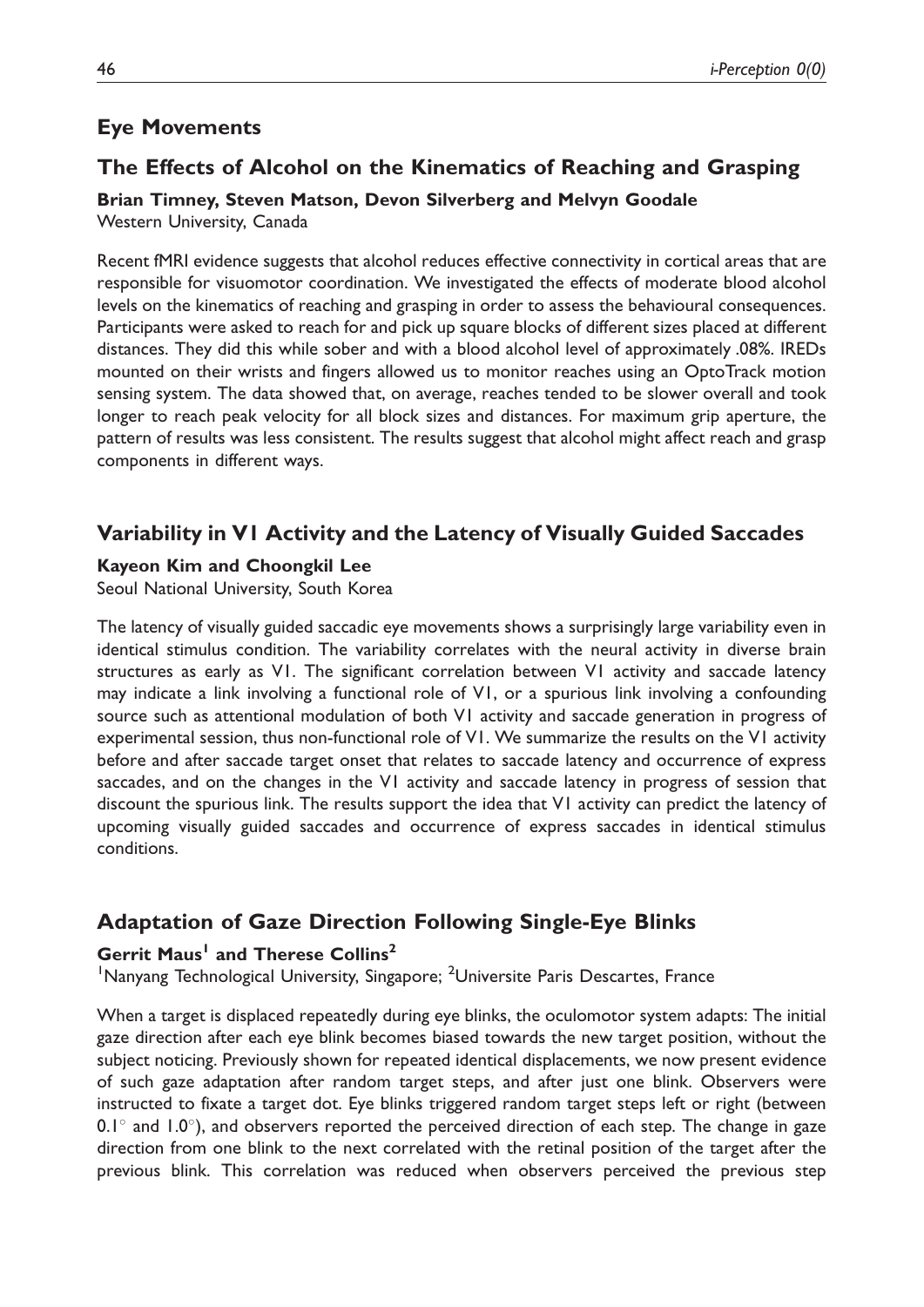## Eye Movements

### The Effects of Alcohol on the Kinematics of Reaching and Grasping

**Brian Timney, Steven Matson, Devon Silverberg and Melvyn Goodale**
Western University, Canada

Recent fMRI evidence suggests that alcohol reduces effective connectivity in cortical areas that are responsible for visuomotor coordination. We investigated the effects of moderate blood alcohol levels on the kinematics of reaching and grasping in order to assess the behavioural consequences. Participants were asked to reach for and pick up square blocks of different sizes placed at different distances. They did this while sober and with a blood alcohol level of approximately .08%. IREDs mounted on their wrists and fingers allowed us to monitor reaches using an OptoTrack motion sensing system. The data showed that, on average, reaches tended to be slower overall and took longer to reach peak velocity for all block sizes and distances. For maximum grip aperture, the pattern of results was less consistent. The results suggest that alcohol might affect reach and grasp components in different ways.

### Variability in V1 Activity and the Latency of Visually Guided Saccades

**Kayeon Kim and Choongkil Lee**
Seoul National University, South Korea

The latency of visually guided saccadic eye movements shows a surprisingly large variability even in identical stimulus condition. The variability correlates with the neural activity in diverse brain structures as early as V1. The significant correlation between V1 activity and saccade latency may indicate a link involving a functional role of V1, or a spurious link involving a confounding source such as attentional modulation of both V1 activity and saccade generation in progress of experimental session, thus non-functional role of V1. We summarize the results on the V1 activity before and after saccade target onset that relates to saccade latency and occurrence of express saccades, and on the changes in the V1 activity and saccade latency in progress of session that discount the spurious link. The results support the idea that V1 activity can predict the latency of upcoming visually guided saccades and occurrence of express saccades in identical stimulus conditions.

### Adaptation of Gaze Direction Following Single-Eye Blinks

**Gerrit Maus[1] and Therese Collins[2]**
[1]Nanyang Technological University, Singapore; [2]Universite Paris Descartes, France

When a target is displaced repeatedly during eye blinks, the oculomotor system adapts: The initial gaze direction after each eye blink becomes biased towards the new target position, without the subject noticing. Previously shown for repeated identical displacements, we now present evidence of such gaze adaptation after random target steps, and after just one blink. Observers were instructed to fixate a target dot. Eye blinks triggered random target steps left or right (between $0.1^\circ$ and $1.0^\circ$), and observers reported the perceived direction of each step. The change in gaze direction from one blink to the next correlated with the retinal position of the target after the previous blink. This correlation was reduced when observers perceived the previous step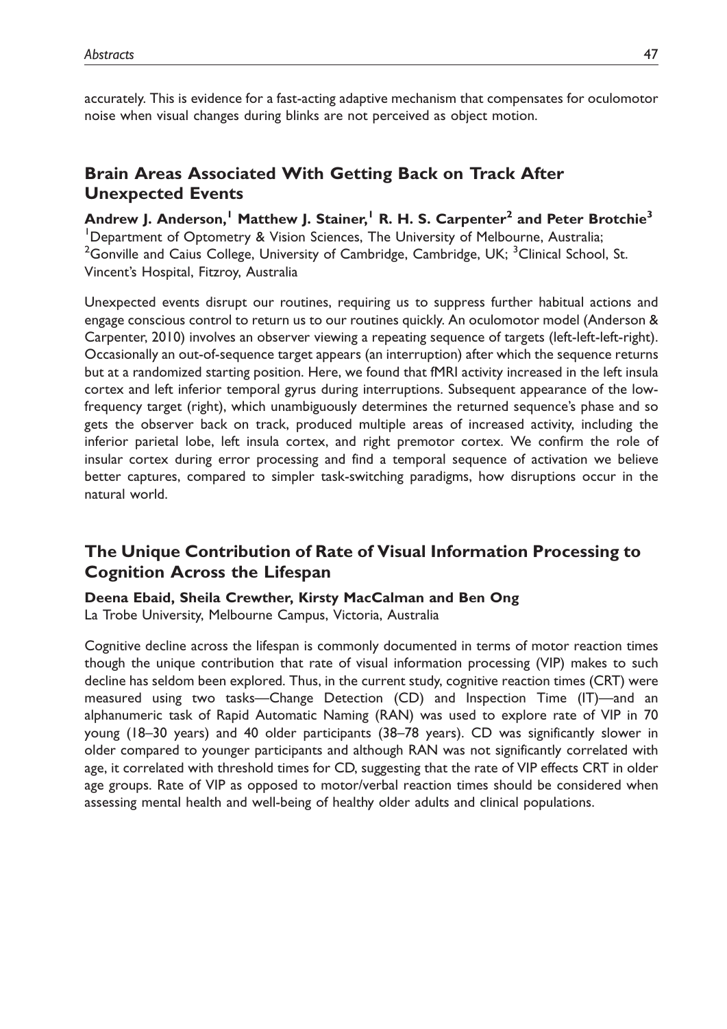accurately. This is evidence for a fast-acting adaptive mechanism that compensates for oculomotor noise when visual changes during blinks are not perceived as object motion.

## Brain Areas Associated With Getting Back on Track After Unexpected Events

**Andrew J. Anderson,[1] Matthew J. Stainer,[1] R. H. S. Carpenter[2] and Peter Brotchie[3]**
[1]Department of Optometry & Vision Sciences, The University of Melbourne, Australia; [2]Gonville and Caius College, University of Cambridge, Cambridge, UK; [3]Clinical School, St. Vincent's Hospital, Fitzroy, Australia

Unexpected events disrupt our routines, requiring us to suppress further habitual actions and engage conscious control to return us to our routines quickly. An oculomotor model (Anderson & Carpenter, 2010) involves an observer viewing a repeating sequence of targets (left-left-left-right). Occasionally an out-of-sequence target appears (an interruption) after which the sequence returns but at a randomized starting position. Here, we found that fMRI activity increased in the left insula cortex and left inferior temporal gyrus during interruptions. Subsequent appearance of the low-frequency target (right), which unambiguously determines the returned sequence's phase and so gets the observer back on track, produced multiple areas of increased activity, including the inferior parietal lobe, left insula cortex, and right premotor cortex. We confirm the role of insular cortex during error processing and find a temporal sequence of activation we believe better captures, compared to simpler task-switching paradigms, how disruptions occur in the natural world.

## The Unique Contribution of Rate of Visual Information Processing to Cognition Across the Lifespan

**Deena Ebaid, Sheila Crewther, Kirsty MacCalman and Ben Ong**
La Trobe University, Melbourne Campus, Victoria, Australia

Cognitive decline across the lifespan is commonly documented in terms of motor reaction times though the unique contribution that rate of visual information processing (VIP) makes to such decline has seldom been explored. Thus, in the current study, cognitive reaction times (CRT) were measured using two tasks—Change Detection (CD) and Inspection Time (IT)—and an alphanumeric task of Rapid Automatic Naming (RAN) was used to explore rate of VIP in 70 young (18–30 years) and 40 older participants (38–78 years). CD was significantly slower in older compared to younger participants and although RAN was not significantly correlated with age, it correlated with threshold times for CD, suggesting that the rate of VIP effects CRT in older age groups. Rate of VIP as opposed to motor/verbal reaction times should be considered when assessing mental health and well-being of healthy older adults and clinical populations.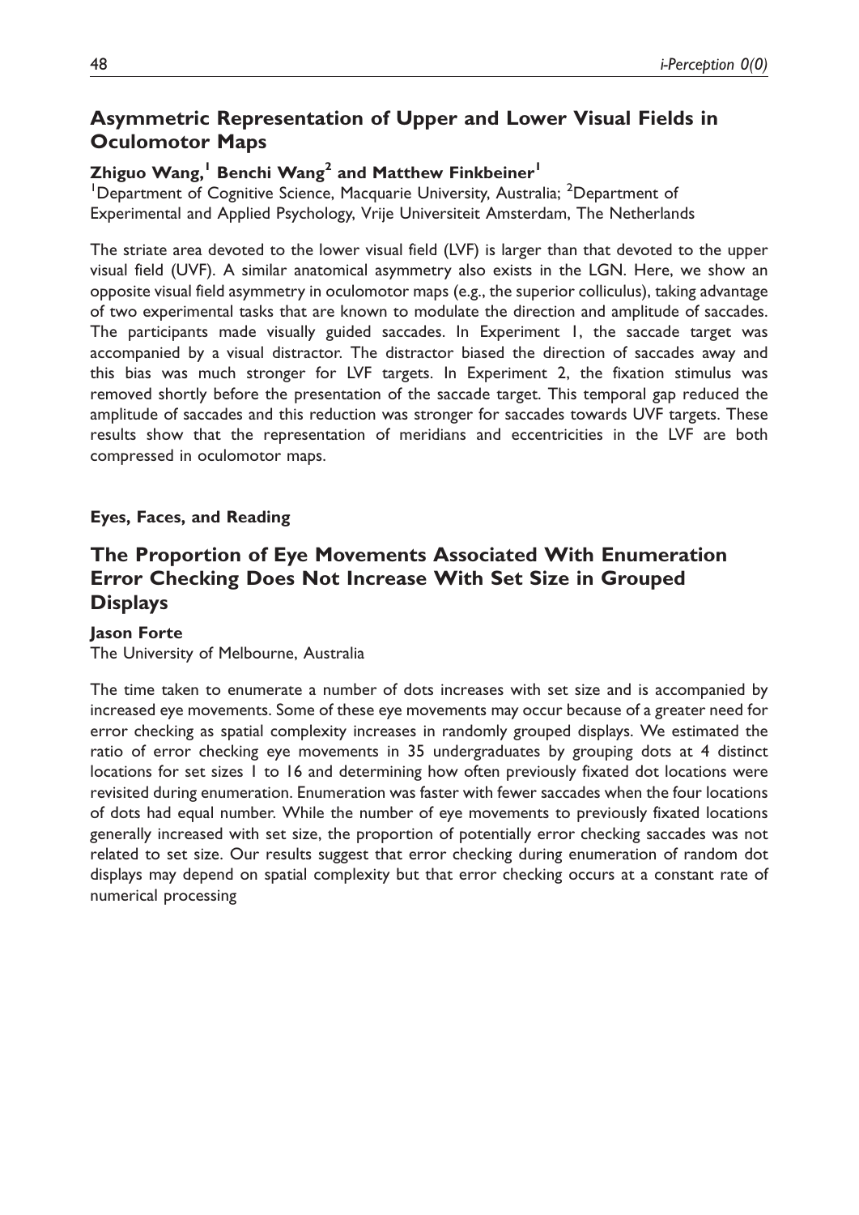## Asymmetric Representation of Upper and Lower Visual Fields in Oculomotor Maps

**Zhiguo Wang,[1] Benchi Wang[2] and Matthew Finkbeiner[1]**

[1]Department of Cognitive Science, Macquarie University, Australia; [2]Department of Experimental and Applied Psychology, Vrije Universiteit Amsterdam, The Netherlands

The striate area devoted to the lower visual field (LVF) is larger than that devoted to the upper visual field (UVF). A similar anatomical asymmetry also exists in the LGN. Here, we show an opposite visual field asymmetry in oculomotor maps (e.g., the superior colliculus), taking advantage of two experimental tasks that are known to modulate the direction and amplitude of saccades. The participants made visually guided saccades. In Experiment 1, the saccade target was accompanied by a visual distractor. The distractor biased the direction of saccades away and this bias was much stronger for LVF targets. In Experiment 2, the fixation stimulus was removed shortly before the presentation of the saccade target. This temporal gap reduced the amplitude of saccades and this reduction was stronger for saccades towards UVF targets. These results show that the representation of meridians and eccentricities in the LVF are both compressed in oculomotor maps.

**Eyes, Faces, and Reading**

## The Proportion of Eye Movements Associated With Enumeration Error Checking Does Not Increase With Set Size in Grouped Displays

**Jason Forte**

The University of Melbourne, Australia

The time taken to enumerate a number of dots increases with set size and is accompanied by increased eye movements. Some of these eye movements may occur because of a greater need for error checking as spatial complexity increases in randomly grouped displays. We estimated the ratio of error checking eye movements in 35 undergraduates by grouping dots at 4 distinct locations for set sizes 1 to 16 and determining how often previously fixated dot locations were revisited during enumeration. Enumeration was faster with fewer saccades when the four locations of dots had equal number. While the number of eye movements to previously fixated locations generally increased with set size, the proportion of potentially error checking saccades was not related to set size. Our results suggest that error checking during enumeration of random dot displays may depend on spatial complexity but that error checking occurs at a constant rate of numerical processing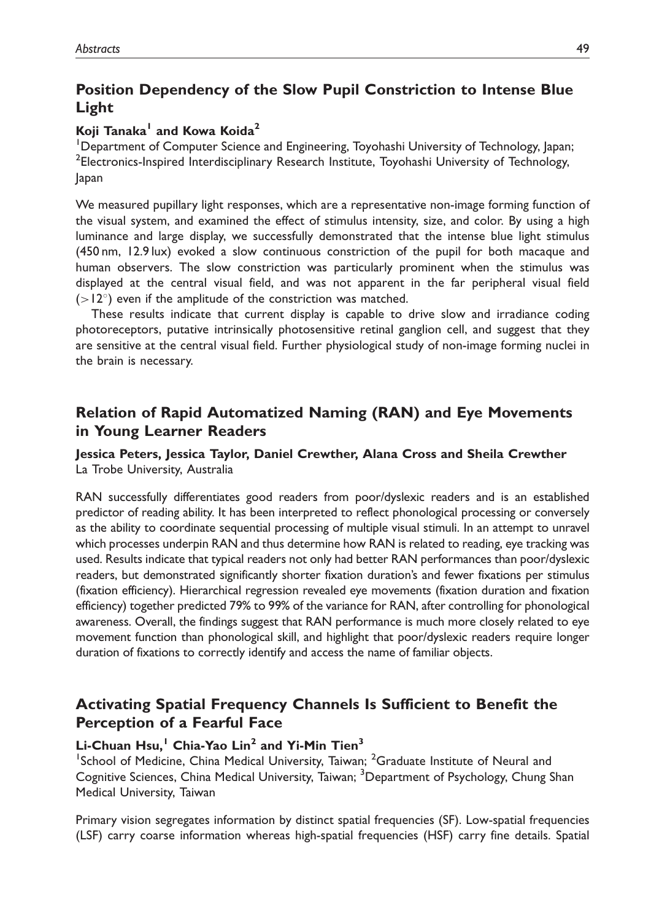## Position Dependency of the Slow Pupil Constriction to Intense Blue Light

**Koji Tanaka[1] and Kowa Koida[2]**

[1]Department of Computer Science and Engineering, Toyohashi University of Technology, Japan; [2]Electronics-Inspired Interdisciplinary Research Institute, Toyohashi University of Technology, Japan

We measured pupillary light responses, which are a representative non-image forming function of the visual system, and examined the effect of stimulus intensity, size, and color. By using a high luminance and large display, we successfully demonstrated that the intense blue light stimulus (450 nm, 12.9 lux) evoked a slow continuous constriction of the pupil for both macaque and human observers. The slow constriction was particularly prominent when the stimulus was displayed at the central visual field, and was not apparent in the far peripheral visual field ($>12^{\circ}$) even if the amplitude of the constriction was matched.

These results indicate that current display is capable to drive slow and irradiance coding photoreceptors, putative intrinsically photosensitive retinal ganglion cell, and suggest that they are sensitive at the central visual field. Further physiological study of non-image forming nuclei in the brain is necessary.

## Relation of Rapid Automatized Naming (RAN) and Eye Movements in Young Learner Readers

**Jessica Peters, Jessica Taylor, Daniel Crewther, Alana Cross and Sheila Crewther**

La Trobe University, Australia

RAN successfully differentiates good readers from poor/dyslexic readers and is an established predictor of reading ability. It has been interpreted to reflect phonological processing or conversely as the ability to coordinate sequential processing of multiple visual stimuli. In an attempt to unravel which processes underpin RAN and thus determine how RAN is related to reading, eye tracking was used. Results indicate that typical readers not only had better RAN performances than poor/dyslexic readers, but demonstrated significantly shorter fixation duration's and fewer fixations per stimulus (fixation efficiency). Hierarchical regression revealed eye movements (fixation duration and fixation efficiency) together predicted 79% to 99% of the variance for RAN, after controlling for phonological awareness. Overall, the findings suggest that RAN performance is much more closely related to eye movement function than phonological skill, and highlight that poor/dyslexic readers require longer duration of fixations to correctly identify and access the name of familiar objects.

## Activating Spatial Frequency Channels Is Sufficient to Benefit the Perception of a Fearful Face

**Li-Chuan Hsu,[1] Chia-Yao Lin[2] and Yi-Min Tien[3]**

[1]School of Medicine, China Medical University, Taiwan; [2]Graduate Institute of Neural and Cognitive Sciences, China Medical University, Taiwan; [3]Department of Psychology, Chung Shan Medical University, Taiwan

Primary vision segregates information by distinct spatial frequencies (SF). Low-spatial frequencies (LSF) carry coarse information whereas high-spatial frequencies (HSF) carry fine details. Spatial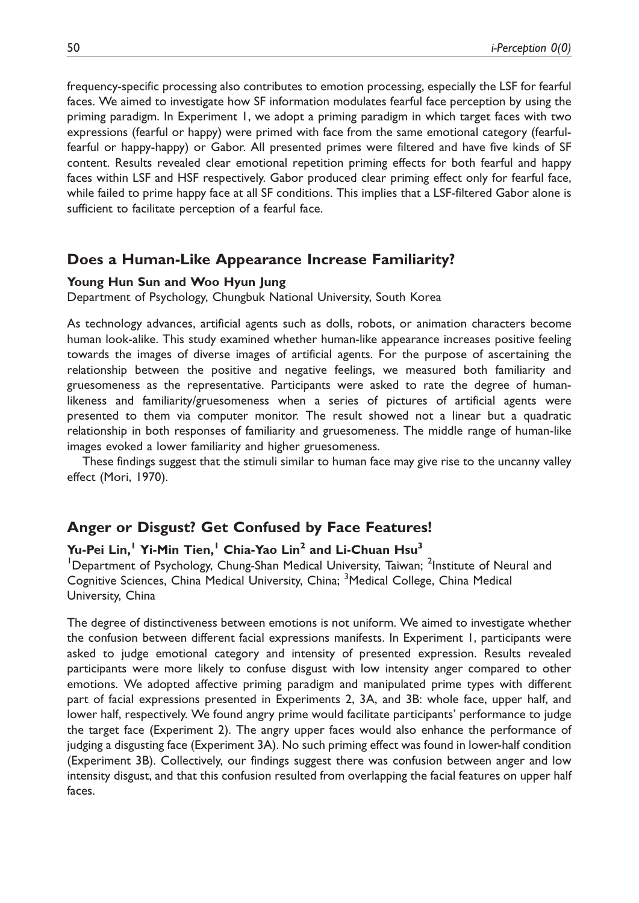frequency-specific processing also contributes to emotion processing, especially the LSF for fearful faces. We aimed to investigate how SF information modulates fearful face perception by using the priming paradigm. In Experiment 1, we adopt a priming paradigm in which target faces with two expressions (fearful or happy) were primed with face from the same emotional category (fearful-fearful or happy-happy) or Gabor. All presented primes were filtered and have five kinds of SF content. Results revealed clear emotional repetition priming effects for both fearful and happy faces within LSF and HSF respectively. Gabor produced clear priming effect only for fearful face, while failed to prime happy face at all SF conditions. This implies that a LSF-filtered Gabor alone is sufficient to facilitate perception of a fearful face.

## Does a Human-Like Appearance Increase Familiarity?

**Young Hun Sun and Woo Hyun Jung**

Department of Psychology, Chungbuk National University, South Korea

As technology advances, artificial agents such as dolls, robots, or animation characters become human look-alike. This study examined whether human-like appearance increases positive feeling towards the images of diverse images of artificial agents. For the purpose of ascertaining the relationship between the positive and negative feelings, we measured both familiarity and gruesomeness as the representative. Participants were asked to rate the degree of human-likeness and familiarity/gruesomeness when a series of pictures of artificial agents were presented to them via computer monitor. The result showed not a linear but a quadratic relationship in both responses of familiarity and gruesomeness. The middle range of human-like images evoked a lower familiarity and higher gruesomeness.

These findings suggest that the stimuli similar to human face may give rise to the uncanny valley effect (Mori, 1970).

## Anger or Disgust? Get Confused by Face Features!

**Yu-Pei Lin,[1] Yi-Min Tien,[1] Chia-Yao Lin[2] and Li-Chuan Hsu[3]**

[1]Department of Psychology, Chung-Shan Medical University, Taiwan; [2]Institute of Neural and Cognitive Sciences, China Medical University, China; [3]Medical College, China Medical University, China

The degree of distinctiveness between emotions is not uniform. We aimed to investigate whether the confusion between different facial expressions manifests. In Experiment 1, participants were asked to judge emotional category and intensity of presented expression. Results revealed participants were more likely to confuse disgust with low intensity anger compared to other emotions. We adopted affective priming paradigm and manipulated prime types with different part of facial expressions presented in Experiments 2, 3A, and 3B: whole face, upper half, and lower half, respectively. We found angry prime would facilitate participants' performance to judge the target face (Experiment 2). The angry upper faces would also enhance the performance of judging a disgusting face (Experiment 3A). No such priming effect was found in lower-half condition (Experiment 3B). Collectively, our findings suggest there was confusion between anger and low intensity disgust, and that this confusion resulted from overlapping the facial features on upper half faces.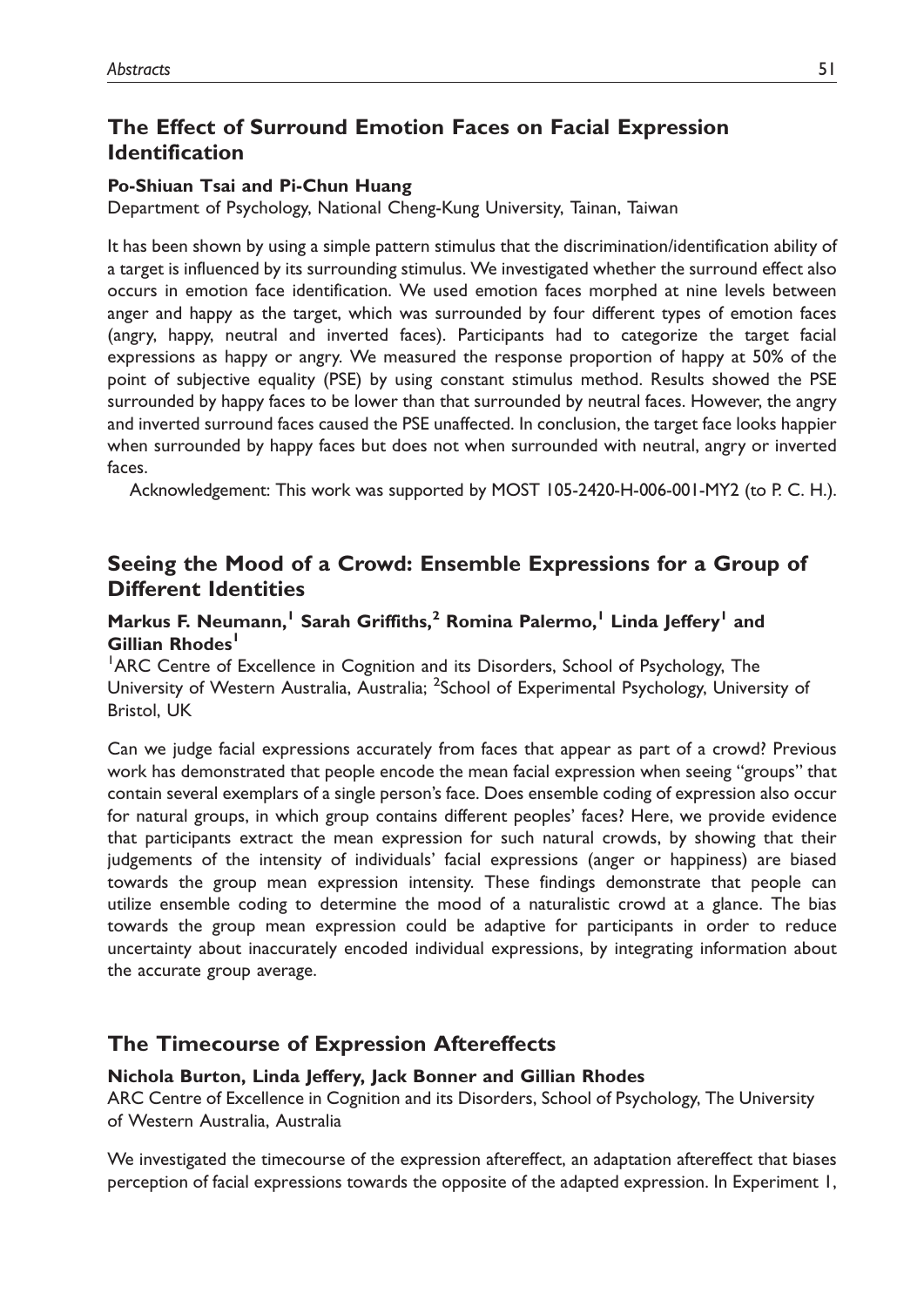## The Effect of Surround Emotion Faces on Facial Expression Identification

**Po-Shiuan Tsai and Pi-Chun Huang**

Department of Psychology, National Cheng-Kung University, Tainan, Taiwan

It has been shown by using a simple pattern stimulus that the discrimination/identification ability of a target is influenced by its surrounding stimulus. We investigated whether the surround effect also occurs in emotion face identification. We used emotion faces morphed at nine levels between anger and happy as the target, which was surrounded by four different types of emotion faces (angry, happy, neutral and inverted faces). Participants had to categorize the target facial expressions as happy or angry. We measured the response proportion of happy at 50% of the point of subjective equality (PSE) by using constant stimulus method. Results showed the PSE surrounded by happy faces to be lower than that surrounded by neutral faces. However, the angry and inverted surround faces caused the PSE unaffected. In conclusion, the target face looks happier when surrounded by happy faces but does not when surrounded with neutral, angry or inverted faces.

Acknowledgement: This work was supported by MOST 105-2420-H-006-001-MY2 (to P. C. H.).

## Seeing the Mood of a Crowd: Ensemble Expressions for a Group of Different Identities

**Markus F. Neumann,[1] Sarah Griffiths,[2] Romina Palermo,[1] Linda Jeffery[1] and Gillian Rhodes[1]**

[1]ARC Centre of Excellence in Cognition and its Disorders, School of Psychology, The University of Western Australia, Australia; [2]School of Experimental Psychology, University of Bristol, UK

Can we judge facial expressions accurately from faces that appear as part of a crowd? Previous work has demonstrated that people encode the mean facial expression when seeing "groups" that contain several exemplars of a single person's face. Does ensemble coding of expression also occur for natural groups, in which group contains different peoples' faces? Here, we provide evidence that participants extract the mean expression for such natural crowds, by showing that their judgements of the intensity of individuals' facial expressions (anger or happiness) are biased towards the group mean expression intensity. These findings demonstrate that people can utilize ensemble coding to determine the mood of a naturalistic crowd at a glance. The bias towards the group mean expression could be adaptive for participants in order to reduce uncertainty about inaccurately encoded individual expressions, by integrating information about the accurate group average.

## The Timecourse of Expression Aftereffects

**Nichola Burton, Linda Jeffery, Jack Bonner and Gillian Rhodes**

ARC Centre of Excellence in Cognition and its Disorders, School of Psychology, The University of Western Australia, Australia

We investigated the timecourse of the expression aftereffect, an adaptation aftereffect that biases perception of facial expressions towards the opposite of the adapted expression. In Experiment 1,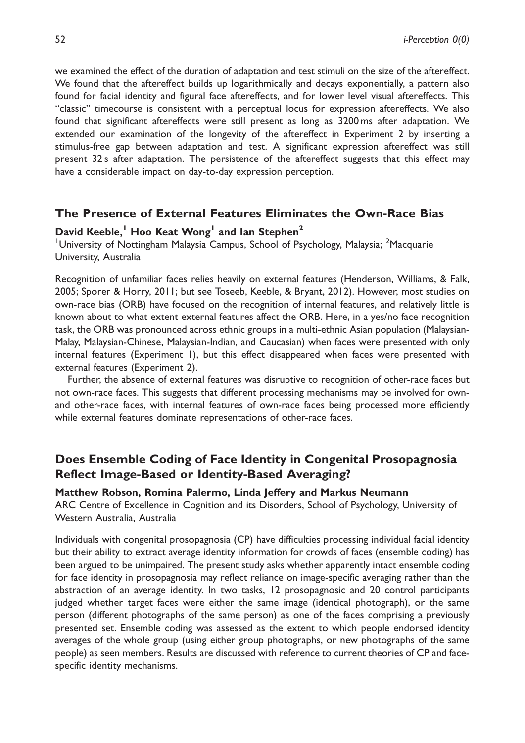we examined the effect of the duration of adaptation and test stimuli on the size of the aftereffect. We found that the aftereffect builds up logarithmically and decays exponentially, a pattern also found for facial identity and figural face aftereffects, and for lower level visual aftereffects. This "classic" timecourse is consistent with a perceptual locus for expression aftereffects. We also found that significant aftereffects were still present as long as 3200 ms after adaptation. We extended our examination of the longevity of the aftereffect in Experiment 2 by inserting a stimulus-free gap between adaptation and test. A significant expression aftereffect was still present 32 s after adaptation. The persistence of the aftereffect suggests that this effect may have a considerable impact on day-to-day expression perception.

## The Presence of External Features Eliminates the Own-Race Bias

**David Keeble,[1] Hoo Keat Wong[1] and Ian Stephen[2]**

[1]University of Nottingham Malaysia Campus, School of Psychology, Malaysia; [2]Macquarie University, Australia

Recognition of unfamiliar faces relies heavily on external features (Henderson, Williams, & Falk, 2005; Sporer & Horry, 2011; but see Toseeb, Keeble, & Bryant, 2012). However, most studies on own-race bias (ORB) have focused on the recognition of internal features, and relatively little is known about to what extent external features affect the ORB. Here, in a yes/no face recognition task, the ORB was pronounced across ethnic groups in a multi-ethnic Asian population (Malaysian-Malay, Malaysian-Chinese, Malaysian-Indian, and Caucasian) when faces were presented with only internal features (Experiment 1), but this effect disappeared when faces were presented with external features (Experiment 2).

Further, the absence of external features was disruptive to recognition of other-race faces but not own-race faces. This suggests that different processing mechanisms may be involved for own- and other-race faces, with internal features of own-race faces being processed more efficiently while external features dominate representations of other-race faces.

## Does Ensemble Coding of Face Identity in Congenital Prosopagnosia Reflect Image-Based or Identity-Based Averaging?

**Matthew Robson, Romina Palermo, Linda Jeffery and Markus Neumann**

ARC Centre of Excellence in Cognition and its Disorders, School of Psychology, University of Western Australia, Australia

Individuals with congenital prosopagnosia (CP) have difficulties processing individual facial identity but their ability to extract average identity information for crowds of faces (ensemble coding) has been argued to be unimpaired. The present study asks whether apparently intact ensemble coding for face identity in prosopagnosia may reflect reliance on image-specific averaging rather than the abstraction of an average identity. In two tasks, 12 prosopagnosic and 20 control participants judged whether target faces were either the same image (identical photograph), or the same person (different photographs of the same person) as one of the faces comprising a previously presented set. Ensemble coding was assessed as the extent to which people endorsed identity averages of the whole group (using either group photographs, or new photographs of the same people) as seen members. Results are discussed with reference to current theories of CP and face-specific identity mechanisms.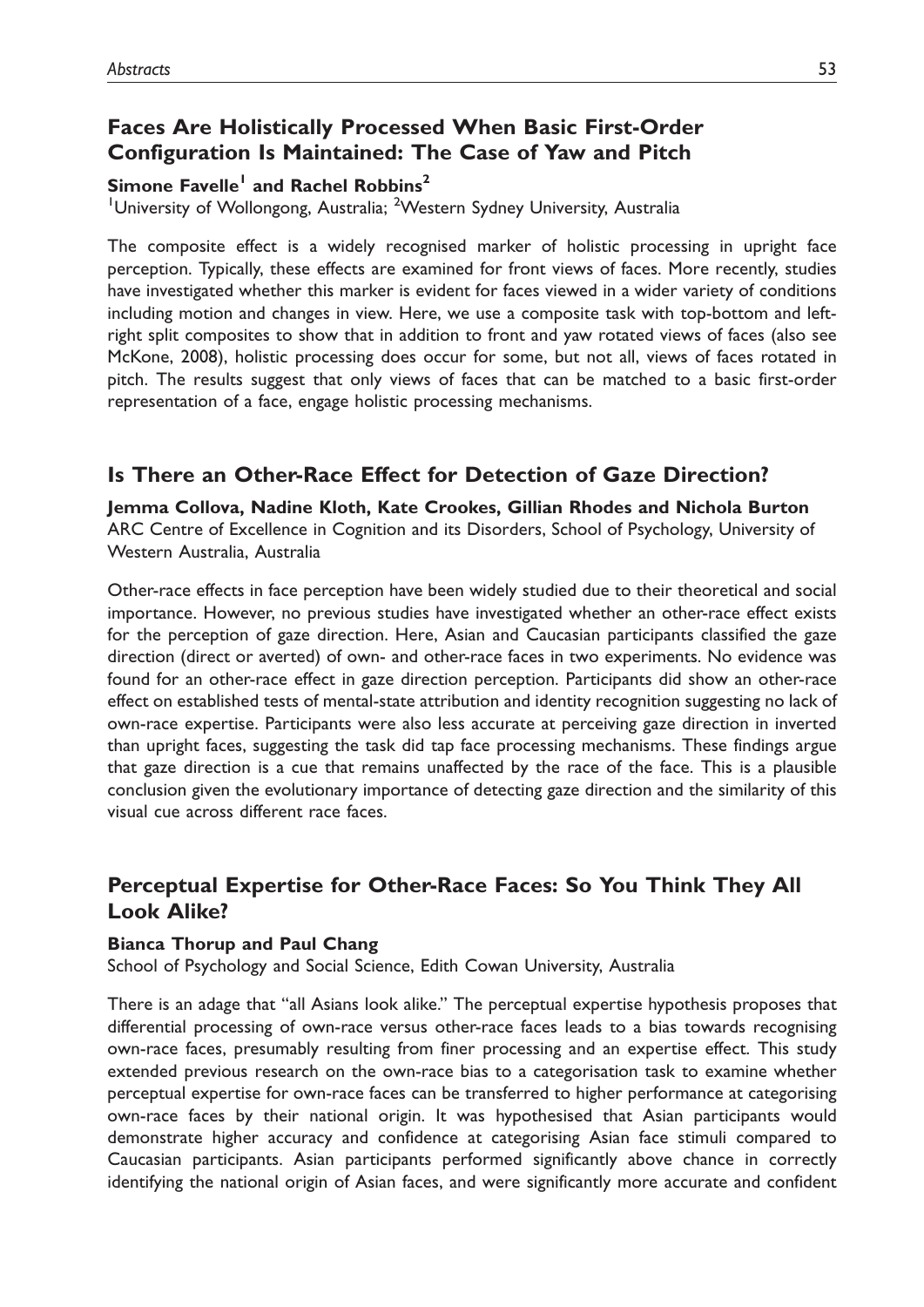## Faces Are Holistically Processed When Basic First-Order Configuration Is Maintained: The Case of Yaw and Pitch

**Simone Favelle[1] and Rachel Robbins[2]**

[1]University of Wollongong, Australia; [2]Western Sydney University, Australia

The composite effect is a widely recognised marker of holistic processing in upright face perception. Typically, these effects are examined for front views of faces. More recently, studies have investigated whether this marker is evident for faces viewed in a wider variety of conditions including motion and changes in view. Here, we use a composite task with top-bottom and left-right split composites to show that in addition to front and yaw rotated views of faces (also see McKone, 2008), holistic processing does occur for some, but not all, views of faces rotated in pitch. The results suggest that only views of faces that can be matched to a basic first-order representation of a face, engage holistic processing mechanisms.

## Is There an Other-Race Effect for Detection of Gaze Direction?

**Jemma Collova, Nadine Kloth, Kate Crookes, Gillian Rhodes and Nichola Burton**

ARC Centre of Excellence in Cognition and its Disorders, School of Psychology, University of Western Australia, Australia

Other-race effects in face perception have been widely studied due to their theoretical and social importance. However, no previous studies have investigated whether an other-race effect exists for the perception of gaze direction. Here, Asian and Caucasian participants classified the gaze direction (direct or averted) of own- and other-race faces in two experiments. No evidence was found for an other-race effect in gaze direction perception. Participants did show an other-race effect on established tests of mental-state attribution and identity recognition suggesting no lack of own-race expertise. Participants were also less accurate at perceiving gaze direction in inverted than upright faces, suggesting the task did tap face processing mechanisms. These findings argue that gaze direction is a cue that remains unaffected by the race of the face. This is a plausible conclusion given the evolutionary importance of detecting gaze direction and the similarity of this visual cue across different race faces.

## Perceptual Expertise for Other-Race Faces: So You Think They All Look Alike?

**Bianca Thorup and Paul Chang**

School of Psychology and Social Science, Edith Cowan University, Australia

There is an adage that "all Asians look alike." The perceptual expertise hypothesis proposes that differential processing of own-race versus other-race faces leads to a bias towards recognising own-race faces, presumably resulting from finer processing and an expertise effect. This study extended previous research on the own-race bias to a categorisation task to examine whether perceptual expertise for own-race faces can be transferred to higher performance at categorising own-race faces by their national origin. It was hypothesised that Asian participants would demonstrate higher accuracy and confidence at categorising Asian face stimuli compared to Caucasian participants. Asian participants performed significantly above chance in correctly identifying the national origin of Asian faces, and were significantly more accurate and confident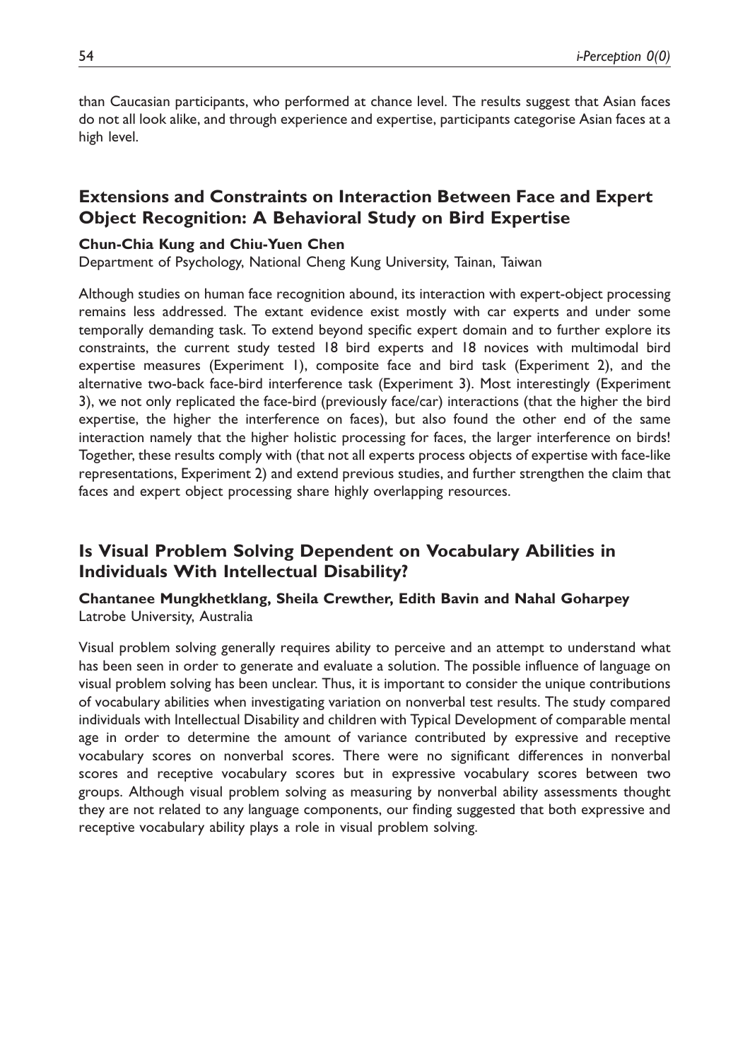than Caucasian participants, who performed at chance level. The results suggest that Asian faces do not all look alike, and through experience and expertise, participants categorise Asian faces at a high level.

## Extensions and Constraints on Interaction Between Face and Expert Object Recognition: A Behavioral Study on Bird Expertise

**Chun-Chia Kung and Chiu-Yuen Chen**

Department of Psychology, National Cheng Kung University, Tainan, Taiwan

Although studies on human face recognition abound, its interaction with expert-object processing remains less addressed. The extant evidence exist mostly with car experts and under some temporally demanding task. To extend beyond specific expert domain and to further explore its constraints, the current study tested 18 bird experts and 18 novices with multimodal bird expertise measures (Experiment 1), composite face and bird task (Experiment 2), and the alternative two-back face-bird interference task (Experiment 3). Most interestingly (Experiment 3), we not only replicated the face-bird (previously face/car) interactions (that the higher the bird expertise, the higher the interference on faces), but also found the other end of the same interaction namely that the higher holistic processing for faces, the larger interference on birds! Together, these results comply with (that not all experts process objects of expertise with face-like representations, Experiment 2) and extend previous studies, and further strengthen the claim that faces and expert object processing share highly overlapping resources.

## Is Visual Problem Solving Dependent on Vocabulary Abilities in Individuals With Intellectual Disability?

**Chantanee Mungkhetklang, Sheila Crewther, Edith Bavin and Nahal Goharpey**

Latrobe University, Australia

Visual problem solving generally requires ability to perceive and an attempt to understand what has been seen in order to generate and evaluate a solution. The possible influence of language on visual problem solving has been unclear. Thus, it is important to consider the unique contributions of vocabulary abilities when investigating variation on nonverbal test results. The study compared individuals with Intellectual Disability and children with Typical Development of comparable mental age in order to determine the amount of variance contributed by expressive and receptive vocabulary scores on nonverbal scores. There were no significant differences in nonverbal scores and receptive vocabulary scores but in expressive vocabulary scores between two groups. Although visual problem solving as measuring by nonverbal ability assessments thought they are not related to any language components, our finding suggested that both expressive and receptive vocabulary ability plays a role in visual problem solving.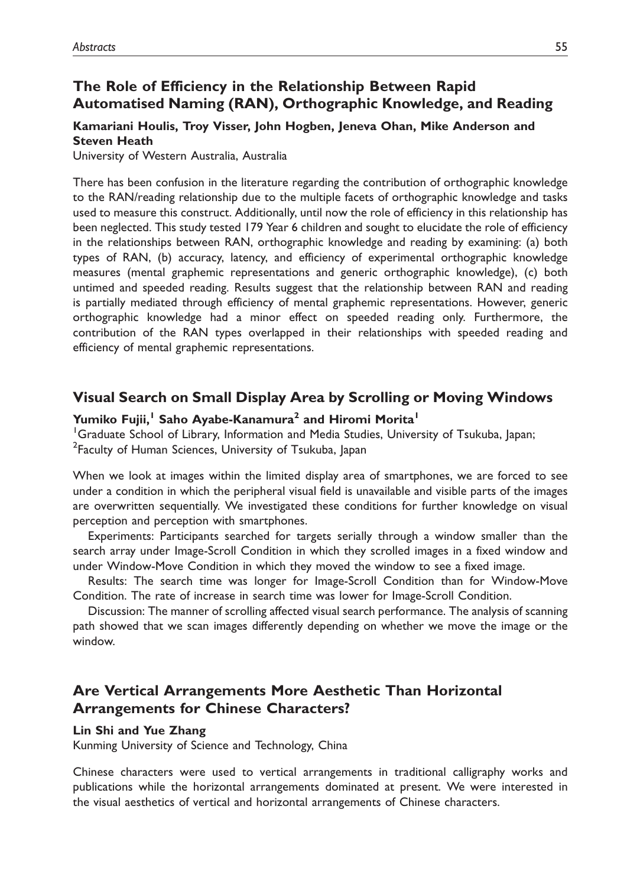## The Role of Efficiency in the Relationship Between Rapid Automatised Naming (RAN), Orthographic Knowledge, and Reading

**Kamariani Houlis, Troy Visser, John Hogben, Jeneva Ohan, Mike Anderson and Steven Heath**

University of Western Australia, Australia

There has been confusion in the literature regarding the contribution of orthographic knowledge to the RAN/reading relationship due to the multiple facets of orthographic knowledge and tasks used to measure this construct. Additionally, until now the role of efficiency in this relationship has been neglected. This study tested 179 Year 6 children and sought to elucidate the role of efficiency in the relationships between RAN, orthographic knowledge and reading by examining: (a) both types of RAN, (b) accuracy, latency, and efficiency of experimental orthographic knowledge measures (mental graphemic representations and generic orthographic knowledge), (c) both untimed and speeded reading. Results suggest that the relationship between RAN and reading is partially mediated through efficiency of mental graphemic representations. However, generic orthographic knowledge had a minor effect on speeded reading only. Furthermore, the contribution of the RAN types overlapped in their relationships with speeded reading and efficiency of mental graphemic representations.

## Visual Search on Small Display Area by Scrolling or Moving Windows

**Yumiko Fujii,[1] Saho Ayabe-Kanamura[2] and Hiromi Morita[1]**

[1]Graduate School of Library, Information and Media Studies, University of Tsukuba, Japan;
[2]Faculty of Human Sciences, University of Tsukuba, Japan

When we look at images within the limited display area of smartphones, we are forced to see under a condition in which the peripheral visual field is unavailable and visible parts of the images are overwritten sequentially. We investigated these conditions for further knowledge on visual perception and perception with smartphones.

Experiments: Participants searched for targets serially through a window smaller than the search array under Image-Scroll Condition in which they scrolled images in a fixed window and under Window-Move Condition in which they moved the window to see a fixed image.

Results: The search time was longer for Image-Scroll Condition than for Window-Move Condition. The rate of increase in search time was lower for Image-Scroll Condition.

Discussion: The manner of scrolling affected visual search performance. The analysis of scanning path showed that we scan images differently depending on whether we move the image or the window.

## Are Vertical Arrangements More Aesthetic Than Horizontal Arrangements for Chinese Characters?

**Lin Shi and Yue Zhang**

Kunming University of Science and Technology, China

Chinese characters were used to vertical arrangements in traditional calligraphy works and publications while the horizontal arrangements dominated at present. We were interested in the visual aesthetics of vertical and horizontal arrangements of Chinese characters.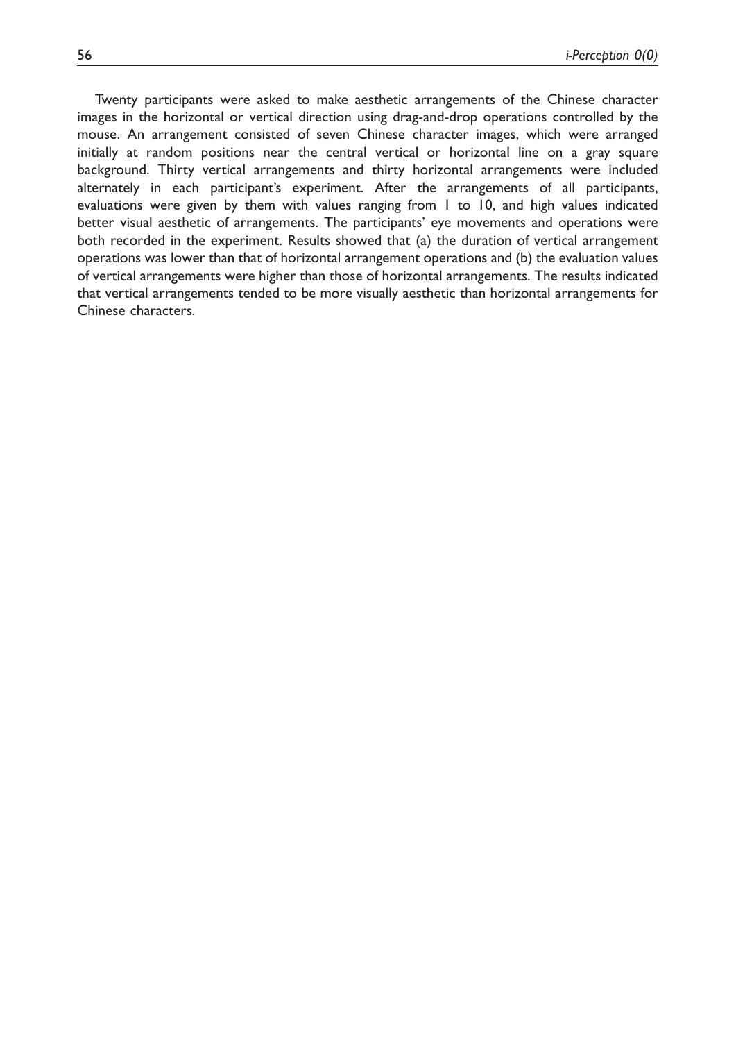Twenty participants were asked to make aesthetic arrangements of the Chinese character images in the horizontal or vertical direction using drag-and-drop operations controlled by the mouse. An arrangement consisted of seven Chinese character images, which were arranged initially at random positions near the central vertical or horizontal line on a gray square background. Thirty vertical arrangements and thirty horizontal arrangements were included alternately in each participant's experiment. After the arrangements of all participants, evaluations were given by them with values ranging from 1 to 10, and high values indicated better visual aesthetic of arrangements. The participants' eye movements and operations were both recorded in the experiment. Results showed that (a) the duration of vertical arrangement operations was lower than that of horizontal arrangement operations and (b) the evaluation values of vertical arrangements were higher than those of horizontal arrangements. The results indicated that vertical arrangements tended to be more visually aesthetic than horizontal arrangements for Chinese characters.